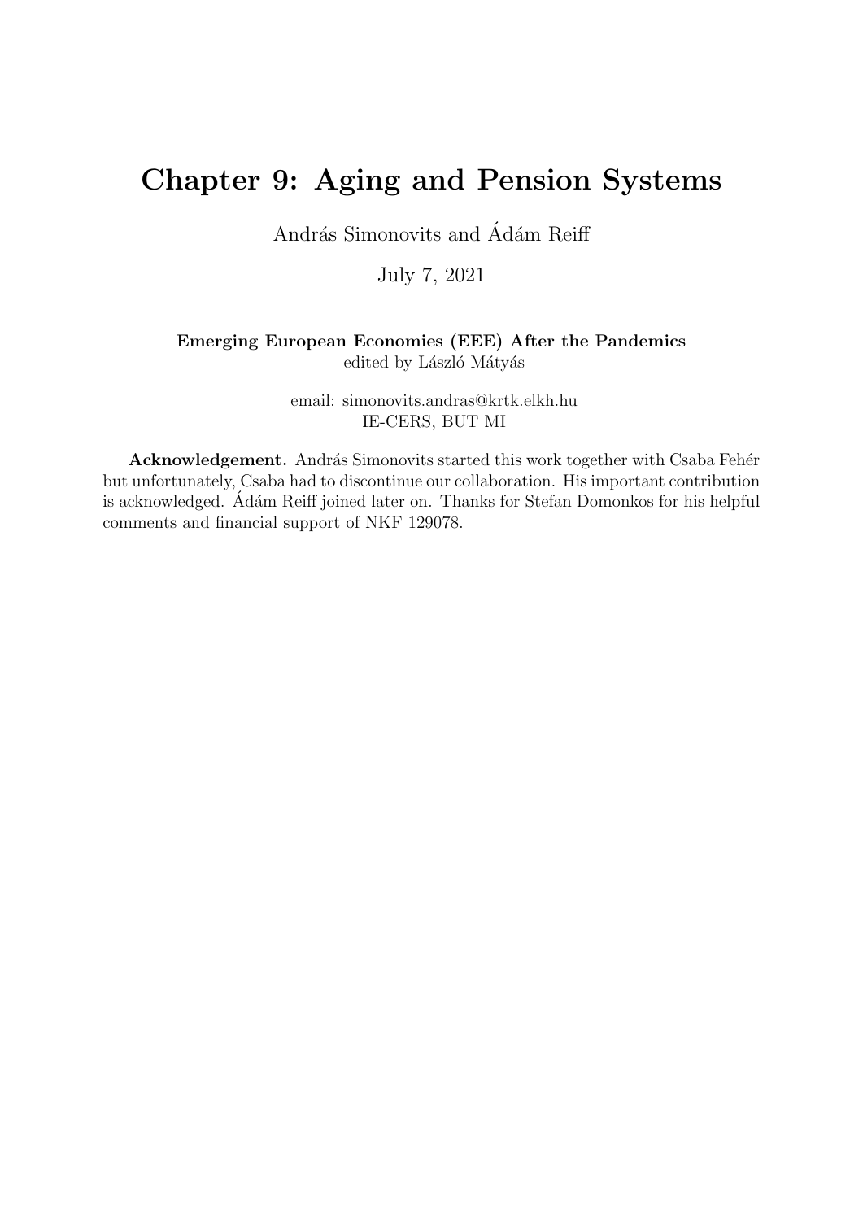# Chapter 9: Aging and Pension Systems

András Simonovits and Ádám Reiff

July 7, 2021

**Emerging European Economies (EEE) After the Pandemics**
edited by László Mátyás

email: simonovits.andras@krtk.elkh.hu
IE-CERS, BUT MI

**Acknowledgement.** András Simonovits started this work together with Csaba Fehér but unfortunately, Csaba had to discontinue our collaboration. His important contribution is acknowledged. Ádám Reiff joined later on. Thanks for Stefan Domonkos for his helpful comments and financial support of NKF 129078.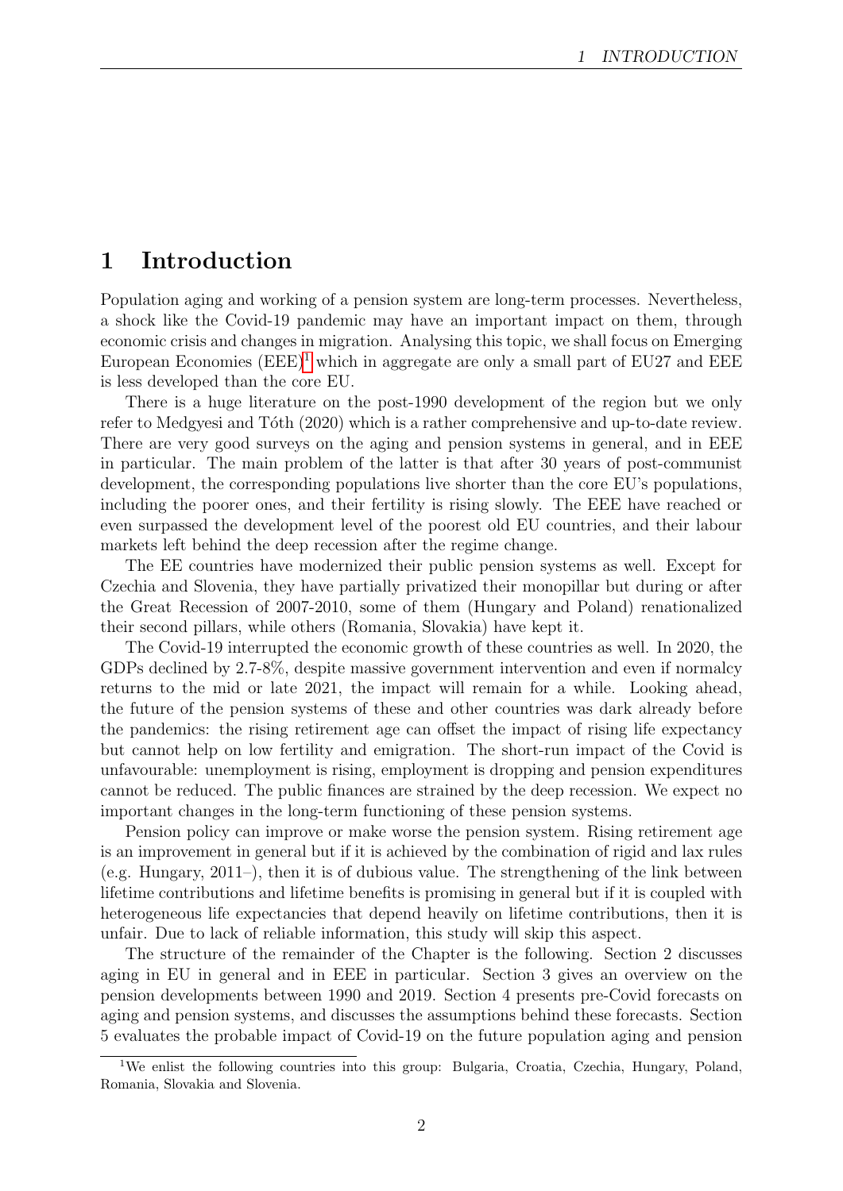# 1 Introduction

Population aging and working of a pension system are long-term processes. Nevertheless, a shock like the Covid-19 pandemic may have an important impact on them, through economic crisis and changes in migration. Analysing this topic, we shall focus on Emerging European Economies (EEE)[1] which in aggregate are only a small part of EU27 and EEE is less developed than the core EU.

There is a huge literature on the post-1990 development of the region but we only refer to Medgyesi and Tóth (2020) which is a rather comprehensive and up-to-date review. There are very good surveys on the aging and pension systems in general, and in EEE in particular. The main problem of the latter is that after 30 years of post-communist development, the corresponding populations live shorter than the core EU's populations, including the poorer ones, and their fertility is rising slowly. The EEE have reached or even surpassed the development level of the poorest old EU countries, and their labour markets left behind the deep recession after the regime change.

The EE countries have modernized their public pension systems as well. Except for Czechia and Slovenia, they have partially privatized their monopillar but during or after the Great Recession of 2007-2010, some of them (Hungary and Poland) renationalized their second pillars, while others (Romania, Slovakia) have kept it.

The Covid-19 interrupted the economic growth of these countries as well. In 2020, the GDPs declined by 2.7-8%, despite massive government intervention and even if normalcy returns to the mid or late 2021, the impact will remain for a while. Looking ahead, the future of the pension systems of these and other countries was dark already before the pandemics: the rising retirement age can offset the impact of rising life expectancy but cannot help on low fertility and emigration. The short-run impact of the Covid is unfavourable: unemployment is rising, employment is dropping and pension expenditures cannot be reduced. The public finances are strained by the deep recession. We expect no important changes in the long-term functioning of these pension systems.

Pension policy can improve or make worse the pension system. Rising retirement age is an improvement in general but if it is achieved by the combination of rigid and lax rules (e.g. Hungary, 2011–), then it is of dubious value. The strengthening of the link between lifetime contributions and lifetime benefits is promising in general but if it is coupled with heterogeneous life expectancies that depend heavily on lifetime contributions, then it is unfair. Due to lack of reliable information, this study will skip this aspect.

The structure of the remainder of the Chapter is the following. Section 2 discusses aging in EU in general and in EEE in particular. Section 3 gives an overview on the pension developments between 1990 and 2019. Section 4 presents pre-Covid forecasts on aging and pension systems, and discusses the assumptions behind these forecasts. Section 5 evaluates the probable impact of Covid-19 on the future population aging and pension

[1] We enlist the following countries into this group: Bulgaria, Croatia, Czechia, Hungary, Poland, Romania, Slovakia and Slovenia.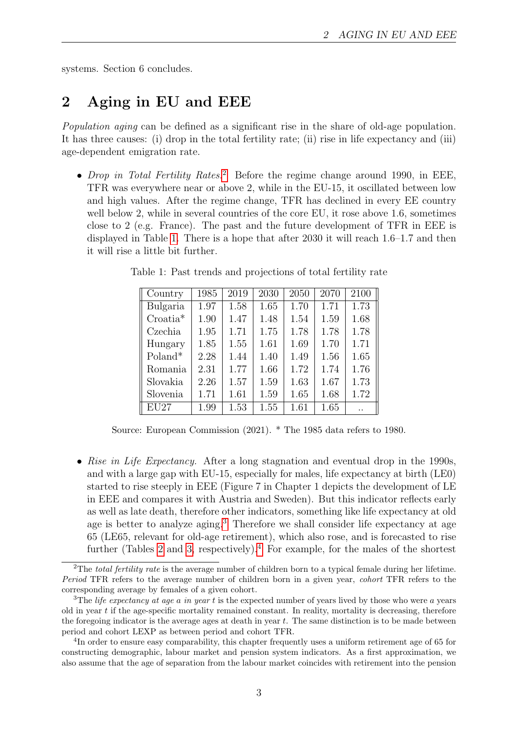systems. Section 6 concludes.

## 2 Aging in EU and EEE

*Population aging* can be defined as a significant rise in the share of old-age population. It has three causes: (i) drop in the total fertility rate; (ii) rise in life expectancy and (iii) age-dependent emigration rate.

- *Drop in Total Fertility Rates.*[2] Before the regime change around 1990, in EEE, TFR was everywhere near or above 2, while in the EU-15, it oscillated between low and high values. After the regime change, TFR has declined in every EE country well below 2, while in several countries of the core EU, it rose above 1.6, sometimes close to 2 (e.g. France). The past and the future development of TFR in EEE is displayed in Table 1. There is a hope that after 2030 it will reach 1.6–1.7 and then it will rise a little bit further.

Table 1: Past trends and projections of total fertility rate

| Country | 1985 | 2019 | 2030 | 2050 | 2070 | 2100 |
|---|---|---|---|---|---|---|
| Bulgaria | 1.97 | 1.58 | 1.65 | 1.70 | 1.71 | 1.73 |
| Croatia* | 1.90 | 1.47 | 1.48 | 1.54 | 1.59 | 1.68 |
| Czechia | 1.95 | 1.71 | 1.75 | 1.78 | 1.78 | 1.78 |
| Hungary | 1.85 | 1.55 | 1.61 | 1.69 | 1.70 | 1.71 |
| Poland* | 2.28 | 1.44 | 1.40 | 1.49 | 1.56 | 1.65 |
| Romania | 2.31 | 1.77 | 1.66 | 1.72 | 1.74 | 1.76 |
| Slovakia | 2.26 | 1.57 | 1.59 | 1.63 | 1.67 | 1.73 |
| Slovenia | 1.71 | 1.61 | 1.59 | 1.65 | 1.68 | 1.72 |
| EU27 | 1.99 | 1.53 | 1.55 | 1.61 | 1.65 | .. |

Source: European Commission (2021). * The 1985 data refers to 1980.

- *Rise in Life Expectancy.* After a long stagnation and eventual drop in the 1990s, and with a large gap with EU-15, especially for males, life expectancy at birth (LE0) started to rise steeply in EEE (Figure 7 in Chapter 1 depicts the development of LE in EEE and compares it with Austria and Sweden). But this indicator reflects early as well as late death, therefore other indicators, something like life expectancy at old age is better to analyze aging.[3] Therefore we shall consider life expectancy at age 65 (LE65, relevant for old-age retirement), which also rose, and is forecasted to rise further (Tables 2 and 3, respectively).[4] For example, for the males of the shortest

[2] The *total fertility rate* is the average number of children born to a typical female during her lifetime. *Period* TFR refers to the average number of children born in a given year, *cohort* TFR refers to the corresponding average by females of a given cohort.

[3] The *life expectancy at age $a$ in year $t$* is the expected number of years lived by those who were $a$ years old in year $t$ if the age-specific mortality remained constant. In reality, mortality is decreasing, therefore the foregoing indicator is the average ages at death in year $t$. The same distinction is to be made between period and cohort LEXP as between period and cohort TFR.

[4] In order to ensure easy comparability, this chapter frequently uses a uniform retirement age of 65 for constructing demographic, labour market and pension system indicators. As a first approximation, we also assume that the age of separation from the labour market coincides with retirement into the pension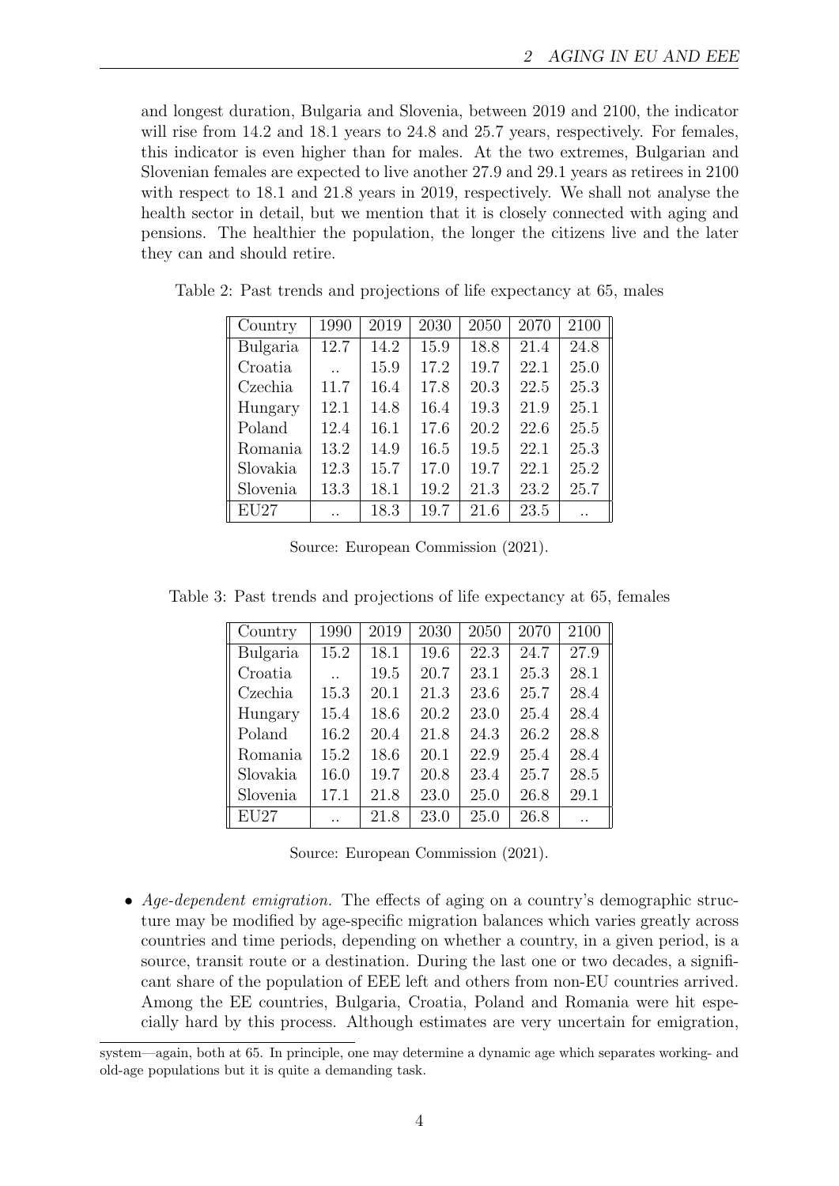and longest duration, Bulgaria and Slovenia, between 2019 and 2100, the indicator will rise from 14.2 and 18.1 years to 24.8 and 25.7 years, respectively. For females, this indicator is even higher than for males. At the two extremes, Bulgarian and Slovenian females are expected to live another 27.9 and 29.1 years as retirees in 2100 with respect to 18.1 and 21.8 years in 2019, respectively. We shall not analyse the health sector in detail, but we mention that it is closely connected with aging and pensions. The healthier the population, the longer the citizens live and the later they can and should retire.

Table 2: Past trends and projections of life expectancy at 65, males

| Country | 1990 | 2019 | 2030 | 2050 | 2070 | 2100 |
|---|---|---|---|---|---|---|
| Bulgaria | 12.7 | 14.2 | 15.9 | 18.8 | 21.4 | 24.8 |
| Croatia | .. | 15.9 | 17.2 | 19.7 | 22.1 | 25.0 |
| Czechia | 11.7 | 16.4 | 17.8 | 20.3 | 22.5 | 25.3 |
| Hungary | 12.1 | 14.8 | 16.4 | 19.3 | 21.9 | 25.1 |
| Poland | 12.4 | 16.1 | 17.6 | 20.2 | 22.6 | 25.5 |
| Romania | 13.2 | 14.9 | 16.5 | 19.5 | 22.1 | 25.3 |
| Slovakia | 12.3 | 15.7 | 17.0 | 19.7 | 22.1 | 25.2 |
| Slovenia | 13.3 | 18.1 | 19.2 | 21.3 | 23.2 | 25.7 |
| EU27 | .. | 18.3 | 19.7 | 21.6 | 23.5 | .. |

Source: European Commission (2021).

Table 3: Past trends and projections of life expectancy at 65, females

| Country | 1990 | 2019 | 2030 | 2050 | 2070 | 2100 |
|---|---|---|---|---|---|---|
| Bulgaria | 15.2 | 18.1 | 19.6 | 22.3 | 24.7 | 27.9 |
| Croatia | .. | 19.5 | 20.7 | 23.1 | 25.3 | 28.1 |
| Czechia | 15.3 | 20.1 | 21.3 | 23.6 | 25.7 | 28.4 |
| Hungary | 15.4 | 18.6 | 20.2 | 23.0 | 25.4 | 28.4 |
| Poland | 16.2 | 20.4 | 21.8 | 24.3 | 26.2 | 28.8 |
| Romania | 15.2 | 18.6 | 20.1 | 22.9 | 25.4 | 28.4 |
| Slovakia | 16.0 | 19.7 | 20.8 | 23.4 | 25.7 | 28.5 |
| Slovenia | 17.1 | 21.8 | 23.0 | 25.0 | 26.8 | 29.1 |
| EU27 | .. | 21.8 | 23.0 | 25.0 | 26.8 | .. |

Source: European Commission (2021).

- *Age-dependent emigration.* The effects of aging on a country's demographic structure may be modified by age-specific migration balances which varies greatly across countries and time periods, depending on whether a country, in a given period, is a source, transit route or a destination. During the last one or two decades, a significant share of the population of EEE left and others from non-EU countries arrived. Among the EE countries, Bulgaria, Croatia, Poland and Romania were hit especially hard by this process. Although estimates are very uncertain for emigration,

system—again, both at 65. In principle, one may determine a dynamic age which separates working- and old-age populations but it is quite a demanding task.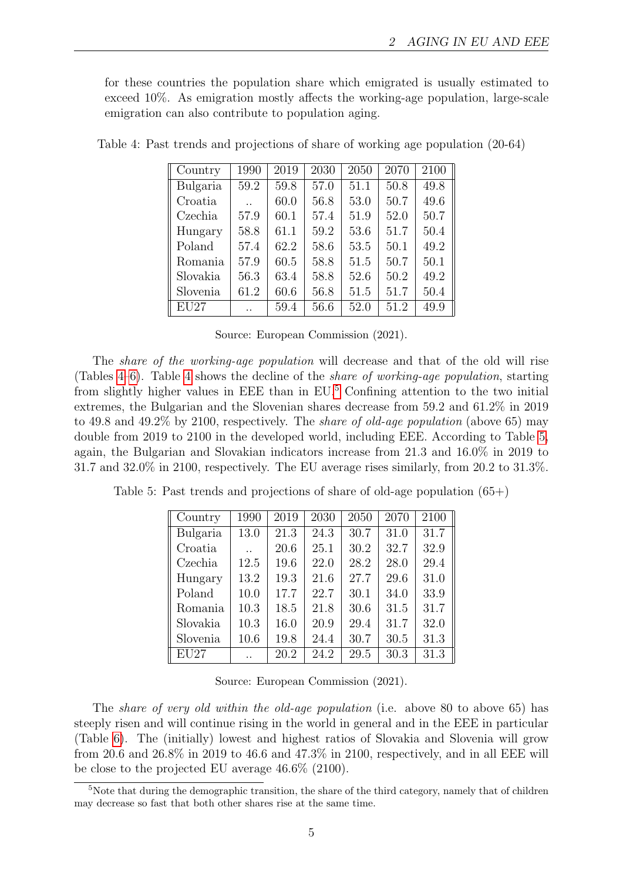for these countries the population share which emigrated is usually estimated to exceed 10%. As emigration mostly affects the working-age population, large-scale emigration can also contribute to population aging.

Table 4: Past trends and projections of share of working age population (20-64)

| Country | 1990 | 2019 | 2030 | 2050 | 2070 | 2100 |
|---|---|---|---|---|---|---|
| Bulgaria | 59.2 | 59.8 | 57.0 | 51.1 | 50.8 | 49.8 |
| Croatia | .. | 60.0 | 56.8 | 53.0 | 50.7 | 49.6 |
| Czechia | 57.9 | 60.1 | 57.4 | 51.9 | 52.0 | 50.7 |
| Hungary | 58.8 | 61.1 | 59.2 | 53.6 | 51.7 | 50.4 |
| Poland | 57.4 | 62.2 | 58.6 | 53.5 | 50.1 | 49.2 |
| Romania | 57.9 | 60.5 | 58.8 | 51.5 | 50.7 | 50.1 |
| Slovakia | 56.3 | 63.4 | 58.8 | 52.6 | 50.2 | 49.2 |
| Slovenia | 61.2 | 60.6 | 56.8 | 51.5 | 51.7 | 50.4 |
| EU27 | .. | 59.4 | 56.6 | 52.0 | 51.2 | 49.9 |

Source: European Commission (2021).

The *share of the working-age population* will decrease and that of the old will rise (Tables 4–6). Table 4 shows the decline of the *share of working-age population*, starting from slightly higher values in EEE than in EU.[5] Confining attention to the two initial extremes, the Bulgarian and the Slovenian shares decrease from 59.2 and 61.2% in 2019 to 49.8 and 49.2% by 2100, respectively. The *share of old-age population* (above 65) may double from 2019 to 2100 in the developed world, including EEE. According to Table 5, again, the Bulgarian and Slovakian indicators increase from 21.3 and 16.0% in 2019 to 31.7 and 32.0% in 2100, respectively. The EU average rises similarly, from 20.2 to 31.3%.

Table 5: Past trends and projections of share of old-age population (65+)

| Country | 1990 | 2019 | 2030 | 2050 | 2070 | 2100 |
|---|---|---|---|---|---|---|
| Bulgaria | 13.0 | 21.3 | 24.3 | 30.7 | 31.0 | 31.7 |
| Croatia | .. | 20.6 | 25.1 | 30.2 | 32.7 | 32.9 |
| Czechia | 12.5 | 19.6 | 22.0 | 28.2 | 28.0 | 29.4 |
| Hungary | 13.2 | 19.3 | 21.6 | 27.7 | 29.6 | 31.0 |
| Poland | 10.0 | 17.7 | 22.7 | 30.1 | 34.0 | 33.9 |
| Romania | 10.3 | 18.5 | 21.8 | 30.6 | 31.5 | 31.7 |
| Slovakia | 10.3 | 16.0 | 20.9 | 29.4 | 31.7 | 32.0 |
| Slovenia | 10.6 | 19.8 | 24.4 | 30.7 | 30.5 | 31.3 |
| EU27 | .. | 20.2 | 24.2 | 29.5 | 30.3 | 31.3 |

Source: European Commission (2021).

The *share of very old within the old-age population* (i.e. above 80 to above 65) has steeply risen and will continue rising in the world in general and in the EEE in particular (Table 6). The (initially) lowest and highest ratios of Slovakia and Slovenia will grow from 20.6 and 26.8% in 2019 to 46.6 and 47.3% in 2100, respectively, and in all EEE will be close to the projected EU average 46.6% (2100).

[5] Note that during the demographic transition, the share of the third category, namely that of children may decrease so fast that both other shares rise at the same time.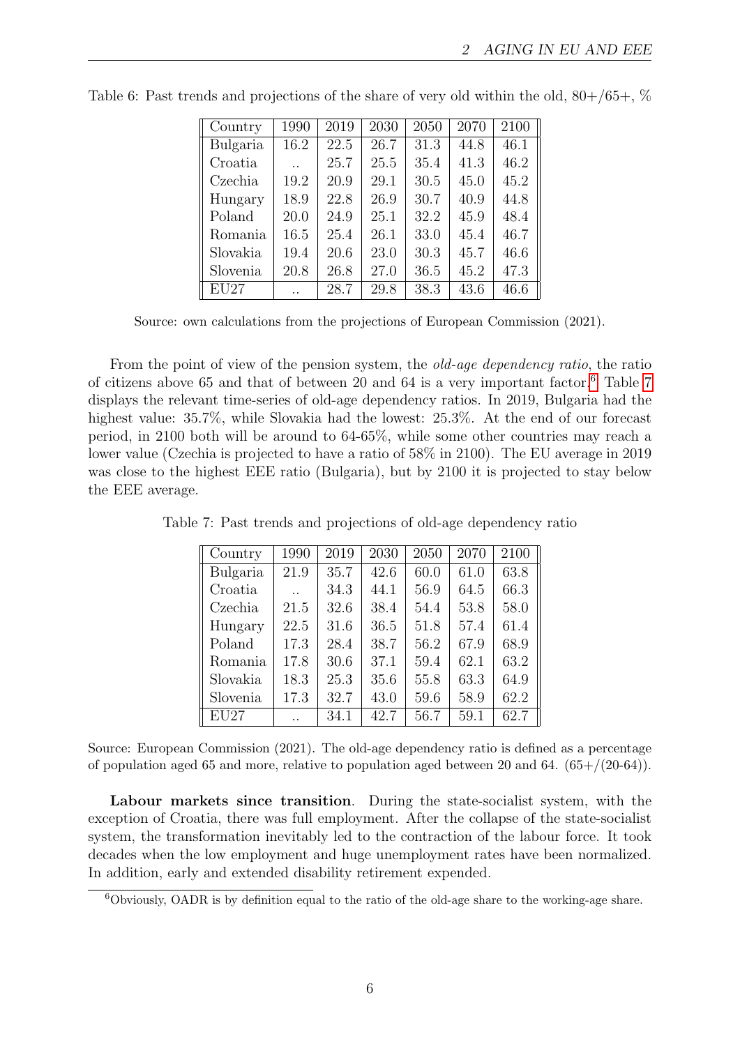Table 6: Past trends and projections of the share of very old within the old, 80+/65+, %

| Country | 1990 | 2019 | 2030 | 2050 | 2070 | 2100 |
|---|---|---|---|---|---|---|
| Bulgaria | 16.2 | 22.5 | 26.7 | 31.3 | 44.8 | 46.1 |
| Croatia | .. | 25.7 | 25.5 | 35.4 | 41.3 | 46.2 |
| Czechia | 19.2 | 20.9 | 29.1 | 30.5 | 45.0 | 45.2 |
| Hungary | 18.9 | 22.8 | 26.9 | 30.7 | 40.9 | 44.8 |
| Poland | 20.0 | 24.9 | 25.1 | 32.2 | 45.9 | 48.4 |
| Romania | 16.5 | 25.4 | 26.1 | 33.0 | 45.4 | 46.7 |
| Slovakia | 19.4 | 20.6 | 23.0 | 30.3 | 45.7 | 46.6 |
| Slovenia | 20.8 | 26.8 | 27.0 | 36.5 | 45.2 | 47.3 |
| EU27 | .. | 28.7 | 29.8 | 38.3 | 43.6 | 46.6 |

Source: own calculations from the projections of European Commission (2021).

From the point of view of the pension system, the *old-age dependency ratio*, the ratio of citizens above 65 and that of between 20 and 64 is a very important factor.[6] Table 7 displays the relevant time-series of old-age dependency ratios. In 2019, Bulgaria had the highest value: 35.7%, while Slovakia had the lowest: 25.3%. At the end of our forecast period, in 2100 both will be around to 64-65%, while some other countries may reach a lower value (Czechia is projected to have a ratio of 58% in 2100). The EU average in 2019 was close to the highest EEE ratio (Bulgaria), but by 2100 it is projected to stay below the EEE average.

Table 7: Past trends and projections of old-age dependency ratio

| Country | 1990 | 2019 | 2030 | 2050 | 2070 | 2100 |
|---|---|---|---|---|---|---|
| Bulgaria | 21.9 | 35.7 | 42.6 | 60.0 | 61.0 | 63.8 |
| Croatia | .. | 34.3 | 44.1 | 56.9 | 64.5 | 66.3 |
| Czechia | 21.5 | 32.6 | 38.4 | 54.4 | 53.8 | 58.0 |
| Hungary | 22.5 | 31.6 | 36.5 | 51.8 | 57.4 | 61.4 |
| Poland | 17.3 | 28.4 | 38.7 | 56.2 | 67.9 | 68.9 |
| Romania | 17.8 | 30.6 | 37.1 | 59.4 | 62.1 | 63.2 |
| Slovakia | 18.3 | 25.3 | 35.6 | 55.8 | 63.3 | 64.9 |
| Slovenia | 17.3 | 32.7 | 43.0 | 59.6 | 58.9 | 62.2 |
| EU27 | .. | 34.1 | 42.7 | 56.7 | 59.1 | 62.7 |

Source: European Commission (2021). The old-age dependency ratio is defined as a percentage of population aged 65 and more, relative to population aged between 20 and 64. (65+/(20-64)).

**Labour markets since transition**. During the state-socialist system, with the exception of Croatia, there was full employment. After the collapse of the state-socialist system, the transformation inevitably led to the contraction of the labour force. It took decades when the low employment and huge unemployment rates have been normalized. In addition, early and extended disability retirement expended.

[6] Obviously, OADR is by definition equal to the ratio of the old-age share to the working-age share.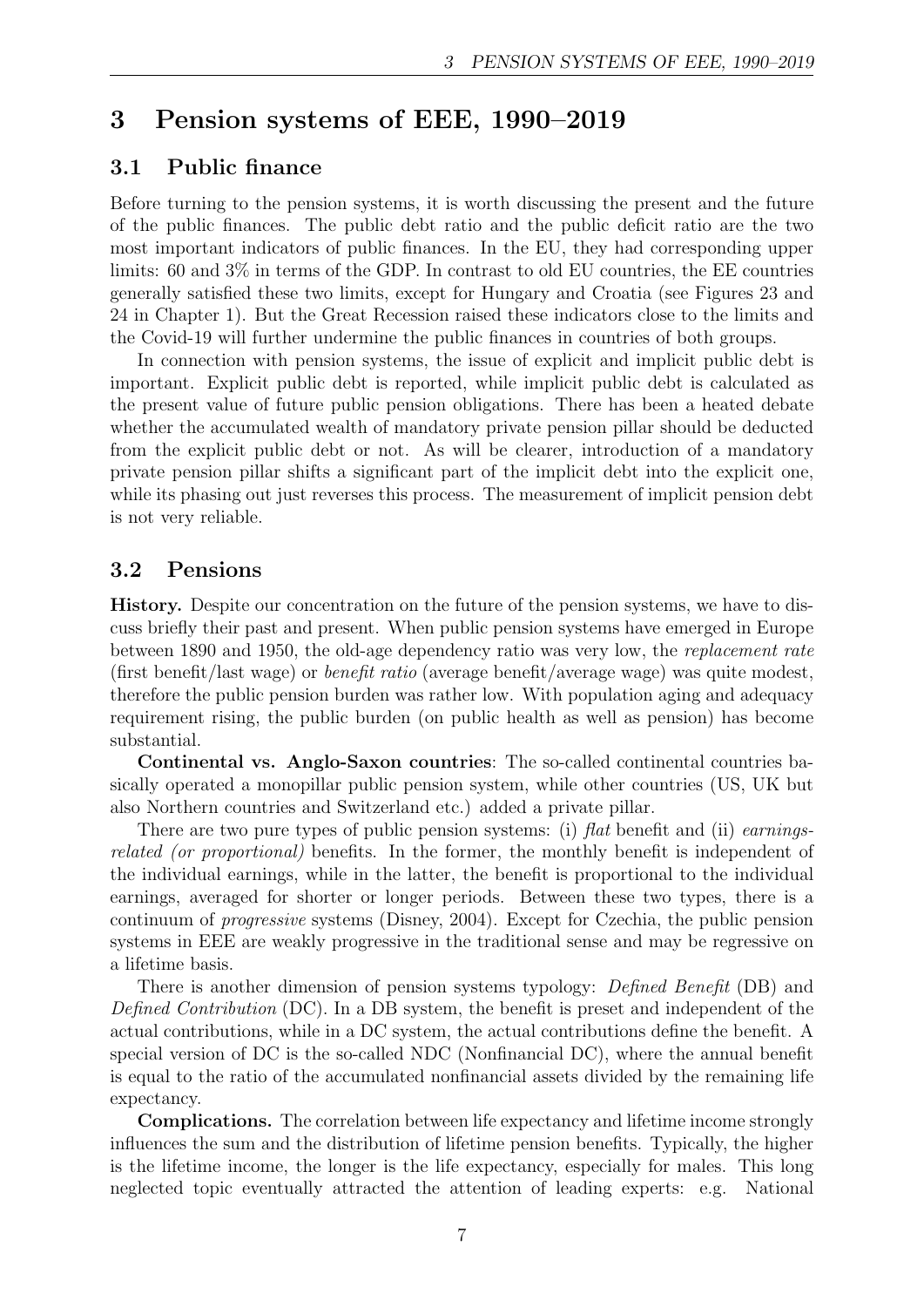# 3 Pension systems of EEE, 1990–2019

## 3.1 Public finance

Before turning to the pension systems, it is worth discussing the present and the future of the public finances. The public debt ratio and the public deficit ratio are the two most important indicators of public finances. In the EU, they had corresponding upper limits: 60 and 3% in terms of the GDP. In contrast to old EU countries, the EE countries generally satisfied these two limits, except for Hungary and Croatia (see Figures 23 and 24 in Chapter 1). But the Great Recession raised these indicators close to the limits and the Covid-19 will further undermine the public finances in countries of both groups.

In connection with pension systems, the issue of explicit and implicit public debt is important. Explicit public debt is reported, while implicit public debt is calculated as the present value of future public pension obligations. There has been a heated debate whether the accumulated wealth of mandatory private pension pillar should be deducted from the explicit public debt or not. As will be clearer, introduction of a mandatory private pension pillar shifts a significant part of the implicit debt into the explicit one, while its phasing out just reverses this process. The measurement of implicit pension debt is not very reliable.

## 3.2 Pensions

**History.** Despite our concentration on the future of the pension systems, we have to discuss briefly their past and present. When public pension systems have emerged in Europe between 1890 and 1950, the old-age dependency ratio was very low, the *replacement rate* (first benefit/last wage) or *benefit ratio* (average benefit/average wage) was quite modest, therefore the public pension burden was rather low. With population aging and adequacy requirement rising, the public burden (on public health as well as pension) has become substantial.

**Continental vs. Anglo-Saxon countries**: The so-called continental countries basically operated a monopillar public pension system, while other countries (US, UK but also Northern countries and Switzerland etc.) added a private pillar.

There are two pure types of public pension systems: (i) *flat* benefit and (ii) *earnings-related (or proportional)* benefits. In the former, the monthly benefit is independent of the individual earnings, while in the latter, the benefit is proportional to the individual earnings, averaged for shorter or longer periods. Between these two types, there is a continuum of *progressive* systems (Disney, 2004). Except for Czechia, the public pension systems in EEE are weakly progressive in the traditional sense and may be regressive on a lifetime basis.

There is another dimension of pension systems typology: *Defined Benefit* (DB) and *Defined Contribution* (DC). In a DB system, the benefit is preset and independent of the actual contributions, while in a DC system, the actual contributions define the benefit. A special version of DC is the so-called NDC (Nonfinancial DC), where the annual benefit is equal to the ratio of the accumulated nonfinancial assets divided by the remaining life expectancy.

**Complications.** The correlation between life expectancy and lifetime income strongly influences the sum and the distribution of lifetime pension benefits. Typically, the higher is the lifetime income, the longer is the life expectancy, especially for males. This long neglected topic eventually attracted the attention of leading experts: e.g. National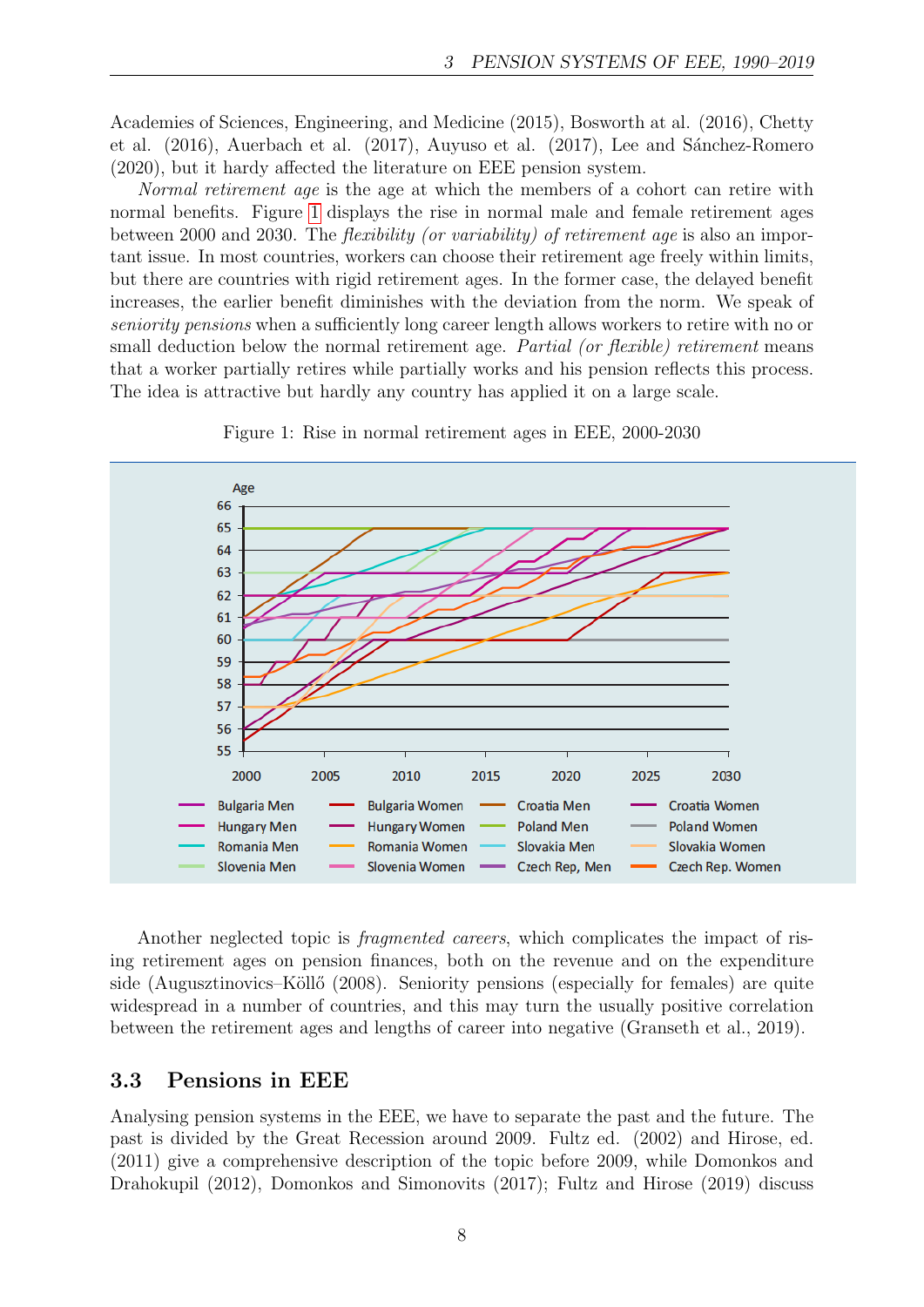Academies of Sciences, Engineering, and Medicine (2015), Bosworth at al. (2016), Chetty et al. (2016), Auerbach et al. (2017), Auyuso et al. (2017), Lee and Sánchez-Romero (2020), but it hardy affected the literature on EEE pension system.

*Normal retirement age* is the age at which the members of a cohort can retire with normal benefits. Figure 1 displays the rise in normal male and female retirement ages between 2000 and 2030. The *flexibility (or variability) of retirement age* is also an important issue. In most countries, workers can choose their retirement age freely within limits, but there are countries with rigid retirement ages. In the former case, the delayed benefit increases, the earlier benefit diminishes with the deviation from the norm. We speak of *seniority pensions* when a sufficiently long career length allows workers to retire with no or small deduction below the normal retirement age. *Partial (or flexible) retirement* means that a worker partially retires while partially works and his pension reflects this process. The idea is attractive but hardly any country has applied it on a large scale.

Figure 1: Rise in normal retirement ages in EEE, 2000-2030

Another neglected topic is *fragmented careers*, which complicates the impact of rising retirement ages on pension finances, both on the revenue and on the expenditure side (Augusztinovics–Köllő (2008). Seniority pensions (especially for females) are quite widespread in a number of countries, and this may turn the usually positive correlation between the retirement ages and lengths of career into negative (Granseth et al., 2019).

## 3.3 Pensions in EEE

Analysing pension systems in the EEE, we have to separate the past and the future. The past is divided by the Great Recession around 2009. Fultz ed. (2002) and Hirose, ed. (2011) give a comprehensive description of the topic before 2009, while Domonkos and Drahokupil (2012), Domonkos and Simonovits (2017); Fultz and Hirose (2019) discuss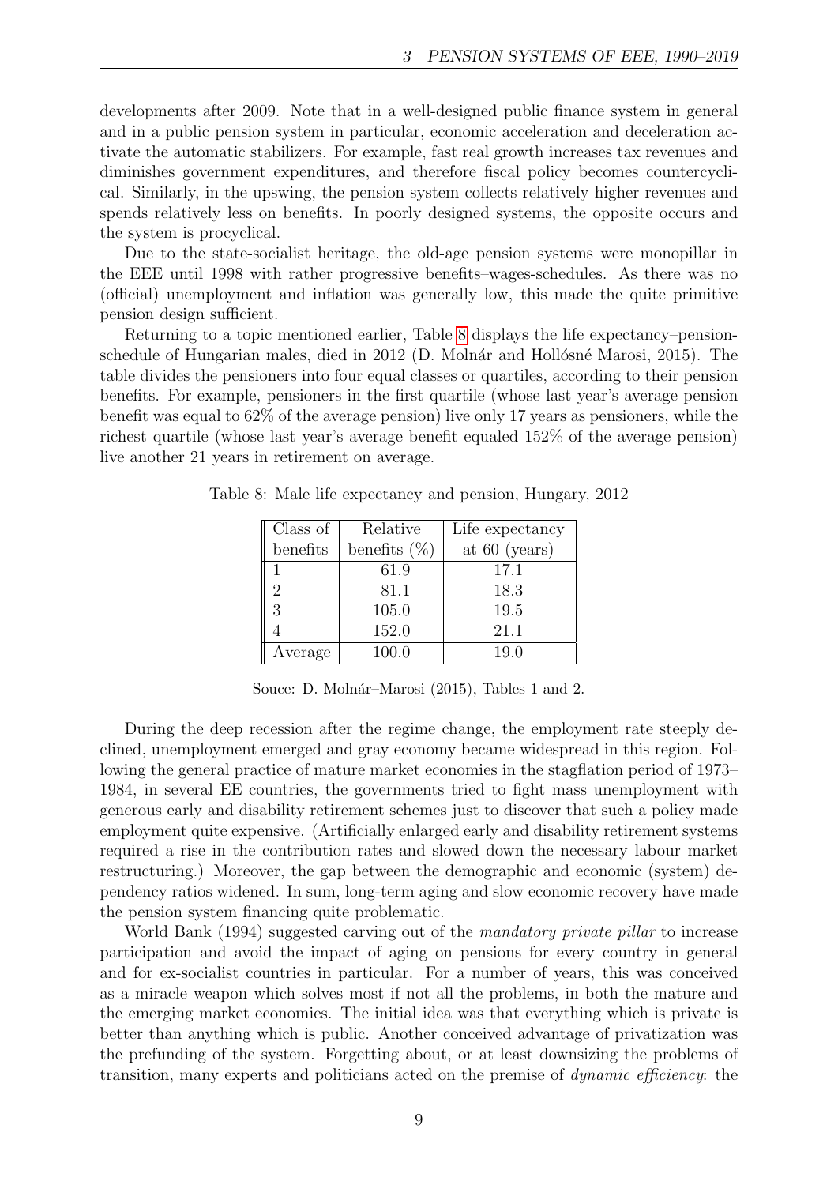developments after 2009. Note that in a well-designed public finance system in general and in a public pension system in particular, economic acceleration and deceleration activate the automatic stabilizers. For example, fast real growth increases tax revenues and diminishes government expenditures, and therefore fiscal policy becomes countercyclical. Similarly, in the upswing, the pension system collects relatively higher revenues and spends relatively less on benefits. In poorly designed systems, the opposite occurs and the system is procyclical.

Due to the state-socialist heritage, the old-age pension systems were monopillar in the EEE until 1998 with rather progressive benefits–wages-schedules. As there was no (official) unemployment and inflation was generally low, this made the quite primitive pension design sufficient.

Returning to a topic mentioned earlier, Table 8 displays the life expectancy–pension-schedule of Hungarian males, died in 2012 (D. Molnár and Hollósné Marosi, 2015). The table divides the pensioners into four equal classes or quartiles, according to their pension benefits. For example, pensioners in the first quartile (whose last year's average pension benefit was equal to 62% of the average pension) live only 17 years as pensioners, while the richest quartile (whose last year's average benefit equaled 152% of the average pension) live another 21 years in retirement on average.

Table 8: Male life expectancy and pension, Hungary, 2012

| Class of benefits | Relative benefits (%) | Life expectancy at 60 (years) |
|---|---|---|
| 1 | 61.9 | 17.1 |
| 2 | 81.1 | 18.3 |
| 3 | 105.0 | 19.5 |
| 4 | 152.0 | 21.1 |
| Average | 100.0 | 19.0 |

Souce: D. Molnár–Marosi (2015), Tables 1 and 2.

During the deep recession after the regime change, the employment rate steeply declined, unemployment emerged and gray economy became widespread in this region. Following the general practice of mature market economies in the stagflation period of 1973–1984, in several EE countries, the governments tried to fight mass unemployment with generous early and disability retirement schemes just to discover that such a policy made employment quite expensive. (Artificially enlarged early and disability retirement systems required a rise in the contribution rates and slowed down the necessary labour market restructuring.) Moreover, the gap between the demographic and economic (system) dependency ratios widened. In sum, long-term aging and slow economic recovery have made the pension system financing quite problematic.

World Bank (1994) suggested carving out of the *mandatory private pillar* to increase participation and avoid the impact of aging on pensions for every country in general and for ex-socialist countries in particular. For a number of years, this was conceived as a miracle weapon which solves most if not all the problems, in both the mature and the emerging market economies. The initial idea was that everything which is private is better than anything which is public. Another conceived advantage of privatization was the prefunding of the system. Forgetting about, or at least downsizing the problems of transition, many experts and politicians acted on the premise of *dynamic efficiency*: the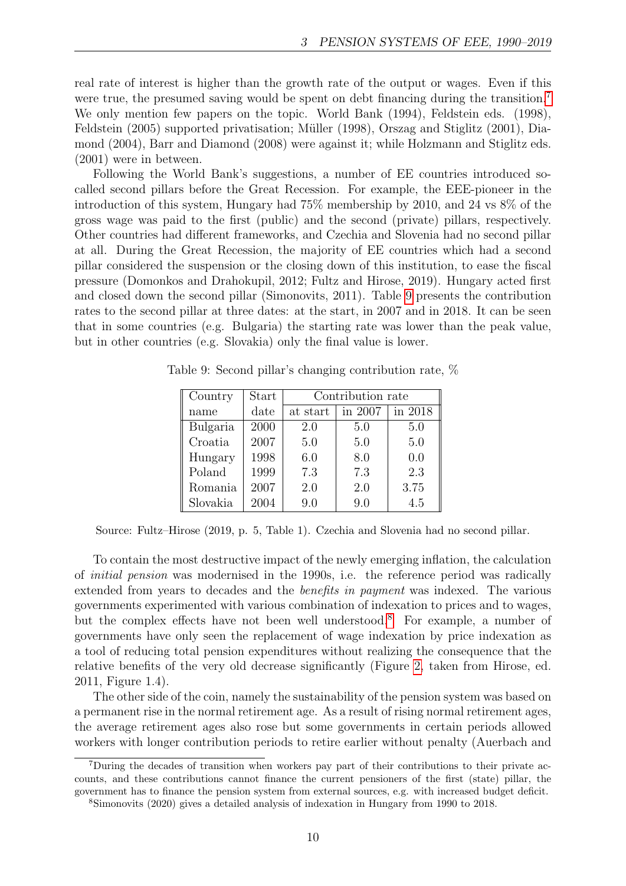real rate of interest is higher than the growth rate of the output or wages. Even if this were true, the presumed saving would be spent on debt financing during the transition.[7] We only mention few papers on the topic. World Bank (1994), Feldstein eds. (1998), Feldstein (2005) supported privatisation; Müller (1998), Orszag and Stiglitz (2001), Diamond (2004), Barr and Diamond (2008) were against it; while Holzmann and Stiglitz eds. (2001) were in between.

Following the World Bank's suggestions, a number of EE countries introduced so-called second pillars before the Great Recession. For example, the EEE-pioneer in the introduction of this system, Hungary had 75% membership by 2010, and 24 vs 8% of the gross wage was paid to the first (public) and the second (private) pillars, respectively. Other countries had different frameworks, and Czechia and Slovenia had no second pillar at all. During the Great Recession, the majority of EE countries which had a second pillar considered the suspension or the closing down of this institution, to ease the fiscal pressure (Domonkos and Drahokupil, 2012; Fultz and Hirose, 2019). Hungary acted first and closed down the second pillar (Simonovits, 2011). Table 9 presents the contribution rates to the second pillar at three dates: at the start, in 2007 and in 2018. It can be seen that in some countries (e.g. Bulgaria) the starting rate was lower than the peak value, but in other countries (e.g. Slovakia) only the final value is lower.

Table 9: Second pillar's changing contribution rate, %

| Country name | Start date | Contribution rate at start | in 2007 | in 2018 |
|---|---|---|---|---|
| Bulgaria | 2000 | 2.0 | 5.0 | 5.0 |
| Croatia | 2007 | 5.0 | 5.0 | 5.0 |
| Hungary | 1998 | 6.0 | 8.0 | 0.0 |
| Poland | 1999 | 7.3 | 7.3 | 2.3 |
| Romania | 2007 | 2.0 | 2.0 | 3.75 |
| Slovakia | 2004 | 9.0 | 9.0 | 4.5 |

Source: Fultz–Hirose (2019, p. 5, Table 1). Czechia and Slovenia had no second pillar.

To contain the most destructive impact of the newly emerging inflation, the calculation of *initial pension* was modernised in the 1990s, i.e. the reference period was radically extended from years to decades and the *benefits in payment* was indexed. The various governments experimented with various combination of indexation to prices and to wages, but the complex effects have not been well understood.[8] For example, a number of governments have only seen the replacement of wage indexation by price indexation as a tool of reducing total pension expenditures without realizing the consequence that the relative benefits of the very old decrease significantly (Figure 2, taken from Hirose, ed. 2011, Figure 1.4).

The other side of the coin, namely the sustainability of the pension system was based on a permanent rise in the normal retirement age. As a result of rising normal retirement ages, the average retirement ages also rose but some governments in certain periods allowed workers with longer contribution periods to retire earlier without penalty (Auerbach and

[7] During the decades of transition when workers pay part of their contributions to their private accounts, and these contributions cannot finance the current pensioners of the first (state) pillar, the government has to finance the pension system from external sources, e.g. with increased budget deficit.

[8] Simonovits (2020) gives a detailed analysis of indexation in Hungary from 1990 to 2018.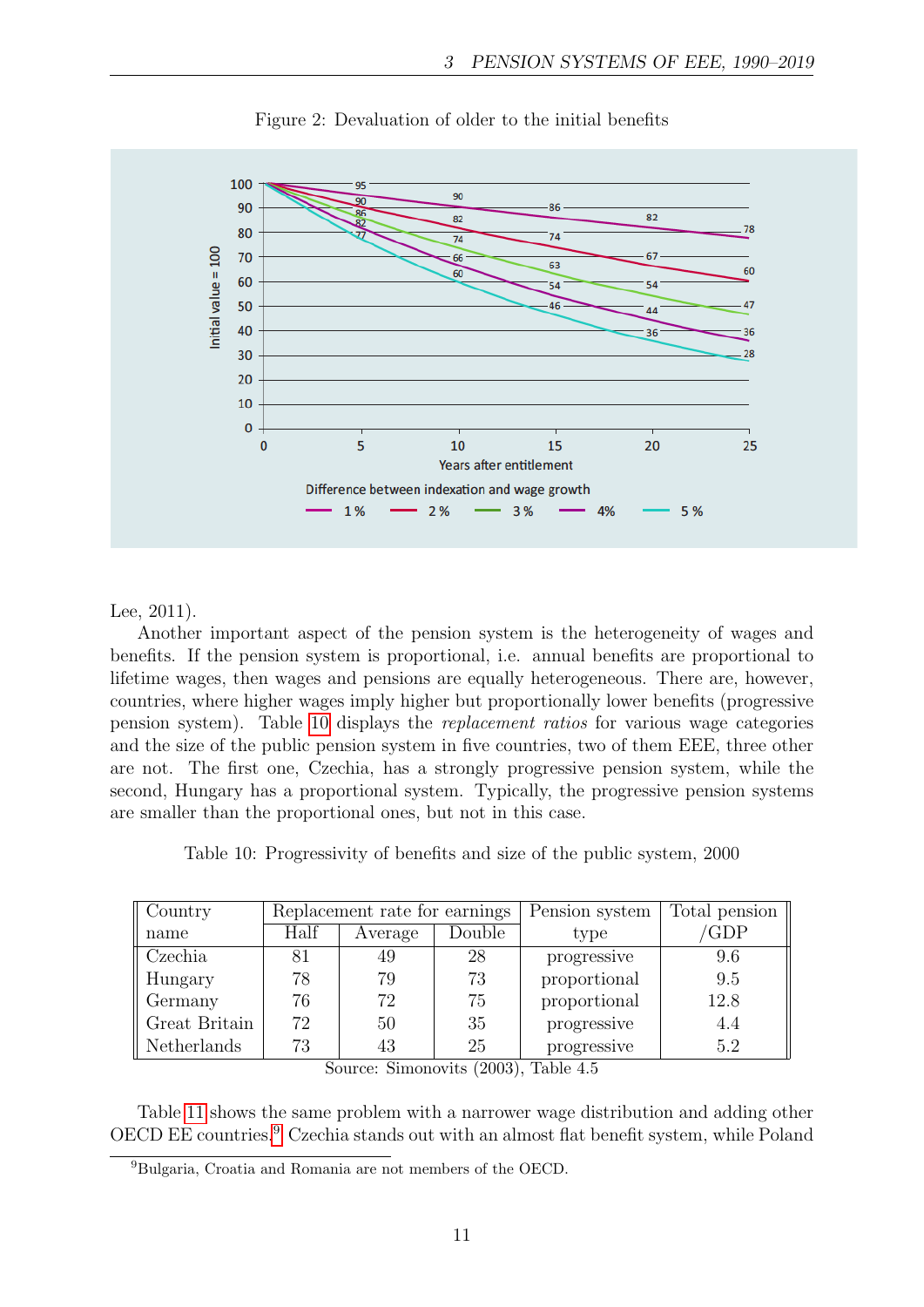Figure 2: Devaluation of older to the initial benefits

Lee, 2011).

Another important aspect of the pension system is the heterogeneity of wages and benefits. If the pension system is proportional, i.e. annual benefits are proportional to lifetime wages, then wages and pensions are equally heterogeneous. There are, however, countries, where higher wages imply higher but proportionally lower benefits (progressive pension system). Table 10 displays the *replacement ratios* for various wage categories and the size of the public pension system in five countries, two of them EEE, three other are not. The first one, Czechia, has a strongly progressive pension system, while the second, Hungary has a proportional system. Typically, the progressive pension systems are smaller than the proportional ones, but not in this case.

Table 10: Progressivity of benefits and size of the public system, 2000

| Country name | Replacement rate for earnings | | | Pension system type | Total pension /GDP |
|---|---|---|---|---|---|
| | Half | Average | Double | | |
| Czechia | 81 | 49 | 28 | progressive | 9.6 |
| Hungary | 78 | 79 | 73 | proportional | 9.5 |
| Germany | 76 | 72 | 75 | proportional | 12.8 |
| Great Britain | 72 | 50 | 35 | progressive | 4.4 |
| Netherlands | 73 | 43 | 25 | progressive | 5.2 |

Source: Simonovits (2003), Table 4.5

Table 11 shows the same problem with a narrower wage distribution and adding other OECD EE countries.[9] Czechia stands out with an almost flat benefit system, while Poland

[9] Bulgaria, Croatia and Romania are not members of the OECD.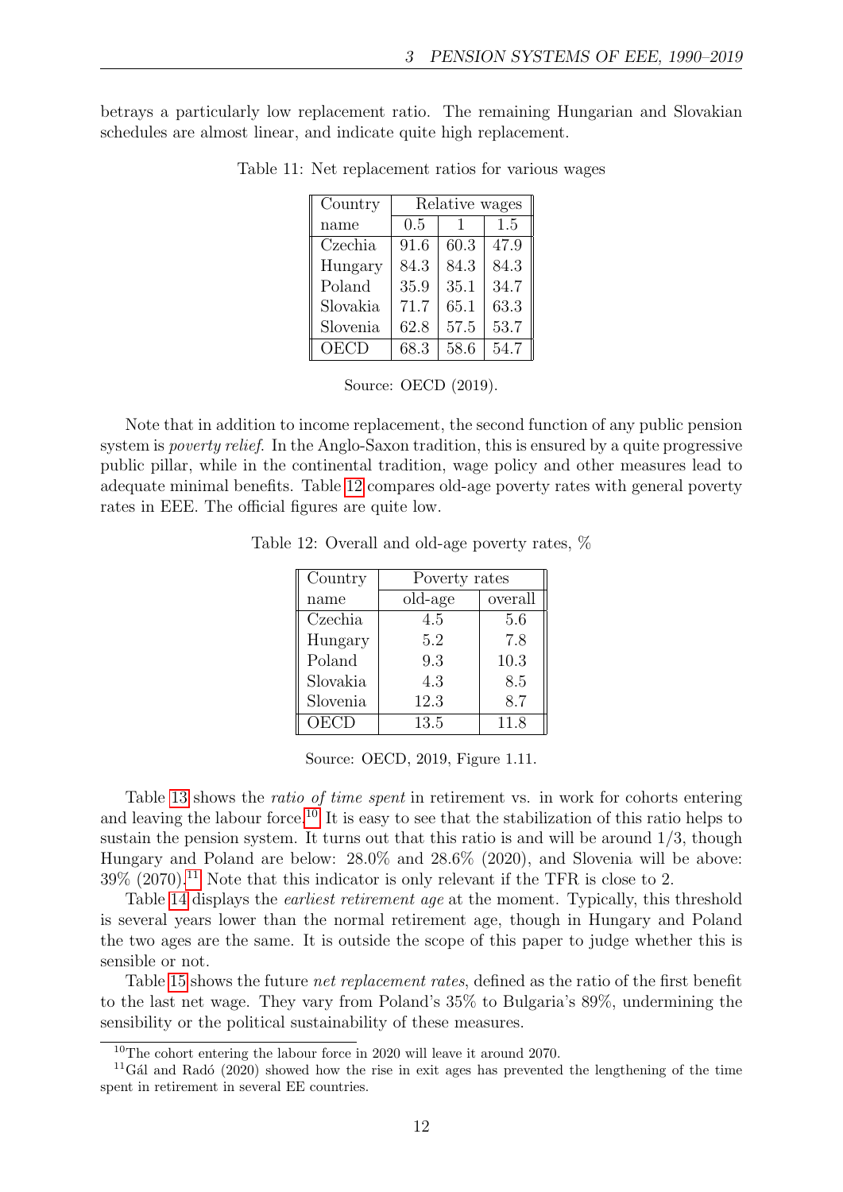betrays a particularly low replacement ratio. The remaining Hungarian and Slovakian schedules are almost linear, and indicate quite high replacement.

Table 11: Net replacement ratios for various wages

| Country name | Relative wages | | |
|---|---|---|---|
| | 0.5 | 1 | 1.5 |
| Czechia | 91.6 | 60.3 | 47.9 |
| Hungary | 84.3 | 84.3 | 84.3 |
| Poland | 35.9 | 35.1 | 34.7 |
| Slovakia | 71.7 | 65.1 | 63.3 |
| Slovenia | 62.8 | 57.5 | 53.7 |
| OECD | 68.3 | 58.6 | 54.7 |

Source: OECD (2019).

Note that in addition to income replacement, the second function of any public pension system is *poverty relief*. In the Anglo-Saxon tradition, this is ensured by a quite progressive public pillar, while in the continental tradition, wage policy and other measures lead to adequate minimal benefits. Table 12 compares old-age poverty rates with general poverty rates in EEE. The official figures are quite low.

Table 12: Overall and old-age poverty rates, %

| Country name | Poverty rates | |
|---|---|---|
| | old-age | overall |
| Czechia | 4.5 | 5.6 |
| Hungary | 5.2 | 7.8 |
| Poland | 9.3 | 10.3 |
| Slovakia | 4.3 | 8.5 |
| Slovenia | 12.3 | 8.7 |
| OECD | 13.5 | 11.8 |

Source: OECD, 2019, Figure 1.11.

Table 13 shows the *ratio of time spent* in retirement vs. in work for cohorts entering and leaving the labour force.[10] It is easy to see that the stabilization of this ratio helps to sustain the pension system. It turns out that this ratio is and will be around 1/3, though Hungary and Poland are below: 28.0% and 28.6% (2020), and Slovenia will be above: 39% (2070).[11] Note that this indicator is only relevant if the TFR is close to 2.

Table 14 displays the *earliest retirement age* at the moment. Typically, this threshold is several years lower than the normal retirement age, though in Hungary and Poland the two ages are the same. It is outside the scope of this paper to judge whether this is sensible or not.

Table 15 shows the future *net replacement rates*, defined as the ratio of the first benefit to the last net wage. They vary from Poland's 35% to Bulgaria's 89%, undermining the sensibility or the political sustainability of these measures.

[10] The cohort entering the labour force in 2020 will leave it around 2070.

[11] Gál and Radó (2020) showed how the rise in exit ages has prevented the lengthening of the time spent in retirement in several EE countries.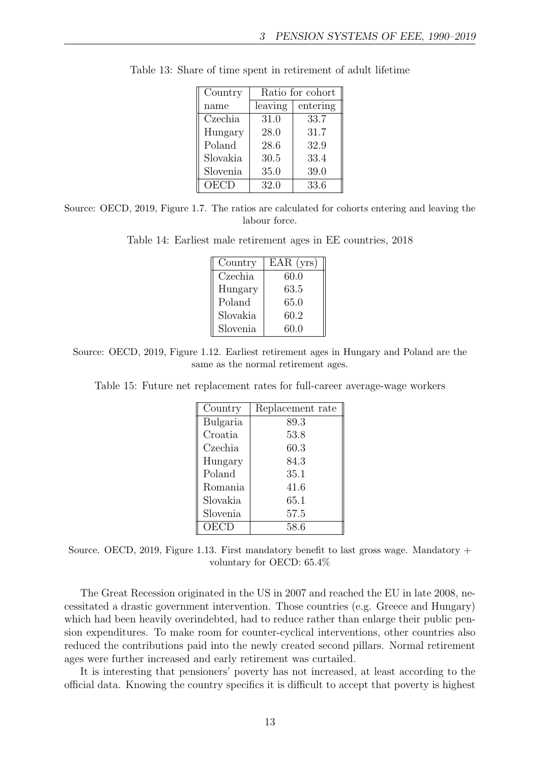Table 13: Share of time spent in retirement of adult lifetime

| Country | Ratio for cohort | |
|---|---|---|
| name | leaving | entering |
| Czechia | 31.0 | 33.7 |
| Hungary | 28.0 | 31.7 |
| Poland | 28.6 | 32.9 |
| Slovakia | 30.5 | 33.4 |
| Slovenia | 35.0 | 39.0 |
| OECD | 32.0 | 33.6 |

Source: OECD, 2019, Figure 1.7. The ratios are calculated for cohorts entering and leaving the labour force.

Table 14: Earliest male retirement ages in EE countries, 2018

| Country | EAR (yrs) |
|---|---|
| Czechia | 60.0 |
| Hungary | 63.5 |
| Poland | 65.0 |
| Slovakia | 60.2 |
| Slovenia | 60.0 |

Source: OECD, 2019, Figure 1.12. Earliest retirement ages in Hungary and Poland are the same as the normal retirement ages.

Table 15: Future net replacement rates for full-career average-wage workers

| Country | Replacement rate |
|---|---|
| Bulgaria | 89.3 |
| Croatia | 53.8 |
| Czechia | 60.3 |
| Hungary | 84.3 |
| Poland | 35.1 |
| Romania | 41.6 |
| Slovakia | 65.1 |
| Slovenia | 57.5 |
| OECD | 58.6 |

Source. OECD, 2019, Figure 1.13. First mandatory benefit to last gross wage. Mandatory + voluntary for OECD: 65.4%

The Great Recession originated in the US in 2007 and reached the EU in late 2008, necessitated a drastic government intervention. Those countries (e.g. Greece and Hungary) which had been heavily overindebted, had to reduce rather than enlarge their public pension expenditures. To make room for counter-cyclical interventions, other countries also reduced the contributions paid into the newly created second pillars. Normal retirement ages were further increased and early retirement was curtailed.

It is interesting that pensioners' poverty has not increased, at least according to the official data. Knowing the country specifics it is difficult to accept that poverty is highest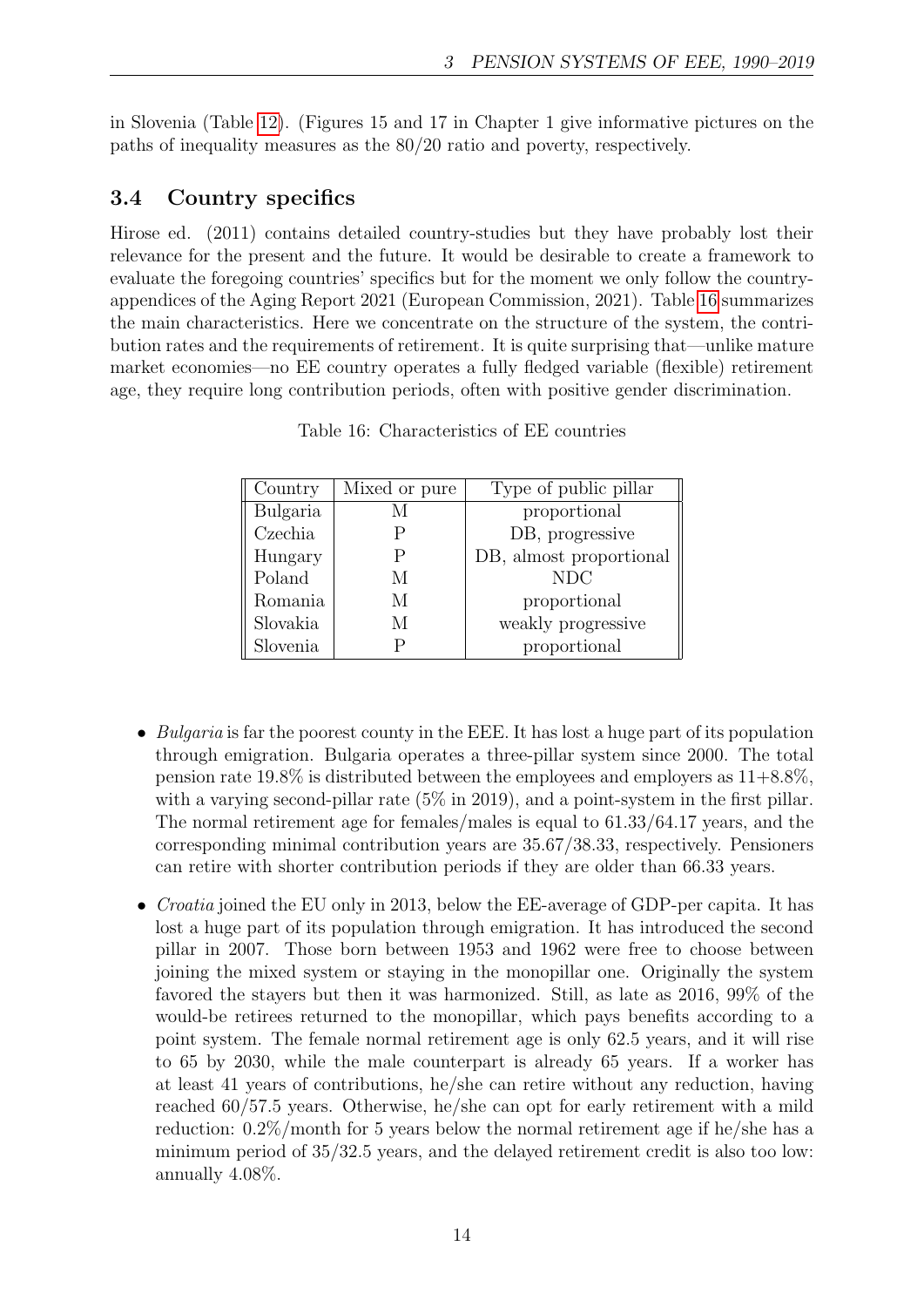in Slovenia (Table 12). (Figures 15 and 17 in Chapter 1 give informative pictures on the paths of inequality measures as the 80/20 ratio and poverty, respectively.

## 3.4 Country specifics

Hirose ed. (2011) contains detailed country-studies but they have probably lost their relevance for the present and the future. It would be desirable to create a framework to evaluate the foregoing countries' specifics but for the moment we only follow the country-appendices of the Aging Report 2021 (European Commission, 2021). Table 16 summarizes the main characteristics. Here we concentrate on the structure of the system, the contribution rates and the requirements of retirement. It is quite surprising that—unlike mature market economies—no EE country operates a fully fledged variable (flexible) retirement age, they require long contribution periods, often with positive gender discrimination.

Table 16: Characteristics of EE countries

| Country | Mixed or pure | Type of public pillar |
|---|---|---|
| Bulgaria | M | proportional |
| Czechia | P | DB, progressive |
| Hungary | P | DB, almost proportional |
| Poland | M | NDC |
| Romania | M | proportional |
| Slovakia | M | weakly progressive |
| Slovenia | P | proportional |

- *Bulgaria* is far the poorest county in the EEE. It has lost a huge part of its population through emigration. Bulgaria operates a three-pillar system since 2000. The total pension rate 19.8% is distributed between the employees and employers as 11+8.8%, with a varying second-pillar rate (5% in 2019), and a point-system in the first pillar. The normal retirement age for females/males is equal to 61.33/64.17 years, and the corresponding minimal contribution years are 35.67/38.33, respectively. Pensioners can retire with shorter contribution periods if they are older than 66.33 years.

- *Croatia* joined the EU only in 2013, below the EE-average of GDP-per capita. It has lost a huge part of its population through emigration. It has introduced the second pillar in 2007. Those born between 1953 and 1962 were free to choose between joining the mixed system or staying in the monopillar one. Originally the system favored the stayers but then it was harmonized. Still, as late as 2016, 99% of the would-be retirees returned to the monopillar, which pays benefits according to a point system. The female normal retirement age is only 62.5 years, and it will rise to 65 by 2030, while the male counterpart is already 65 years. If a worker has at least 41 years of contributions, he/she can retire without any reduction, having reached 60/57.5 years. Otherwise, he/she can opt for early retirement with a mild reduction: 0.2%/month for 5 years below the normal retirement age if he/she has a minimum period of 35/32.5 years, and the delayed retirement credit is also too low: annually 4.08%.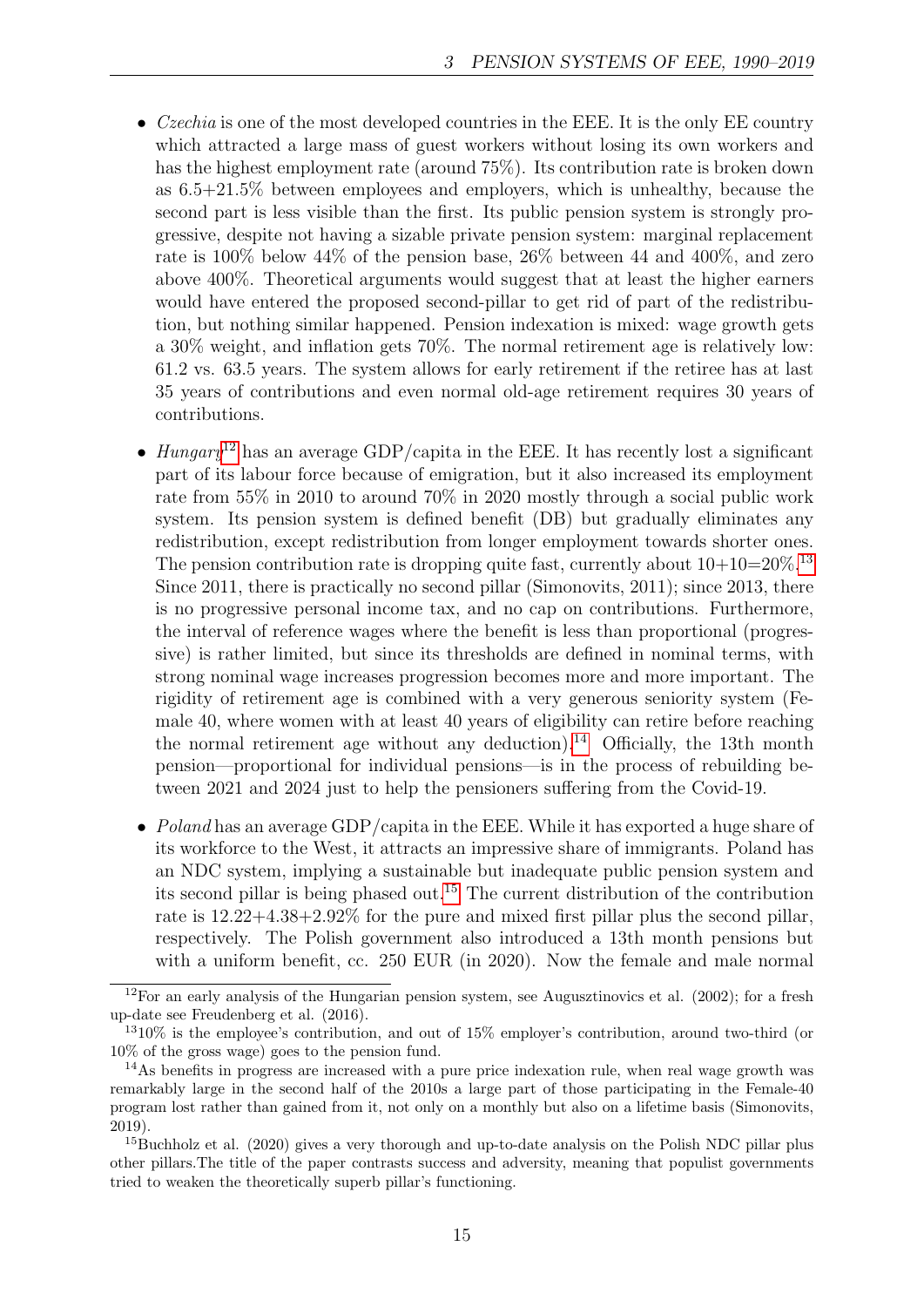- *Czechia* is one of the most developed countries in the EEE. It is the only EE country which attracted a large mass of guest workers without losing its own workers and has the highest employment rate (around 75%). Its contribution rate is broken down as 6.5+21.5% between employees and employers, which is unhealthy, because the second part is less visible than the first. Its public pension system is strongly progressive, despite not having a sizable private pension system: marginal replacement rate is 100% below 44% of the pension base, 26% between 44 and 400%, and zero above 400%. Theoretical arguments would suggest that at least the higher earners would have entered the proposed second-pillar to get rid of part of the redistribution, but nothing similar happened. Pension indexation is mixed: wage growth gets a 30% weight, and inflation gets 70%. The normal retirement age is relatively low: 61.2 vs. 63.5 years. The system allows for early retirement if the retiree has at last 35 years of contributions and even normal old-age retirement requires 30 years of contributions.

- *Hungary*[12] has an average GDP/capita in the EEE. It has recently lost a significant part of its labour force because of emigration, but it also increased its employment rate from 55% in 2010 to around 70% in 2020 mostly through a social public work system. Its pension system is defined benefit (DB) but gradually eliminates any redistribution, except redistribution from longer employment towards shorter ones. The pension contribution rate is dropping quite fast, currently about 10+10=20%.[13] Since 2011, there is practically no second pillar (Simonovits, 2011); since 2013, there is no progressive personal income tax, and no cap on contributions. Furthermore, the interval of reference wages where the benefit is less than proportional (progressive) is rather limited, but since its thresholds are defined in nominal terms, with strong nominal wage increases progression becomes more and more important. The rigidity of retirement age is combined with a very generous seniority system (Female 40, where women with at least 40 years of eligibility can retire before reaching the normal retirement age without any deduction).[14] Officially, the 13th month pension—proportional for individual pensions—is in the process of rebuilding between 2021 and 2024 just to help the pensioners suffering from the Covid-19.

- *Poland* has an average GDP/capita in the EEE. While it has exported a huge share of its workforce to the West, it attracts an impressive share of immigrants. Poland has an NDC system, implying a sustainable but inadequate public pension system and its second pillar is being phased out.[15] The current distribution of the contribution rate is 12.22+4.38+2.92% for the pure and mixed first pillar plus the second pillar, respectively. The Polish government also introduced a 13th month pensions but with a uniform benefit, cc. 250 EUR (in 2020). Now the female and male normal

---

[12] For an early analysis of the Hungarian pension system, see Augusztinovics et al. (2002); for a fresh up-date see Freudenberg et al. (2016).

[13] 10% is the employee's contribution, and out of 15% employer's contribution, around two-third (or 10% of the gross wage) goes to the pension fund.

[14] As benefits in progress are increased with a pure price indexation rule, when real wage growth was remarkably large in the second half of the 2010s a large part of those participating in the Female-40 program lost rather than gained from it, not only on a monthly but also on a lifetime basis (Simonovits, 2019).

[15] Buchholz et al. (2020) gives a very thorough and up-to-date analysis on the Polish NDC pillar plus other pillars.The title of the paper contrasts success and adversity, meaning that populist governments tried to weaken the theoretically superb pillar's functioning.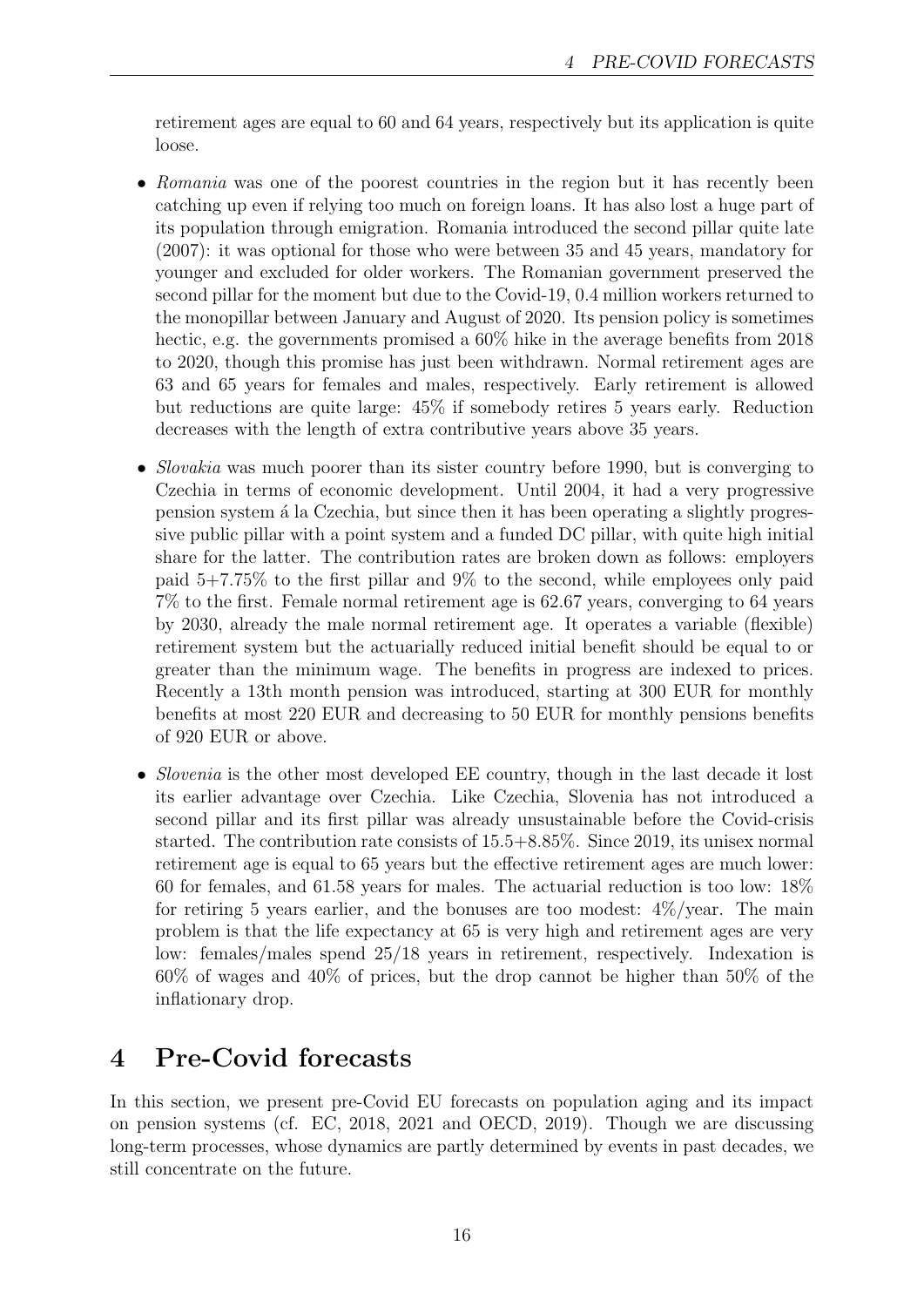retirement ages are equal to 60 and 64 years, respectively but its application is quite loose.

- *Romania* was one of the poorest countries in the region but it has recently been catching up even if relying too much on foreign loans. It has also lost a huge part of its population through emigration. Romania introduced the second pillar quite late (2007): it was optional for those who were between 35 and 45 years, mandatory for younger and excluded for older workers. The Romanian government preserved the second pillar for the moment but due to the Covid-19, 0.4 million workers returned to the monopillar between January and August of 2020. Its pension policy is sometimes hectic, e.g. the governments promised a 60% hike in the average benefits from 2018 to 2020, though this promise has just been withdrawn. Normal retirement ages are 63 and 65 years for females and males, respectively. Early retirement is allowed but reductions are quite large: 45% if somebody retires 5 years early. Reduction decreases with the length of extra contributive years above 35 years.
- *Slovakia* was much poorer than its sister country before 1990, but is converging to Czechia in terms of economic development. Until 2004, it had a very progressive pension system á la Czechia, but since then it has been operating a slightly progressive public pillar with a point system and a funded DC pillar, with quite high initial share for the latter. The contribution rates are broken down as follows: employers paid 5+7.75% to the first pillar and 9% to the second, while employees only paid 7% to the first. Female normal retirement age is 62.67 years, converging to 64 years by 2030, already the male normal retirement age. It operates a variable (flexible) retirement system but the actuarially reduced initial benefit should be equal to or greater than the minimum wage. The benefits in progress are indexed to prices. Recently a 13th month pension was introduced, starting at 300 EUR for monthly benefits at most 220 EUR and decreasing to 50 EUR for monthly pensions benefits of 920 EUR or above.
- *Slovenia* is the other most developed EE country, though in the last decade it lost its earlier advantage over Czechia. Like Czechia, Slovenia has not introduced a second pillar and its first pillar was already unsustainable before the Covid-crisis started. The contribution rate consists of 15.5+8.85%. Since 2019, its unisex normal retirement age is equal to 65 years but the effective retirement ages are much lower: 60 for females, and 61.58 years for males. The actuarial reduction is too low: 18% for retiring 5 years earlier, and the bonuses are too modest: 4%/year. The main problem is that the life expectancy at 65 is very high and retirement ages are very low: females/males spend 25/18 years in retirement, respectively. Indexation is 60% of wages and 40% of prices, but the drop cannot be higher than 50% of the inflationary drop.

# 4 Pre-Covid forecasts

In this section, we present pre-Covid EU forecasts on population aging and its impact on pension systems (cf. EC, 2018, 2021 and OECD, 2019). Though we are discussing long-term processes, whose dynamics are partly determined by events in past decades, we still concentrate on the future.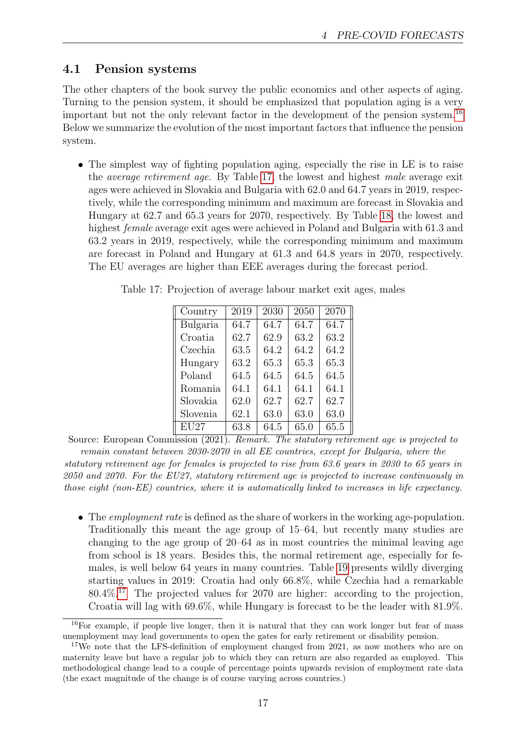## 4.1 Pension systems

The other chapters of the book survey the public economics and other aspects of aging. Turning to the pension system, it should be emphasized that population aging is a very important but not the only relevant factor in the development of the pension system.[16] Below we summarize the evolution of the most important factors that influence the pension system.

- The simplest way of fighting population aging, especially the rise in LE is to raise the *average retirement age*. By Table 17, the lowest and highest *male* average exit ages were achieved in Slovakia and Bulgaria with 62.0 and 64.7 years in 2019, respectively, while the corresponding minimum and maximum are forecast in Slovakia and Hungary at 62.7 and 65.3 years for 2070, respectively. By Table 18, the lowest and highest *female* average exit ages were achieved in Poland and Bulgaria with 61.3 and 63.2 years in 2019, respectively, while the corresponding minimum and maximum are forecast in Poland and Hungary at 61.3 and 64.8 years in 2070, respectively. The EU averages are higher than EEE averages during the forecast period.

Table 17: Projection of average labour market exit ages, males

| Country | 2019 | 2030 | 2050 | 2070 |
|---|---|---|---|---|
| Bulgaria | 64.7 | 64.7 | 64.7 | 64.7 |
| Croatia | 62.7 | 62.9 | 63.2 | 63.2 |
| Czechia | 63.5 | 64.2 | 64.2 | 64.2 |
| Hungary | 63.2 | 65.3 | 65.3 | 65.3 |
| Poland | 64.5 | 64.5 | 64.5 | 64.5 |
| Romania | 64.1 | 64.1 | 64.1 | 64.1 |
| Slovakia | 62.0 | 62.7 | 62.7 | 62.7 |
| Slovenia | 62.1 | 63.0 | 63.0 | 63.0 |
| EU27 | 63.8 | 64.5 | 65.0 | 65.5 |

Source: European Commission (2021). *Remark. The statutory retirement age is projected to remain constant between 2030-2070 in all EE countries, except for Bulgaria, where the statutory retirement age for females is projected to rise from 63.6 years in 2030 to 65 years in 2050 and 2070. For the EU27, statutory retirement age is projected to increase continuously in those eight (non-EE) countries, where it is automatically linked to increases in life expectancy.*

- The *employment rate* is defined as the share of workers in the working age-population. Traditionally this meant the age group of 15–64, but recently many studies are changing to the age group of 20–64 as in most countries the minimal leaving age from school is 18 years. Besides this, the normal retirement age, especially for females, is well below 64 years in many countries. Table 19 presents wildly diverging starting values in 2019: Croatia had only 66.8%, while Czechia had a remarkable 80.4%.[17] The projected values for 2070 are higher: according to the projection, Croatia will lag with 69.6%, while Hungary is forecast to be the leader with 81.9%.

[16] For example, if people live longer, then it is natural that they can work longer but fear of mass unemployment may lead governments to open the gates for early retirement or disability pension.

[17] We note that the LFS-definition of employment changed from 2021, as now mothers who are on maternity leave but have a regular job to which they can return are also regarded as employed. This methodological change lead to a couple of percentage points upwards revision of employment rate data (the exact magnitude of the change is of course varying across countries.)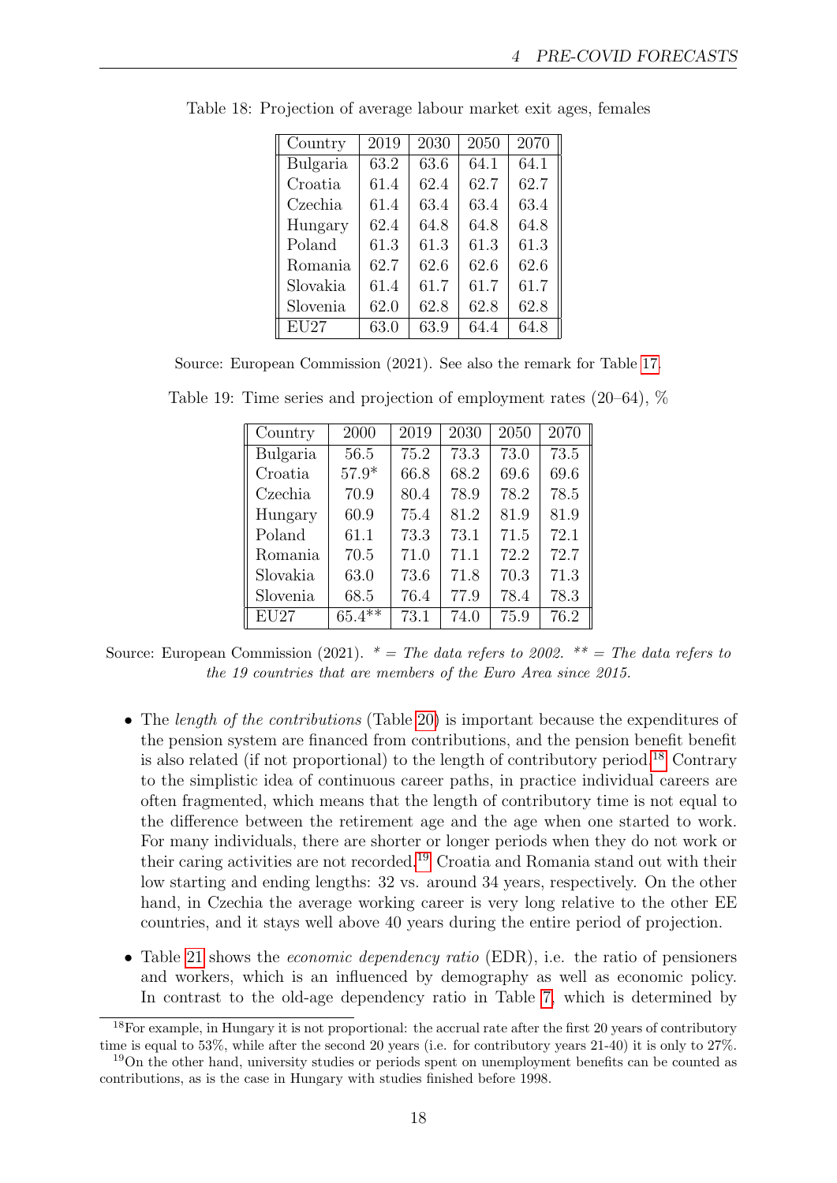Table 18: Projection of average labour market exit ages, females

| Country | 2019 | 2030 | 2050 | 2070 |
|---|---|---|---|---|
| Bulgaria | 63.2 | 63.6 | 64.1 | 64.1 |
| Croatia | 61.4 | 62.4 | 62.7 | 62.7 |
| Czechia | 61.4 | 63.4 | 63.4 | 63.4 |
| Hungary | 62.4 | 64.8 | 64.8 | 64.8 |
| Poland | 61.3 | 61.3 | 61.3 | 61.3 |
| Romania | 62.7 | 62.6 | 62.6 | 62.6 |
| Slovakia | 61.4 | 61.7 | 61.7 | 61.7 |
| Slovenia | 62.0 | 62.8 | 62.8 | 62.8 |
| EU27 | 63.0 | 63.9 | 64.4 | 64.8 |

Source: European Commission (2021). See also the remark for Table 17.

Table 19: Time series and projection of employment rates (20–64), %

| Country | 2000 | 2019 | 2030 | 2050 | 2070 |
|---|---|---|---|---|---|
| Bulgaria | 56.5 | 75.2 | 73.3 | 73.0 | 73.5 |
| Croatia | 57.9* | 66.8 | 68.2 | 69.6 | 69.6 |
| Czechia | 70.9 | 80.4 | 78.9 | 78.2 | 78.5 |
| Hungary | 60.9 | 75.4 | 81.2 | 81.9 | 81.9 |
| Poland | 61.1 | 73.3 | 73.1 | 71.5 | 72.1 |
| Romania | 70.5 | 71.0 | 71.1 | 72.2 | 72.7 |
| Slovakia | 63.0 | 73.6 | 71.8 | 70.3 | 71.3 |
| Slovenia | 68.5 | 76.4 | 77.9 | 78.4 | 78.3 |
| EU27 | 65.4** | 73.1 | 74.0 | 75.9 | 76.2 |

Source: European Commission (2021). *\* = The data refers to 2002. \*\* = The data refers to the 19 countries that are members of the Euro Area since 2015.*

- The *length of the contributions* (Table 20) is important because the expenditures of the pension system are financed from contributions, and the pension benefit benefit is also related (if not proportional) to the length of contributory period.[18] Contrary to the simplistic idea of continuous career paths, in practice individual careers are often fragmented, which means that the length of contributory time is not equal to the difference between the retirement age and the age when one started to work. For many individuals, there are shorter or longer periods when they do not work or their caring activities are not recorded.[19] Croatia and Romania stand out with their low starting and ending lengths: 32 vs. around 34 years, respectively. On the other hand, in Czechia the average working career is very long relative to the other EE countries, and it stays well above 40 years during the entire period of projection.

- Table 21 shows the *economic dependency ratio* (EDR), i.e. the ratio of pensioners and workers, which is an influenced by demography as well as economic policy. In contrast to the old-age dependency ratio in Table 7, which is determined by

[18] For example, in Hungary it is not proportional: the accrual rate after the first 20 years of contributory time is equal to 53%, while after the second 20 years (i.e. for contributory years 21-40) it is only to 27%.

[19] On the other hand, university studies or periods spent on unemployment benefits can be counted as contributions, as is the case in Hungary with studies finished before 1998.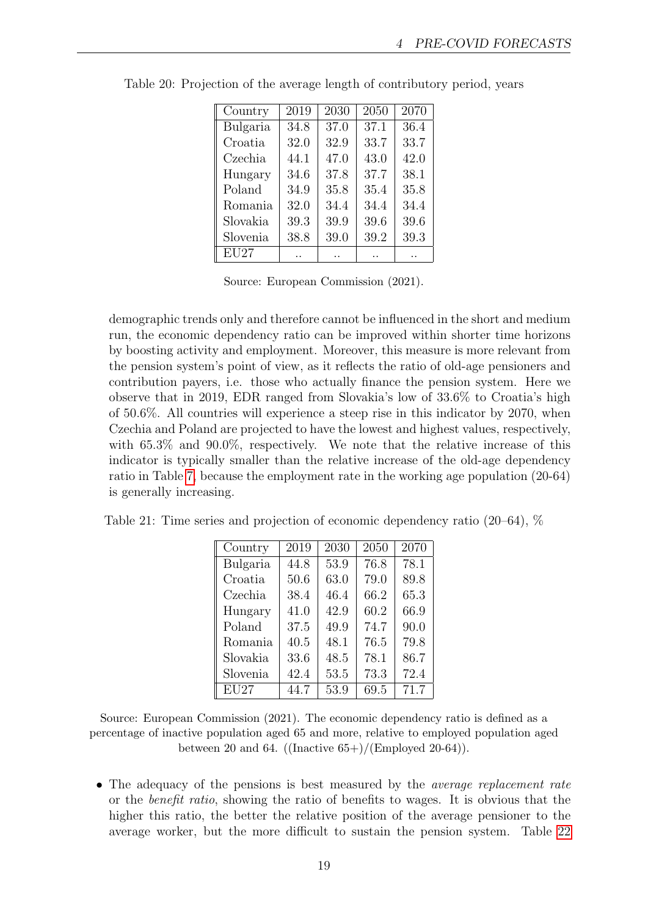Table 20: Projection of the average length of contributory period, years

| Country | 2019 | 2030 | 2050 | 2070 |
|---|---|---|---|---|
| Bulgaria | 34.8 | 37.0 | 37.1 | 36.4 |
| Croatia | 32.0 | 32.9 | 33.7 | 33.7 |
| Czechia | 44.1 | 47.0 | 43.0 | 42.0 |
| Hungary | 34.6 | 37.8 | 37.7 | 38.1 |
| Poland | 34.9 | 35.8 | 35.4 | 35.8 |
| Romania | 32.0 | 34.4 | 34.4 | 34.4 |
| Slovakia | 39.3 | 39.9 | 39.6 | 39.6 |
| Slovenia | 38.8 | 39.0 | 39.2 | 39.3 |
| EU27 | .. | .. | .. | .. |

Source: European Commission (2021).

demographic trends only and therefore cannot be influenced in the short and medium run, the economic dependency ratio can be improved within shorter time horizons by boosting activity and employment. Moreover, this measure is more relevant from the pension system's point of view, as it reflects the ratio of old-age pensioners and contribution payers, i.e. those who actually finance the pension system. Here we observe that in 2019, EDR ranged from Slovakia's low of 33.6% to Croatia's high of 50.6%. All countries will experience a steep rise in this indicator by 2070, when Czechia and Poland are projected to have the lowest and highest values, respectively, with 65.3% and 90.0%, respectively. We note that the relative increase of this indicator is typically smaller than the relative increase of the old-age dependency ratio in Table 7, because the employment rate in the working age population (20-64) is generally increasing.

Table 21: Time series and projection of economic dependency ratio (20–64), %

| Country | 2019 | 2030 | 2050 | 2070 |
|---|---|---|---|---|
| Bulgaria | 44.8 | 53.9 | 76.8 | 78.1 |
| Croatia | 50.6 | 63.0 | 79.0 | 89.8 |
| Czechia | 38.4 | 46.4 | 66.2 | 65.3 |
| Hungary | 41.0 | 42.9 | 60.2 | 66.9 |
| Poland | 37.5 | 49.9 | 74.7 | 90.0 |
| Romania | 40.5 | 48.1 | 76.5 | 79.8 |
| Slovakia | 33.6 | 48.5 | 78.1 | 86.7 |
| Slovenia | 42.4 | 53.5 | 73.3 | 72.4 |
| EU27 | 44.7 | 53.9 | 69.5 | 71.7 |

Source: European Commission (2021). The economic dependency ratio is defined as a percentage of inactive population aged 65 and more, relative to employed population aged between 20 and 64. ((Inactive 65+)/(Employed 20-64)).

- The adequacy of the pensions is best measured by the *average replacement rate* or the *benefit ratio*, showing the ratio of benefits to wages. It is obvious that the higher this ratio, the better the relative position of the average pensioner to the average worker, but the more difficult to sustain the pension system. Table 22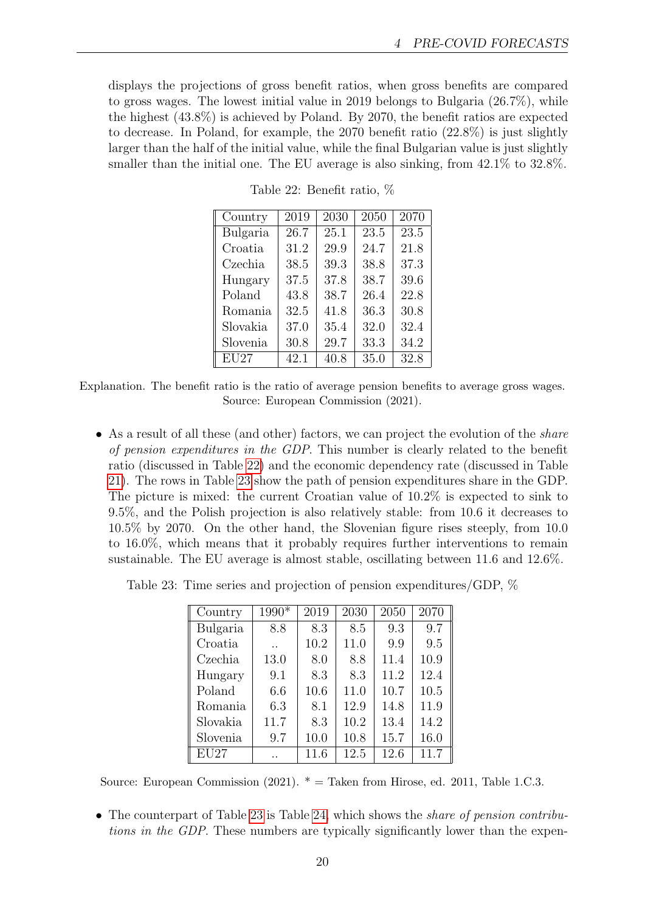displays the projections of gross benefit ratios, when gross benefits are compared to gross wages. The lowest initial value in 2019 belongs to Bulgaria (26.7%), while the highest (43.8%) is achieved by Poland. By 2070, the benefit ratios are expected to decrease. In Poland, for example, the 2070 benefit ratio (22.8%) is just slightly larger than the half of the initial value, while the final Bulgarian value is just slightly smaller than the initial one. The EU average is also sinking, from 42.1% to 32.8%.

Table 22: Benefit ratio, %

| Country | 2019 | 2030 | 2050 | 2070 |
|---|---|---|---|---|
| Bulgaria | 26.7 | 25.1 | 23.5 | 23.5 |
| Croatia | 31.2 | 29.9 | 24.7 | 21.8 |
| Czechia | 38.5 | 39.3 | 38.8 | 37.3 |
| Hungary | 37.5 | 37.8 | 38.7 | 39.6 |
| Poland | 43.8 | 38.7 | 26.4 | 22.8 |
| Romania | 32.5 | 41.8 | 36.3 | 30.8 |
| Slovakia | 37.0 | 35.4 | 32.0 | 32.4 |
| Slovenia | 30.8 | 29.7 | 33.3 | 34.2 |
| EU27 | 42.1 | 40.8 | 35.0 | 32.8 |

Explanation. The benefit ratio is the ratio of average pension benefits to average gross wages. Source: European Commission (2021).

- As a result of all these (and other) factors, we can project the evolution of the *share of pension expenditures in the GDP*. This number is clearly related to the benefit ratio (discussed in Table 22) and the economic dependency rate (discussed in Table 21). The rows in Table 23 show the path of pension expenditures share in the GDP. The picture is mixed: the current Croatian value of 10.2% is expected to sink to 9.5%, and the Polish projection is also relatively stable: from 10.6 it decreases to 10.5% by 2070. On the other hand, the Slovenian figure rises steeply, from 10.0 to 16.0%, which means that it probably requires further interventions to remain sustainable. The EU average is almost stable, oscillating between 11.6 and 12.6%.

Table 23: Time series and projection of pension expenditures/GDP, %

| Country | 1990* | 2019 | 2030 | 2050 | 2070 |
|---|---|---|---|---|---|
| Bulgaria | 8.8 | 8.3 | 8.5 | 9.3 | 9.7 |
| Croatia | .. | 10.2 | 11.0 | 9.9 | 9.5 |
| Czechia | 13.0 | 8.0 | 8.8 | 11.4 | 10.9 |
| Hungary | 9.1 | 8.3 | 8.3 | 11.2 | 12.4 |
| Poland | 6.6 | 10.6 | 11.0 | 10.7 | 10.5 |
| Romania | 6.3 | 8.1 | 12.9 | 14.8 | 11.9 |
| Slovakia | 11.7 | 8.3 | 10.2 | 13.4 | 14.2 |
| Slovenia | 9.7 | 10.0 | 10.8 | 15.7 | 16.0 |
| EU27 | .. | 11.6 | 12.5 | 12.6 | 11.7 |

Source: European Commission (2021). * = Taken from Hirose, ed. 2011, Table 1.C.3.

- The counterpart of Table 23 is Table 24, which shows the *share of pension contributions in the GDP*. These numbers are typically significantly lower than the expen-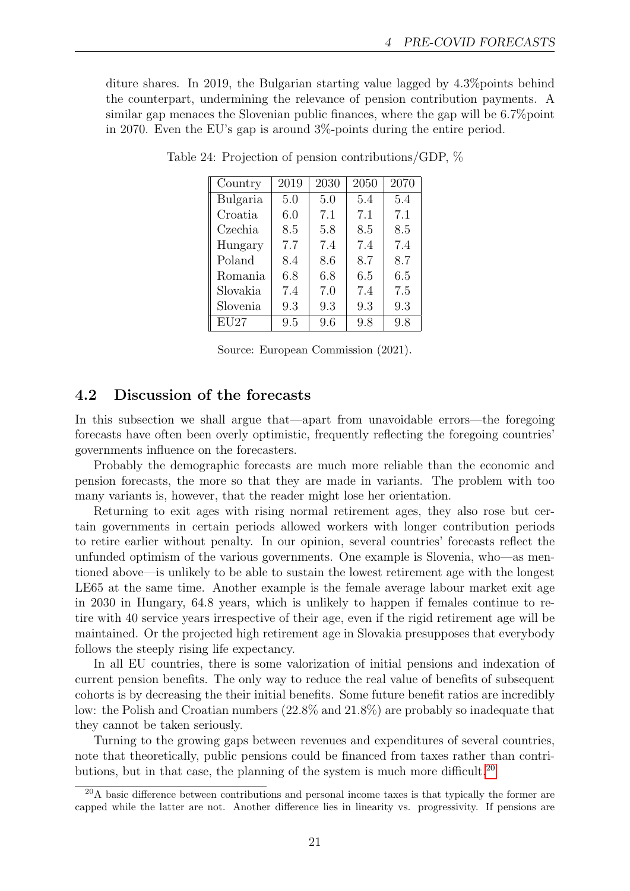diture shares. In 2019, the Bulgarian starting value lagged by 4.3%points behind the counterpart, undermining the relevance of pension contribution payments. A similar gap menaces the Slovenian public finances, where the gap will be 6.7%point in 2070. Even the EU's gap is around 3%-points during the entire period.

Table 24: Projection of pension contributions/GDP, %

| Country | 2019 | 2030 | 2050 | 2070 |
|---|---|---|---|---|
| Bulgaria | 5.0 | 5.0 | 5.4 | 5.4 |
| Croatia | 6.0 | 7.1 | 7.1 | 7.1 |
| Czechia | 8.5 | 5.8 | 8.5 | 8.5 |
| Hungary | 7.7 | 7.4 | 7.4 | 7.4 |
| Poland | 8.4 | 8.6 | 8.7 | 8.7 |
| Romania | 6.8 | 6.8 | 6.5 | 6.5 |
| Slovakia | 7.4 | 7.0 | 7.4 | 7.5 |
| Slovenia | 9.3 | 9.3 | 9.3 | 9.3 |
| EU27 | 9.5 | 9.6 | 9.8 | 9.8 |

Source: European Commission (2021).

## 4.2 Discussion of the forecasts

In this subsection we shall argue that—apart from unavoidable errors—the foregoing forecasts have often been overly optimistic, frequently reflecting the foregoing countries' governments influence on the forecasters.

Probably the demographic forecasts are much more reliable than the economic and pension forecasts, the more so that they are made in variants. The problem with too many variants is, however, that the reader might lose her orientation.

Returning to exit ages with rising normal retirement ages, they also rose but certain governments in certain periods allowed workers with longer contribution periods to retire earlier without penalty. In our opinion, several countries' forecasts reflect the unfunded optimism of the various governments. One example is Slovenia, who—as mentioned above—is unlikely to be able to sustain the lowest retirement age with the longest LE65 at the same time. Another example is the female average labour market exit age in 2030 in Hungary, 64.8 years, which is unlikely to happen if females continue to retire with 40 service years irrespective of their age, even if the rigid retirement age will be maintained. Or the projected high retirement age in Slovakia presupposes that everybody follows the steeply rising life expectancy.

In all EU countries, there is some valorization of initial pensions and indexation of current pension benefits. The only way to reduce the real value of benefits of subsequent cohorts is by decreasing the their initial benefits. Some future benefit ratios are incredibly low: the Polish and Croatian numbers (22.8% and 21.8%) are probably so inadequate that they cannot be taken seriously.

Turning to the growing gaps between revenues and expenditures of several countries, note that theoretically, public pensions could be financed from taxes rather than contributions, but in that case, the planning of the system is much more difficult.[20]

[20] A basic difference between contributions and personal income taxes is that typically the former are capped while the latter are not. Another difference lies in linearity vs. progressivity. If pensions are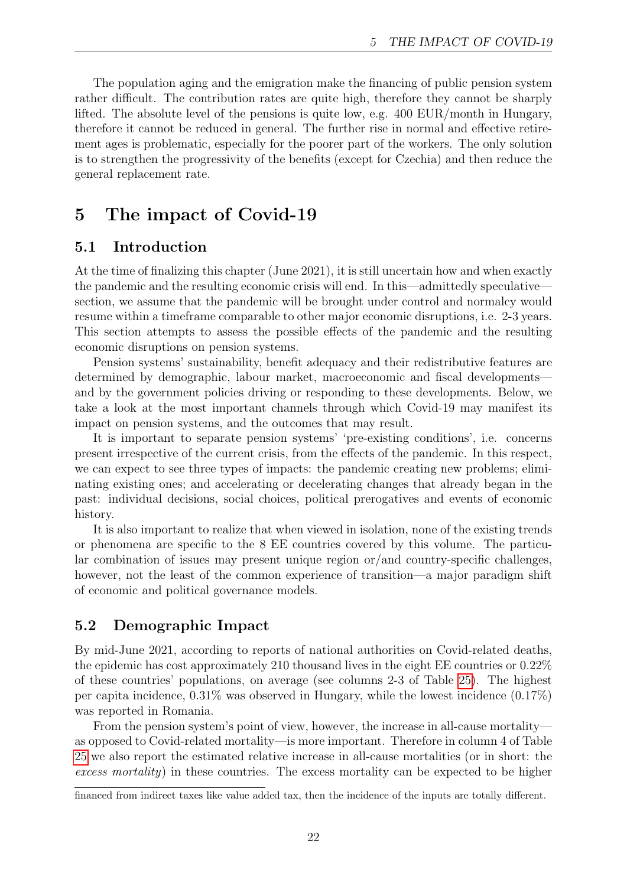The population aging and the emigration make the financing of public pension system rather difficult. The contribution rates are quite high, therefore they cannot be sharply lifted. The absolute level of the pensions is quite low, e.g. 400 EUR/month in Hungary, therefore it cannot be reduced in general. The further rise in normal and effective retirement ages is problematic, especially for the poorer part of the workers. The only solution is to strengthen the progressivity of the benefits (except for Czechia) and then reduce the general replacement rate.

# 5 The impact of Covid-19

## 5.1 Introduction

At the time of finalizing this chapter (June 2021), it is still uncertain how and when exactly the pandemic and the resulting economic crisis will end. In this—admittedly speculative—section, we assume that the pandemic will be brought under control and normalcy would resume within a timeframe comparable to other major economic disruptions, i.e. 2-3 years. This section attempts to assess the possible effects of the pandemic and the resulting economic disruptions on pension systems.

Pension systems' sustainability, benefit adequacy and their redistributive features are determined by demographic, labour market, macroeconomic and fiscal developments—and by the government policies driving or responding to these developments. Below, we take a look at the most important channels through which Covid-19 may manifest its impact on pension systems, and the outcomes that may result.

It is important to separate pension systems' 'pre-existing conditions', i.e. concerns present irrespective of the current crisis, from the effects of the pandemic. In this respect, we can expect to see three types of impacts: the pandemic creating new problems; eliminating existing ones; and accelerating or decelerating changes that already began in the past: individual decisions, social choices, political prerogatives and events of economic history.

It is also important to realize that when viewed in isolation, none of the existing trends or phenomena are specific to the 8 EE countries covered by this volume. The particular combination of issues may present unique region or/and country-specific challenges, however, not the least of the common experience of transition—a major paradigm shift of economic and political governance models.

## 5.2 Demographic Impact

By mid-June 2021, according to reports of national authorities on Covid-related deaths, the epidemic has cost approximately 210 thousand lives in the eight EE countries or 0.22% of these countries' populations, on average (see columns 2-3 of Table 25). The highest per capita incidence, 0.31% was observed in Hungary, while the lowest incidence (0.17%) was reported in Romania.

From the pension system's point of view, however, the increase in all-cause mortality—as opposed to Covid-related mortality—is more important. Therefore in column 4 of Table 25 we also report the estimated relative increase in all-cause mortalities (or in short: the *excess mortality*) in these countries. The excess mortality can be expected to be higher

financed from indirect taxes like value added tax, then the incidence of the inputs are totally different.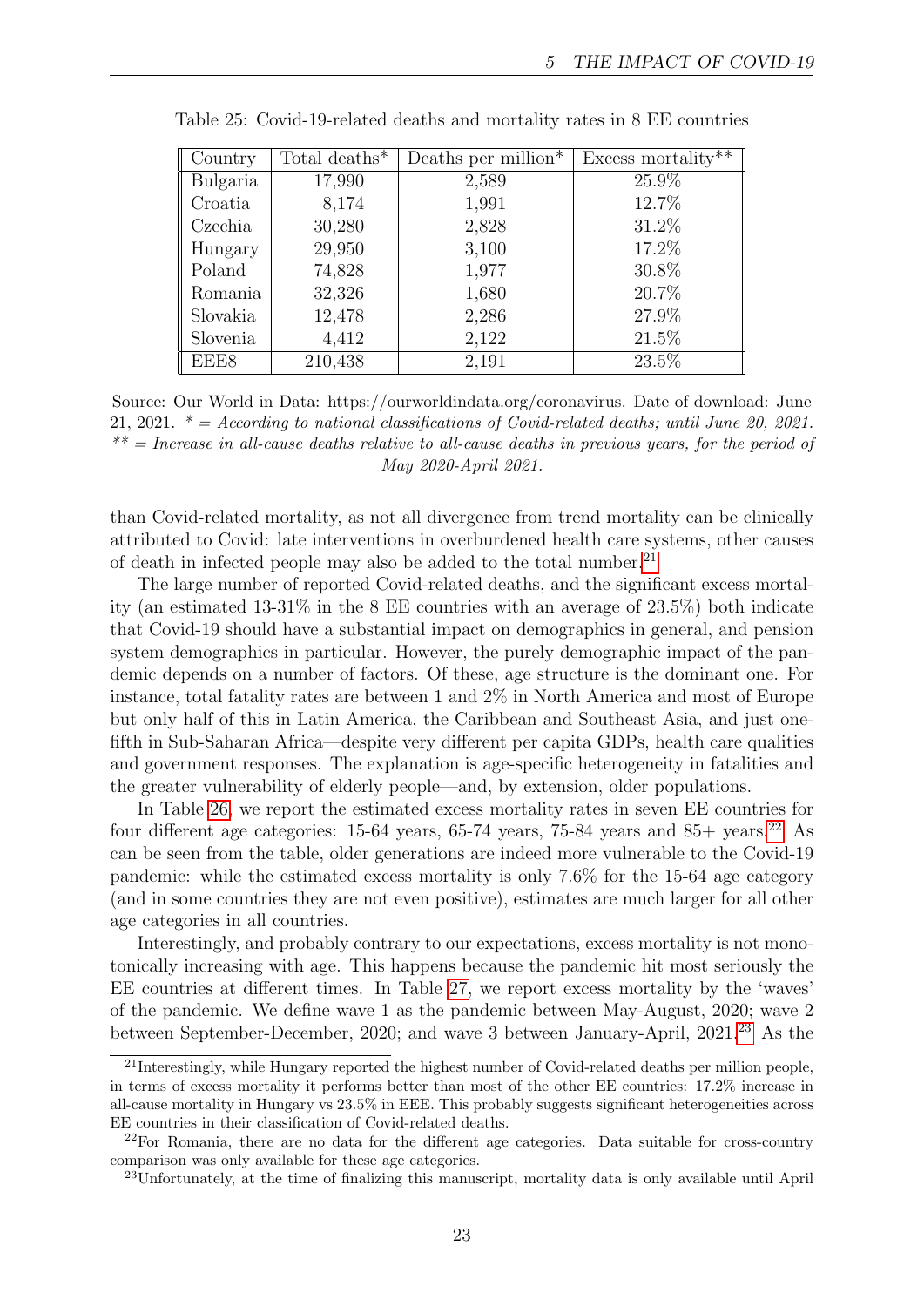Table 25: Covid-19-related deaths and mortality rates in 8 EE countries

| Country | Total deaths* | Deaths per million* | Excess mortality** |
|---|---|---|---|
| Bulgaria | 17,990 | 2,589 | 25.9% |
| Croatia | 8,174 | 1,991 | 12.7% |
| Czechia | 30,280 | 2,828 | 31.2% |
| Hungary | 29,950 | 3,100 | 17.2% |
| Poland | 74,828 | 1,977 | 30.8% |
| Romania | 32,326 | 1,680 | 20.7% |
| Slovakia | 12,478 | 2,286 | 27.9% |
| Slovenia | 4,412 | 2,122 | 21.5% |
| EEE8 | 210,438 | 2,191 | 23.5% |

Source: Our World in Data: https://ourworldindata.org/coronavirus. Date of download: June 21, 2021. *\* = According to national classifications of Covid-related deaths; until June 20, 2021. \*\* = Increase in all-cause deaths relative to all-cause deaths in previous years, for the period of May 2020-April 2021.*

than Covid-related mortality, as not all divergence from trend mortality can be clinically attributed to Covid: late interventions in overburdened health care systems, other causes of death in infected people may also be added to the total number.[21]

The large number of reported Covid-related deaths, and the significant excess mortality (an estimated 13-31% in the 8 EE countries with an average of 23.5%) both indicate that Covid-19 should have a substantial impact on demographics in general, and pension system demographics in particular. However, the purely demographic impact of the pandemic depends on a number of factors. Of these, age structure is the dominant one. For instance, total fatality rates are between 1 and 2% in North America and most of Europe but only half of this in Latin America, the Caribbean and Southeast Asia, and just one-fifth in Sub-Saharan Africa—despite very different per capita GDPs, health care qualities and government responses. The explanation is age-specific heterogeneity in fatalities and the greater vulnerability of elderly people—and, by extension, older populations.

In Table 26, we report the estimated excess mortality rates in seven EE countries for four different age categories: 15-64 years, 65-74 years, 75-84 years and 85+ years.[22] As can be seen from the table, older generations are indeed more vulnerable to the Covid-19 pandemic: while the estimated excess mortality is only 7.6% for the 15-64 age category (and in some countries they are not even positive), estimates are much larger for all other age categories in all countries.

Interestingly, and probably contrary to our expectations, excess mortality is not monotonically increasing with age. This happens because the pandemic hit most seriously the EE countries at different times. In Table 27, we report excess mortality by the 'waves' of the pandemic. We define wave 1 as the pandemic between May-August, 2020; wave 2 between September-December, 2020; and wave 3 between January-April, 2021.[23] As the

[21]Interestingly, while Hungary reported the highest number of Covid-related deaths per million people, in terms of excess mortality it performs better than most of the other EE countries: 17.2% increase in all-cause mortality in Hungary vs 23.5% in EEE. This probably suggests significant heterogeneities across EE countries in their classification of Covid-related deaths.

[22]For Romania, there are no data for the different age categories. Data suitable for cross-country comparison was only available for these age categories.

[23]Unfortunately, at the time of finalizing this manuscript, mortality data is only available until April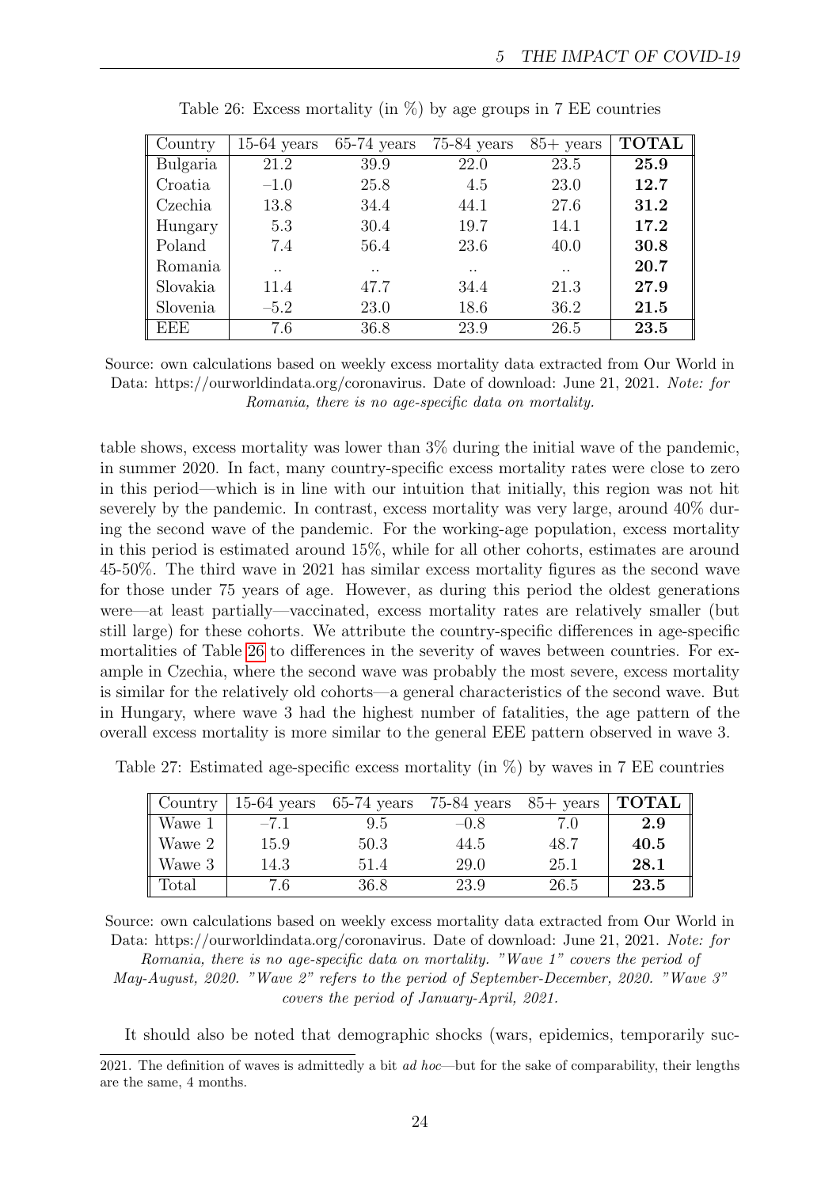Table 26: Excess mortality (in %) by age groups in 7 EE countries

| Country | 15-64 years | 65-74 years | 75-84 years | 85+ years | **TOTAL** |
|---|---|---|---|---|---|
| Bulgaria | 21.2 | 39.9 | 22.0 | 23.5 | **25.9** |
| Croatia | −1.0 | 25.8 | 4.5 | 23.0 | **12.7** |
| Czechia | 13.8 | 34.4 | 44.1 | 27.6 | **31.2** |
| Hungary | 5.3 | 30.4 | 19.7 | 14.1 | **17.2** |
| Poland | 7.4 | 56.4 | 23.6 | 40.0 | **30.8** |
| Romania | .. | .. | .. | .. | **20.7** |
| Slovakia | 11.4 | 47.7 | 34.4 | 21.3 | **27.9** |
| Slovenia | −5.2 | 23.0 | 18.6 | 36.2 | **21.5** |
| EEE | 7.6 | 36.8 | 23.9 | 26.5 | **23.5** |

Source: own calculations based on weekly excess mortality data extracted from Our World in Data: https://ourworldindata.org/coronavirus. Date of download: June 21, 2021. *Note: for Romania, there is no age-specific data on mortality.*

table shows, excess mortality was lower than 3% during the initial wave of the pandemic, in summer 2020. In fact, many country-specific excess mortality rates were close to zero in this period—which is in line with our intuition that initially, this region was not hit severely by the pandemic. In contrast, excess mortality was very large, around 40% during the second wave of the pandemic. For the working-age population, excess mortality in this period is estimated around 15%, while for all other cohorts, estimates are around 45-50%. The third wave in 2021 has similar excess mortality figures as the second wave for those under 75 years of age. However, as during this period the oldest generations were—at least partially—vaccinated, excess mortality rates are relatively smaller (but still large) for these cohorts. We attribute the country-specific differences in age-specific mortalities of Table 26 to differences in the severity of waves between countries. For example in Czechia, where the second wave was probably the most severe, excess mortality is similar for the relatively old cohorts—a general characteristics of the second wave. But in Hungary, where wave 3 had the highest number of fatalities, the age pattern of the overall excess mortality is more similar to the general EEE pattern observed in wave 3.

Table 27: Estimated age-specific excess mortality (in %) by waves in 7 EE countries

| Country | 15-64 years | 65-74 years | 75-84 years | 85+ years | **TOTAL** |
|---|---|---|---|---|---|
| Wawe 1 | −7.1 | 9.5 | −0.8 | 7.0 | **2.9** |
| Wawe 2 | 15.9 | 50.3 | 44.5 | 48.7 | **40.5** |
| Wawe 3 | 14.3 | 51.4 | 29.0 | 25.1 | **28.1** |
| Total | 7.6 | 36.8 | 23.9 | 26.5 | **23.5** |

Source: own calculations based on weekly excess mortality data extracted from Our World in Data: https://ourworldindata.org/coronavirus. Date of download: June 21, 2021. *Note: for Romania, there is no age-specific data on mortality. "Wave 1" covers the period of May-August, 2020. "Wave 2" refers to the period of September-December, 2020. "Wave 3" covers the period of January-April, 2021.*

It should also be noted that demographic shocks (wars, epidemics, temporarily suc-

2021. The definition of waves is admittedly a bit *ad hoc*—but for the sake of comparability, their lengths are the same, 4 months.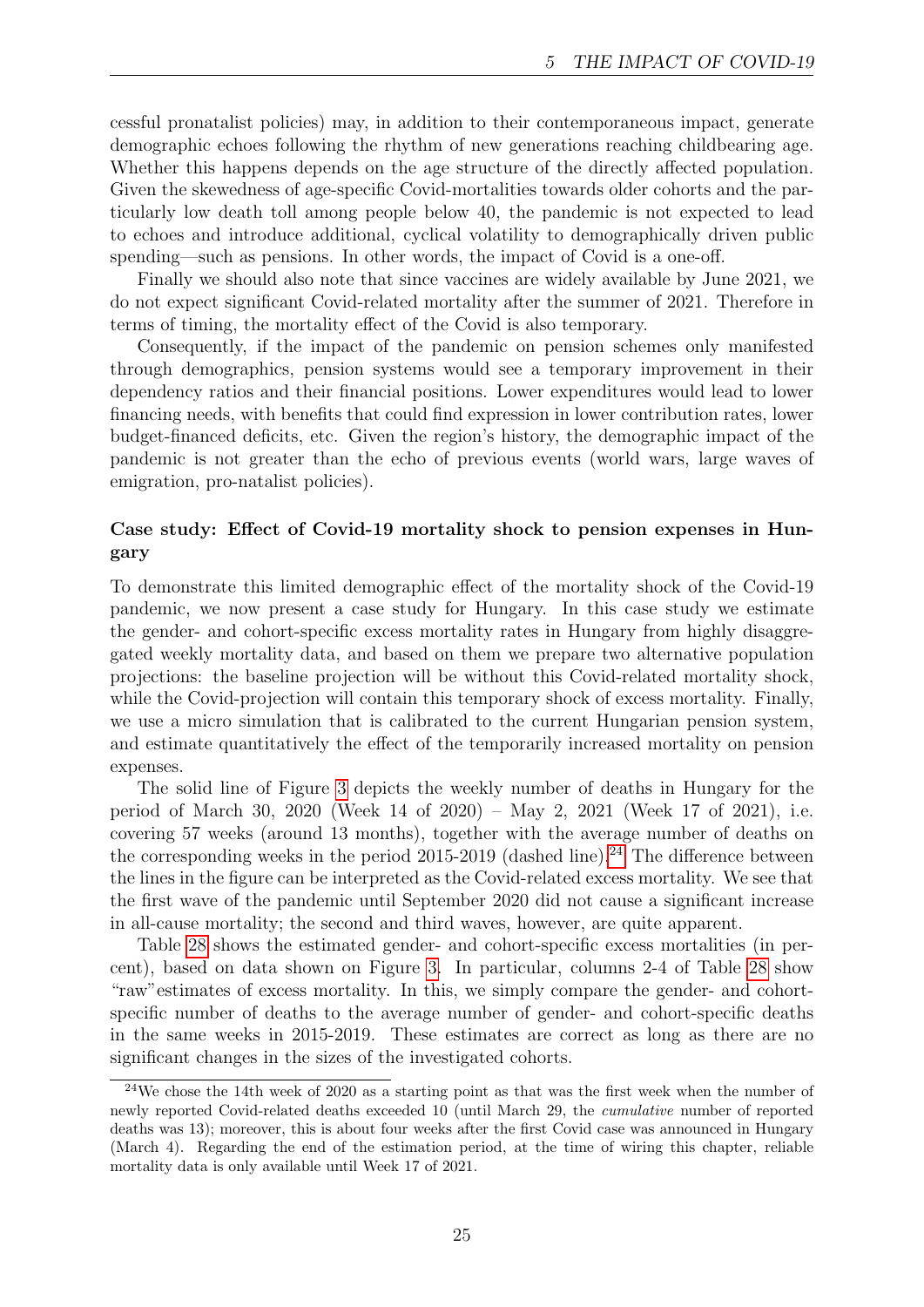cessful pronatalist policies) may, in addition to their contemporaneous impact, generate demographic echoes following the rhythm of new generations reaching childbearing age. Whether this happens depends on the age structure of the directly affected population. Given the skewedness of age-specific Covid-mortalities towards older cohorts and the particularly low death toll among people below 40, the pandemic is not expected to lead to echoes and introduce additional, cyclical volatility to demographically driven public spending—such as pensions. In other words, the impact of Covid is a one-off.

Finally we should also note that since vaccines are widely available by June 2021, we do not expect significant Covid-related mortality after the summer of 2021. Therefore in terms of timing, the mortality effect of the Covid is also temporary.

Consequently, if the impact of the pandemic on pension schemes only manifested through demographics, pension systems would see a temporary improvement in their dependency ratios and their financial positions. Lower expenditures would lead to lower financing needs, with benefits that could find expression in lower contribution rates, lower budget-financed deficits, etc. Given the region's history, the demographic impact of the pandemic is not greater than the echo of previous events (world wars, large waves of emigration, pro-natalist policies).

**Case study: Effect of Covid-19 mortality shock to pension expenses in Hungary**

To demonstrate this limited demographic effect of the mortality shock of the Covid-19 pandemic, we now present a case study for Hungary. In this case study we estimate the gender- and cohort-specific excess mortality rates in Hungary from highly disaggregated weekly mortality data, and based on them we prepare two alternative population projections: the baseline projection will be without this Covid-related mortality shock, while the Covid-projection will contain this temporary shock of excess mortality. Finally, we use a micro simulation that is calibrated to the current Hungarian pension system, and estimate quantitatively the effect of the temporarily increased mortality on pension expenses.

The solid line of Figure 3 depicts the weekly number of deaths in Hungary for the period of March 30, 2020 (Week 14 of 2020) – May 2, 2021 (Week 17 of 2021), i.e. covering 57 weeks (around 13 months), together with the average number of deaths on the corresponding weeks in the period 2015-2019 (dashed line).[24] The difference between the lines in the figure can be interpreted as the Covid-related excess mortality. We see that the first wave of the pandemic until September 2020 did not cause a significant increase in all-cause mortality; the second and third waves, however, are quite apparent.

Table 28 shows the estimated gender- and cohort-specific excess mortalities (in percent), based on data shown on Figure 3. In particular, columns 2-4 of Table 28 show "raw"estimates of excess mortality. In this, we simply compare the gender- and cohort-specific number of deaths to the average number of gender- and cohort-specific deaths in the same weeks in 2015-2019. These estimates are correct as long as there are no significant changes in the sizes of the investigated cohorts.

[24] We chose the 14th week of 2020 as a starting point as that was the first week when the number of newly reported Covid-related deaths exceeded 10 (until March 29, the *cumulative* number of reported deaths was 13); moreover, this is about four weeks after the first Covid case was announced in Hungary (March 4). Regarding the end of the estimation period, at the time of wiring this chapter, reliable mortality data is only available until Week 17 of 2021.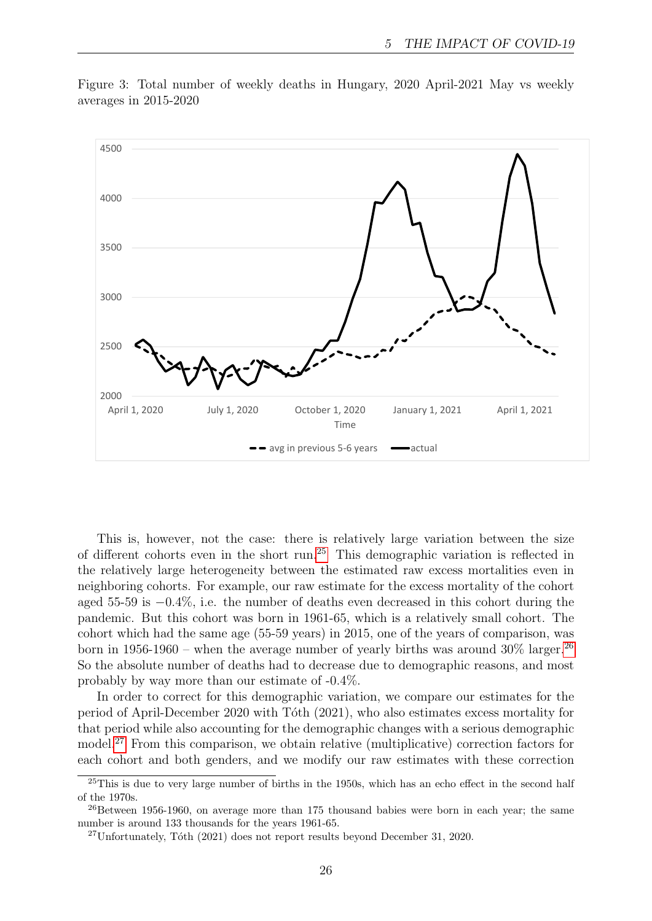Figure 3: Total number of weekly deaths in Hungary, 2020 April-2021 May vs weekly averages in 2015-2020

This is, however, not the case: there is relatively large variation between the size of different cohorts even in the short run.[25] This demographic variation is reflected in the relatively large heterogeneity between the estimated raw excess mortalities even in neighboring cohorts. For example, our raw estimate for the excess mortality of the cohort aged 55-59 is $-0.4\%$, i.e. the number of deaths even decreased in this cohort during the pandemic. But this cohort was born in 1961-65, which is a relatively small cohort. The cohort which had the same age (55-59 years) in 2015, one of the years of comparison, was born in 1956-1960 – when the average number of yearly births was around 30% larger.[26] So the absolute number of deaths had to decrease due to demographic reasons, and most probably by way more than our estimate of -0.4%.

In order to correct for this demographic variation, we compare our estimates for the period of April-December 2020 with Tóth (2021), who also estimates excess mortality for that period while also accounting for the demographic changes with a serious demographic model.[27] From this comparison, we obtain relative (multiplicative) correction factors for each cohort and both genders, and we modify our raw estimates with these correction

[25] This is due to very large number of births in the 1950s, which has an echo effect in the second half of the 1970s.

[26] Between 1956-1960, on average more than 175 thousand babies were born in each year; the same number is around 133 thousands for the years 1961-65.

[27] Unfortunately, Tóth (2021) does not report results beyond December 31, 2020.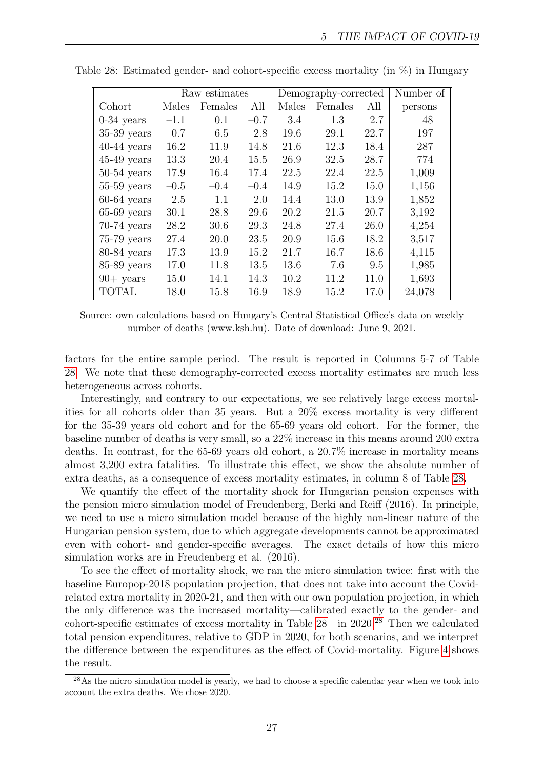Table 28: Estimated gender- and cohort-specific excess mortality (in %) in Hungary

| | Raw estimates | | | Demography-corrected | | | Number of |
|---|---|---|---|---|---|---|---|
| Cohort | Males | Females | All | Males | Females | All | persons |
| 0-34 years | −1.1 | 0.1 | −0.7 | 3.4 | 1.3 | 2.7 | 48 |
| 35-39 years | 0.7 | 6.5 | 2.8 | 19.6 | 29.1 | 22.7 | 197 |
| 40-44 years | 16.2 | 11.9 | 14.8 | 21.6 | 12.3 | 18.4 | 287 |
| 45-49 years | 13.3 | 20.4 | 15.5 | 26.9 | 32.5 | 28.7 | 774 |
| 50-54 years | 17.9 | 16.4 | 17.4 | 22.5 | 22.4 | 22.5 | 1,009 |
| 55-59 years | −0.5 | −0.4 | −0.4 | 14.9 | 15.2 | 15.0 | 1,156 |
| 60-64 years | 2.5 | 1.1 | 2.0 | 14.4 | 13.0 | 13.9 | 1,852 |
| 65-69 years | 30.1 | 28.8 | 29.6 | 20.2 | 21.5 | 20.7 | 3,192 |
| 70-74 years | 28.2 | 30.6 | 29.3 | 24.8 | 27.4 | 26.0 | 4,254 |
| 75-79 years | 27.4 | 20.0 | 23.5 | 20.9 | 15.6 | 18.2 | 3,517 |
| 80-84 years | 17.3 | 13.9 | 15.2 | 21.7 | 16.7 | 18.6 | 4,115 |
| 85-89 years | 17.0 | 11.8 | 13.5 | 13.6 | 7.6 | 9.5 | 1,985 |
| 90+ years | 15.0 | 14.1 | 14.3 | 10.2 | 11.2 | 11.0 | 1,693 |
| TOTAL | 18.0 | 15.8 | 16.9 | 18.9 | 15.2 | 17.0 | 24,078 |

Source: own calculations based on Hungary's Central Statistical Office's data on weekly number of deaths (www.ksh.hu). Date of download: June 9, 2021.

factors for the entire sample period. The result is reported in Columns 5-7 of Table 28. We note that these demography-corrected excess mortality estimates are much less heterogeneous across cohorts.

Interestingly, and contrary to our expectations, we see relatively large excess mortalities for all cohorts older than 35 years. But a 20% excess mortality is very different for the 35-39 years old cohort and for the 65-69 years old cohort. For the former, the baseline number of deaths is very small, so a 22% increase in this means around 200 extra deaths. In contrast, for the 65-69 years old cohort, a 20.7% increase in mortality means almost 3,200 extra fatalities. To illustrate this effect, we show the absolute number of extra deaths, as a consequence of excess mortality estimates, in column 8 of Table 28.

We quantify the effect of the mortality shock for Hungarian pension expenses with the pension micro simulation model of Freudenberg, Berki and Reiff (2016). In principle, we need to use a micro simulation model because of the highly non-linear nature of the Hungarian pension system, due to which aggregate developments cannot be approximated even with cohort- and gender-specific averages. The exact details of how this micro simulation works are in Freudenberg et al. (2016).

To see the effect of mortality shock, we ran the micro simulation twice: first with the baseline Europop-2018 population projection, that does not take into account the Covid-related extra mortality in 2020-21, and then with our own population projection, in which the only difference was the increased mortality—calibrated exactly to the gender- and cohort-specific estimates of excess mortality in Table 28—in 2020.[28] Then we calculated total pension expenditures, relative to GDP in 2020, for both scenarios, and we interpret the difference between the expenditures as the effect of Covid-mortality. Figure 4 shows the result.

[28] As the micro simulation model is yearly, we had to choose a specific calendar year when we took into account the extra deaths. We chose 2020.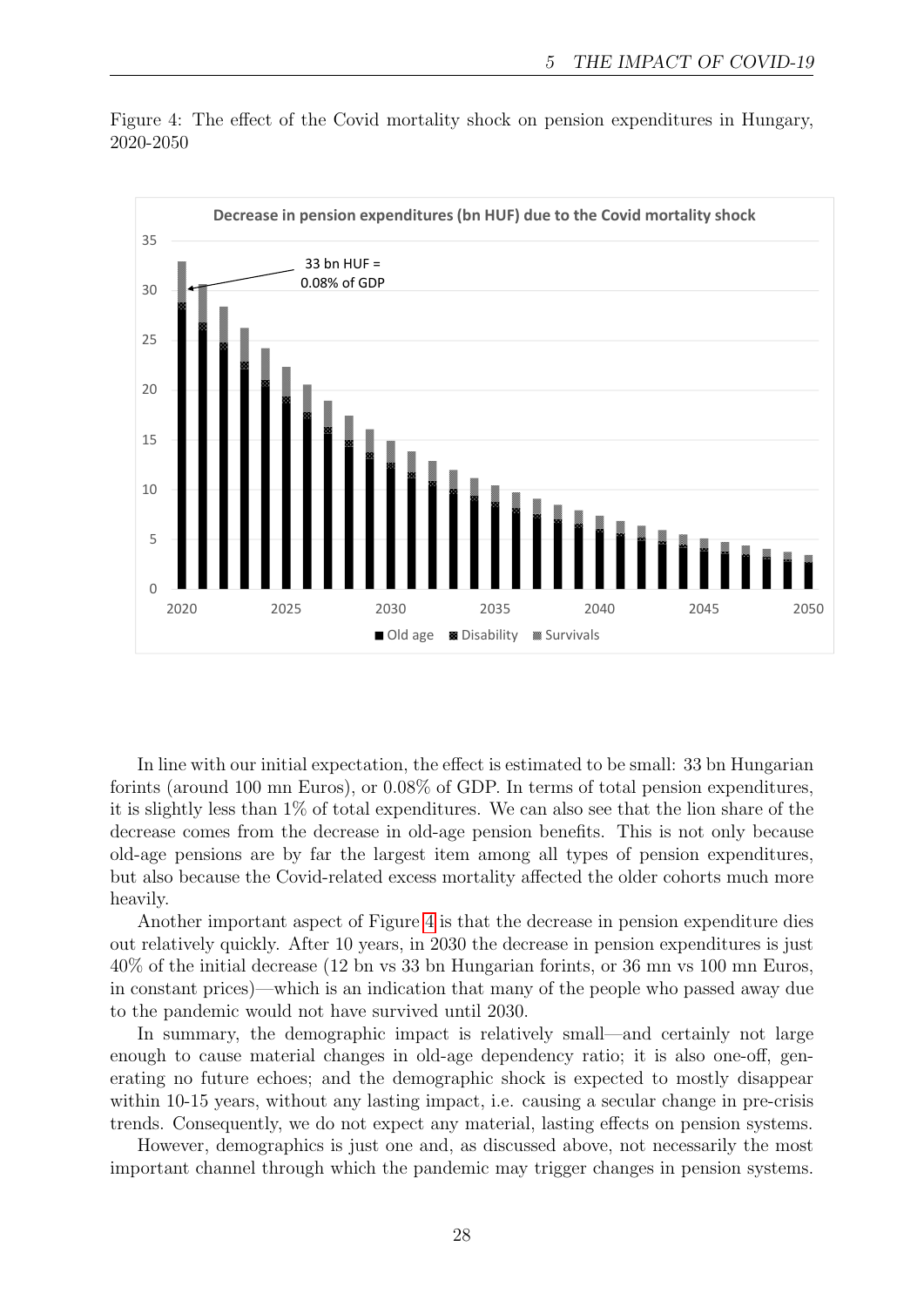Figure 4: The effect of the Covid mortality shock on pension expenditures in Hungary, 2020-2050

In line with our initial expectation, the effect is estimated to be small: 33 bn Hungarian forints (around 100 mn Euros), or 0.08% of GDP. In terms of total pension expenditures, it is slightly less than 1% of total expenditures. We can also see that the lion share of the decrease comes from the decrease in old-age pension benefits. This is not only because old-age pensions are by far the largest item among all types of pension expenditures, but also because the Covid-related excess mortality affected the older cohorts much more heavily.

Another important aspect of Figure 4 is that the decrease in pension expenditure dies out relatively quickly. After 10 years, in 2030 the decrease in pension expenditures is just 40% of the initial decrease (12 bn vs 33 bn Hungarian forints, or 36 mn vs 100 mn Euros, in constant prices)—which is an indication that many of the people who passed away due to the pandemic would not have survived until 2030.

In summary, the demographic impact is relatively small—and certainly not large enough to cause material changes in old-age dependency ratio; it is also one-off, generating no future echoes; and the demographic shock is expected to mostly disappear within 10-15 years, without any lasting impact, i.e. causing a secular change in pre-crisis trends. Consequently, we do not expect any material, lasting effects on pension systems.

However, demographics is just one and, as discussed above, not necessarily the most important channel through which the pandemic may trigger changes in pension systems.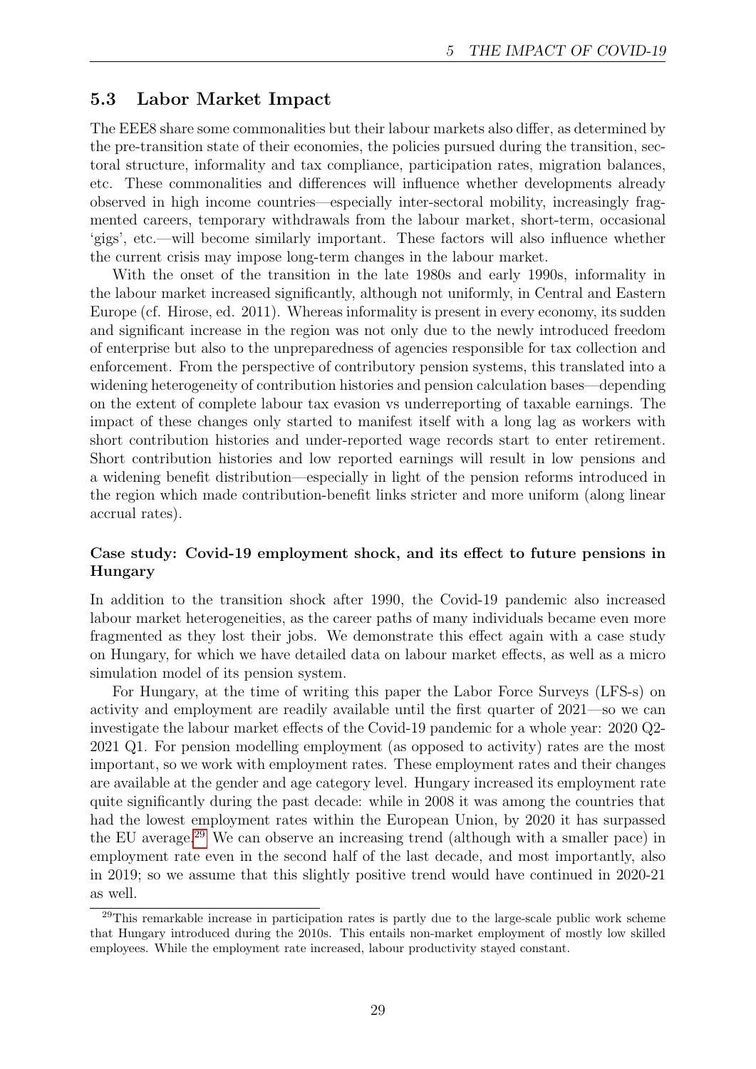## 5.3 Labor Market Impact

The EEE8 share some commonalities but their labour markets also differ, as determined by the pre-transition state of their economies, the policies pursued during the transition, sectoral structure, informality and tax compliance, participation rates, migration balances, etc. These commonalities and differences will influence whether developments already observed in high income countries—especially inter-sectoral mobility, increasingly fragmented careers, temporary withdrawals from the labour market, short-term, occasional 'gigs', etc.—will become similarly important. These factors will also influence whether the current crisis may impose long-term changes in the labour market.

With the onset of the transition in the late 1980s and early 1990s, informality in the labour market increased significantly, although not uniformly, in Central and Eastern Europe (cf. Hirose, ed. 2011). Whereas informality is present in every economy, its sudden and significant increase in the region was not only due to the newly introduced freedom of enterprise but also to the unpreparedness of agencies responsible for tax collection and enforcement. From the perspective of contributory pension systems, this translated into a widening heterogeneity of contribution histories and pension calculation bases—depending on the extent of complete labour tax evasion vs underreporting of taxable earnings. The impact of these changes only started to manifest itself with a long lag as workers with short contribution histories and under-reported wage records start to enter retirement. Short contribution histories and low reported earnings will result in low pensions and a widening benefit distribution—especially in light of the pension reforms introduced in the region which made contribution-benefit links stricter and more uniform (along linear accrual rates).

#### Case study: Covid-19 employment shock, and its effect to future pensions in Hungary

In addition to the transition shock after 1990, the Covid-19 pandemic also increased labour market heterogeneities, as the career paths of many individuals became even more fragmented as they lost their jobs. We demonstrate this effect again with a case study on Hungary, for which we have detailed data on labour market effects, as well as a micro simulation model of its pension system.

For Hungary, at the time of writing this paper the Labor Force Surveys (LFS-s) on activity and employment are readily available until the first quarter of 2021—so we can investigate the labour market effects of the Covid-19 pandemic for a whole year: 2020 Q2-2021 Q1. For pension modelling employment (as opposed to activity) rates are the most important, so we work with employment rates. These employment rates and their changes are available at the gender and age category level. Hungary increased its employment rate quite significantly during the past decade: while in 2008 it was among the countries that had the lowest employment rates within the European Union, by 2020 it has surpassed the EU average.[29] We can observe an increasing trend (although with a smaller pace) in employment rate even in the second half of the last decade, and most importantly, also in 2019; so we assume that this slightly positive trend would have continued in 2020-21 as well.

[29] This remarkable increase in participation rates is partly due to the large-scale public work scheme that Hungary introduced during the 2010s. This entails non-market employment of mostly low skilled employees. While the employment rate increased, labour productivity stayed constant.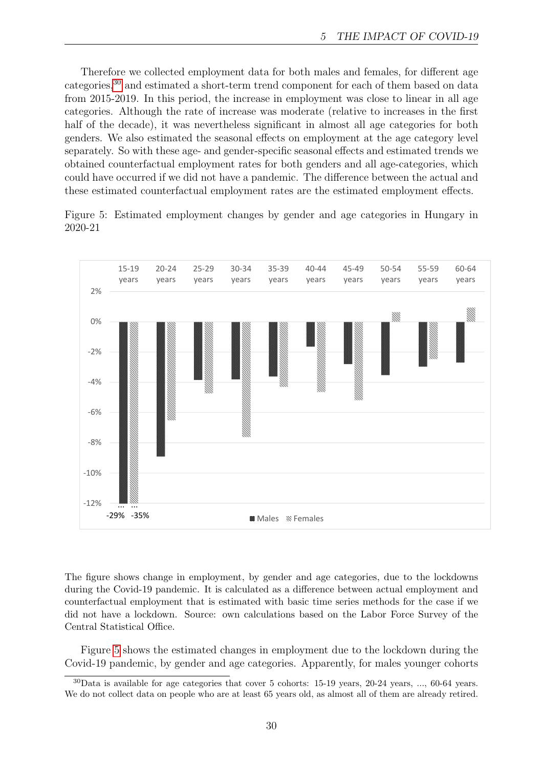Therefore we collected employment data for both males and females, for different age categories,[30] and estimated a short-term trend component for each of them based on data from 2015-2019. In this period, the increase in employment was close to linear in all age categories. Although the rate of increase was moderate (relative to increases in the first half of the decade), it was nevertheless significant in almost all age categories for both genders. We also estimated the seasonal effects on employment at the age category level separately. So with these age- and gender-specific seasonal effects and estimated trends we obtained counterfactual employment rates for both genders and all age-categories, which could have occurred if we did not have a pandemic. The difference between the actual and these estimated counterfactual employment rates are the estimated employment effects.

Figure 5: Estimated employment changes by gender and age categories in Hungary in 2020-21

The figure shows change in employment, by gender and age categories, due to the lockdowns during the Covid-19 pandemic. It is calculated as a difference between actual employment and counterfactual employment that is estimated with basic time series methods for the case if we did not have a lockdown. Source: own calculations based on the Labor Force Survey of the Central Statistical Office.

Figure 5 shows the estimated changes in employment due to the lockdown during the Covid-19 pandemic, by gender and age categories. Apparently, for males younger cohorts

[30] Data is available for age categories that cover 5 cohorts: 15-19 years, 20-24 years, ..., 60-64 years. We do not collect data on people who are at least 65 years old, as almost all of them are already retired.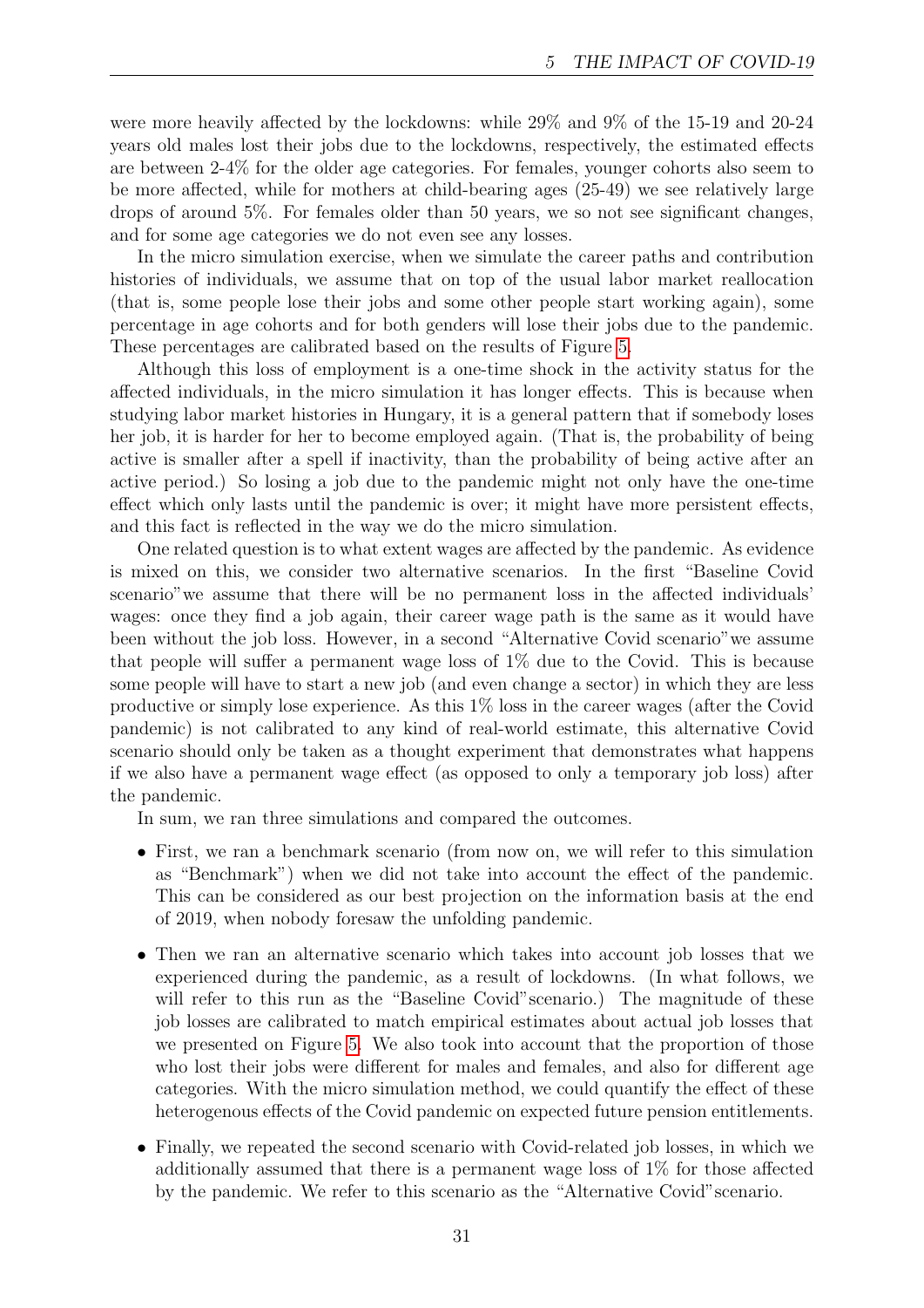were more heavily affected by the lockdowns: while 29% and 9% of the 15-19 and 20-24 years old males lost their jobs due to the lockdowns, respectively, the estimated effects are between 2-4% for the older age categories. For females, younger cohorts also seem to be more affected, while for mothers at child-bearing ages (25-49) we see relatively large drops of around 5%. For females older than 50 years, we so not see significant changes, and for some age categories we do not even see any losses.

In the micro simulation exercise, when we simulate the career paths and contribution histories of individuals, we assume that on top of the usual labor market reallocation (that is, some people lose their jobs and some other people start working again), some percentage in age cohorts and for both genders will lose their jobs due to the pandemic. These percentages are calibrated based on the results of Figure 5.

Although this loss of employment is a one-time shock in the activity status for the affected individuals, in the micro simulation it has longer effects. This is because when studying labor market histories in Hungary, it is a general pattern that if somebody loses her job, it is harder for her to become employed again. (That is, the probability of being active is smaller after a spell if inactivity, than the probability of being active after an active period.) So losing a job due to the pandemic might not only have the one-time effect which only lasts until the pandemic is over; it might have more persistent effects, and this fact is reflected in the way we do the micro simulation.

One related question is to what extent wages are affected by the pandemic. As evidence is mixed on this, we consider two alternative scenarios. In the first "Baseline Covid scenario"we assume that there will be no permanent loss in the affected individuals' wages: once they find a job again, their career wage path is the same as it would have been without the job loss. However, in a second "Alternative Covid scenario"we assume that people will suffer a permanent wage loss of 1% due to the Covid. This is because some people will have to start a new job (and even change a sector) in which they are less productive or simply lose experience. As this 1% loss in the career wages (after the Covid pandemic) is not calibrated to any kind of real-world estimate, this alternative Covid scenario should only be taken as a thought experiment that demonstrates what happens if we also have a permanent wage effect (as opposed to only a temporary job loss) after the pandemic.

In sum, we ran three simulations and compared the outcomes.

- First, we ran a benchmark scenario (from now on, we will refer to this simulation as "Benchmark") when we did not take into account the effect of the pandemic. This can be considered as our best projection on the information basis at the end of 2019, when nobody foresaw the unfolding pandemic.
- Then we ran an alternative scenario which takes into account job losses that we experienced during the pandemic, as a result of lockdowns. (In what follows, we will refer to this run as the "Baseline Covid"scenario.) The magnitude of these job losses are calibrated to match empirical estimates about actual job losses that we presented on Figure 5. We also took into account that the proportion of those who lost their jobs were different for males and females, and also for different age categories. With the micro simulation method, we could quantify the effect of these heterogenous effects of the Covid pandemic on expected future pension entitlements.
- Finally, we repeated the second scenario with Covid-related job losses, in which we additionally assumed that there is a permanent wage loss of 1% for those affected by the pandemic. We refer to this scenario as the "Alternative Covid"scenario.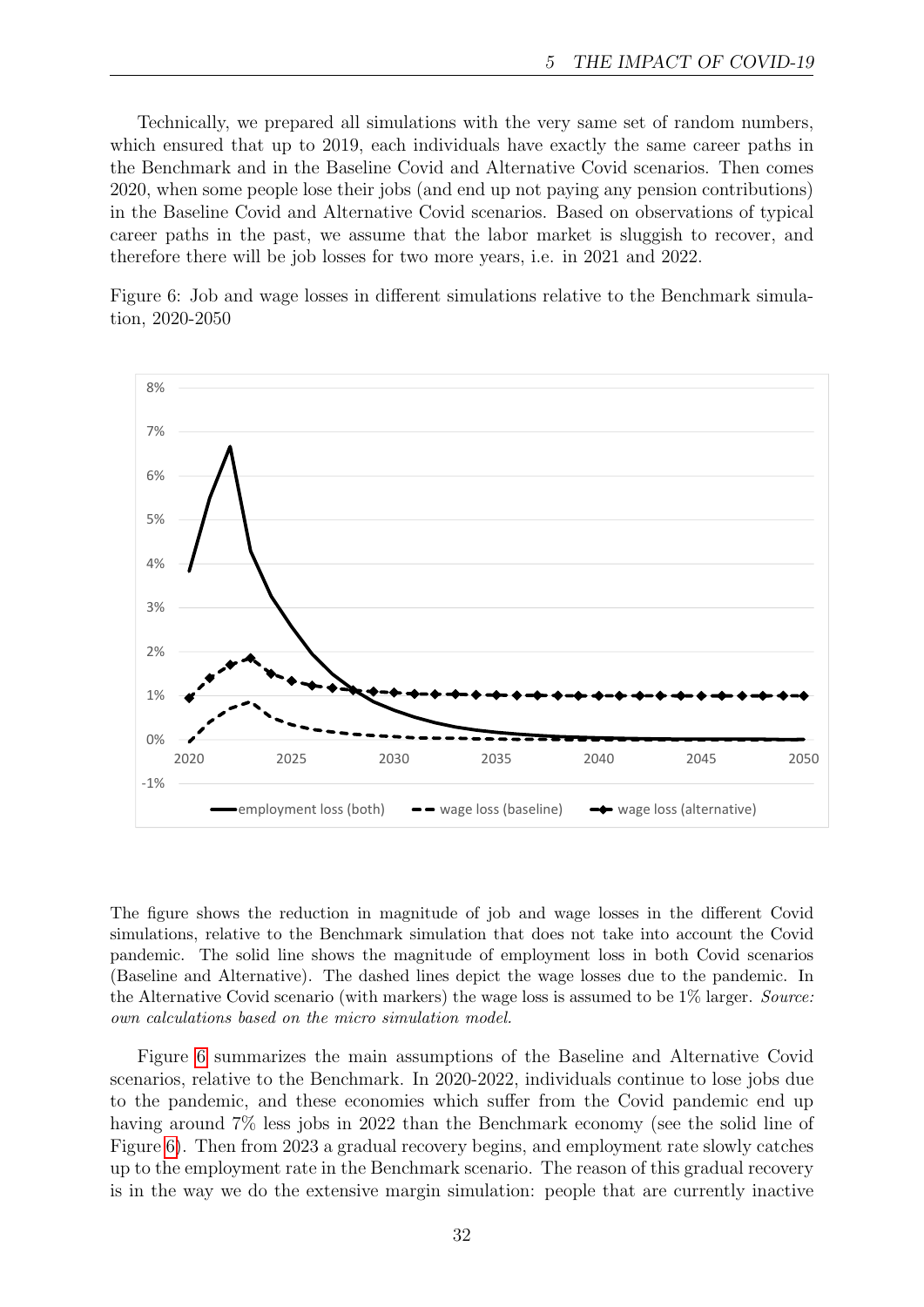Technically, we prepared all simulations with the very same set of random numbers, which ensured that up to 2019, each individuals have exactly the same career paths in the Benchmark and in the Baseline Covid and Alternative Covid scenarios. Then comes 2020, when some people lose their jobs (and end up not paying any pension contributions) in the Baseline Covid and Alternative Covid scenarios. Based on observations of typical career paths in the past, we assume that the labor market is sluggish to recover, and therefore there will be job losses for two more years, i.e. in 2021 and 2022.

Figure 6: Job and wage losses in different simulations relative to the Benchmark simulation, 2020-2050

The figure shows the reduction in magnitude of job and wage losses in the different Covid simulations, relative to the Benchmark simulation that does not take into account the Covid pandemic. The solid line shows the magnitude of employment loss in both Covid scenarios (Baseline and Alternative). The dashed lines depict the wage losses due to the pandemic. In the Alternative Covid scenario (with markers) the wage loss is assumed to be 1% larger. *Source: own calculations based on the micro simulation model.*

Figure 6 summarizes the main assumptions of the Baseline and Alternative Covid scenarios, relative to the Benchmark. In 2020-2022, individuals continue to lose jobs due to the pandemic, and these economies which suffer from the Covid pandemic end up having around 7% less jobs in 2022 than the Benchmark economy (see the solid line of Figure 6). Then from 2023 a gradual recovery begins, and employment rate slowly catches up to the employment rate in the Benchmark scenario. The reason of this gradual recovery is in the way we do the extensive margin simulation: people that are currently inactive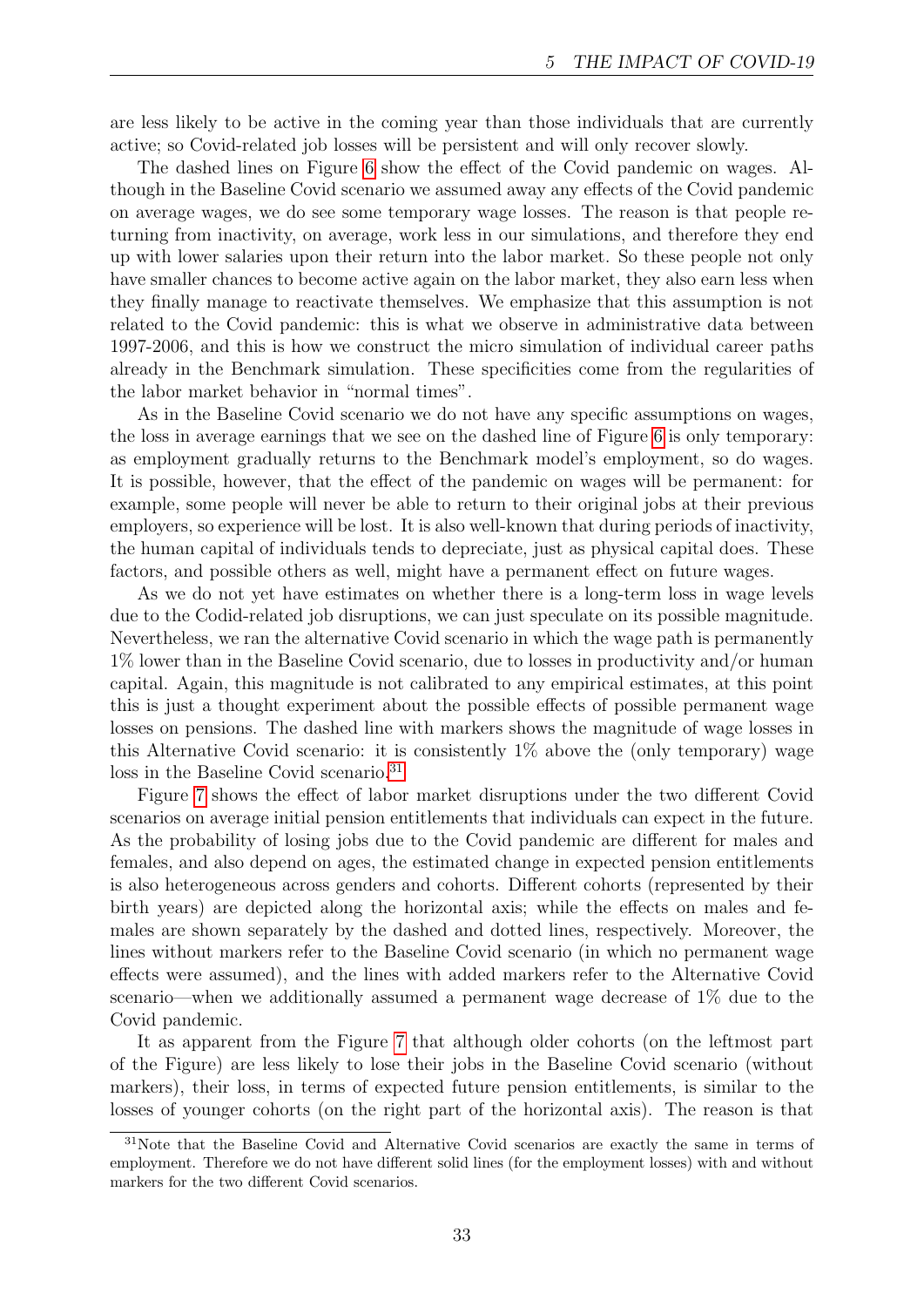are less likely to be active in the coming year than those individuals that are currently active; so Covid-related job losses will be persistent and will only recover slowly.

The dashed lines on Figure 6 show the effect of the Covid pandemic on wages. Although in the Baseline Covid scenario we assumed away any effects of the Covid pandemic on average wages, we do see some temporary wage losses. The reason is that people returning from inactivity, on average, work less in our simulations, and therefore they end up with lower salaries upon their return into the labor market. So these people not only have smaller chances to become active again on the labor market, they also earn less when they finally manage to reactivate themselves. We emphasize that this assumption is not related to the Covid pandemic: this is what we observe in administrative data between 1997-2006, and this is how we construct the micro simulation of individual career paths already in the Benchmark simulation. These specificities come from the regularities of the labor market behavior in "normal times".

As in the Baseline Covid scenario we do not have any specific assumptions on wages, the loss in average earnings that we see on the dashed line of Figure 6 is only temporary: as employment gradually returns to the Benchmark model's employment, so do wages. It is possible, however, that the effect of the pandemic on wages will be permanent: for example, some people will never be able to return to their original jobs at their previous employers, so experience will be lost. It is also well-known that during periods of inactivity, the human capital of individuals tends to depreciate, just as physical capital does. These factors, and possible others as well, might have a permanent effect on future wages.

As we do not yet have estimates on whether there is a long-term loss in wage levels due to the Codid-related job disruptions, we can just speculate on its possible magnitude. Nevertheless, we ran the alternative Covid scenario in which the wage path is permanently 1% lower than in the Baseline Covid scenario, due to losses in productivity and/or human capital. Again, this magnitude is not calibrated to any empirical estimates, at this point this is just a thought experiment about the possible effects of possible permanent wage losses on pensions. The dashed line with markers shows the magnitude of wage losses in this Alternative Covid scenario: it is consistently 1% above the (only temporary) wage loss in the Baseline Covid scenario.[31]

Figure 7 shows the effect of labor market disruptions under the two different Covid scenarios on average initial pension entitlements that individuals can expect in the future. As the probability of losing jobs due to the Covid pandemic are different for males and females, and also depend on ages, the estimated change in expected pension entitlements is also heterogeneous across genders and cohorts. Different cohorts (represented by their birth years) are depicted along the horizontal axis; while the effects on males and females are shown separately by the dashed and dotted lines, respectively. Moreover, the lines without markers refer to the Baseline Covid scenario (in which no permanent wage effects were assumed), and the lines with added markers refer to the Alternative Covid scenario—when we additionally assumed a permanent wage decrease of 1% due to the Covid pandemic.

It as apparent from the Figure 7 that although older cohorts (on the leftmost part of the Figure) are less likely to lose their jobs in the Baseline Covid scenario (without markers), their loss, in terms of expected future pension entitlements, is similar to the losses of younger cohorts (on the right part of the horizontal axis). The reason is that

[31] Note that the Baseline Covid and Alternative Covid scenarios are exactly the same in terms of employment. Therefore we do not have different solid lines (for the employment losses) with and without markers for the two different Covid scenarios.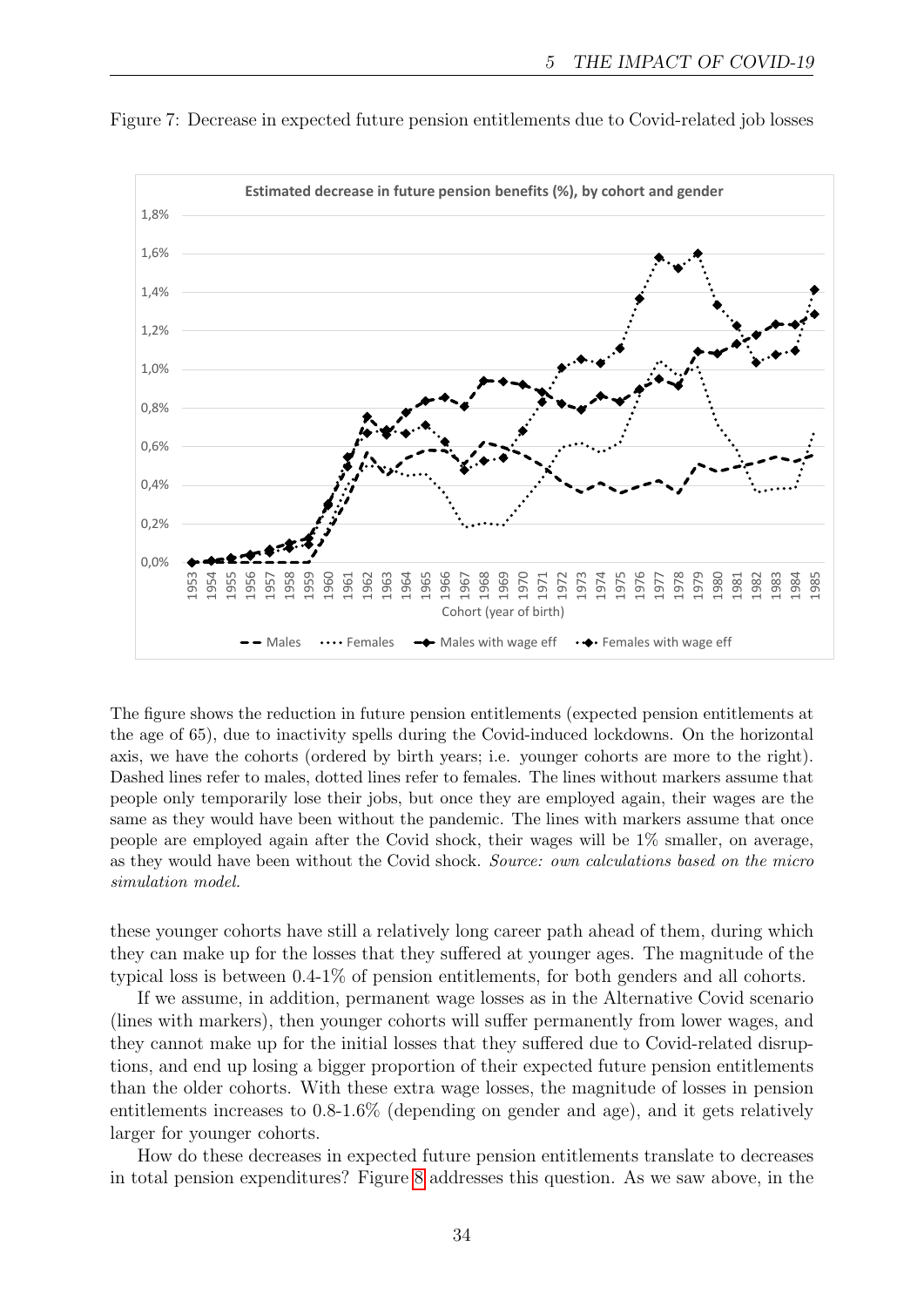Figure 7: Decrease in expected future pension entitlements due to Covid-related job losses

The figure shows the reduction in future pension entitlements (expected pension entitlements at the age of 65), due to inactivity spells during the Covid-induced lockdowns. On the horizontal axis, we have the cohorts (ordered by birth years; i.e. younger cohorts are more to the right). Dashed lines refer to males, dotted lines refer to females. The lines without markers assume that people only temporarily lose their jobs, but once they are employed again, their wages are the same as they would have been without the pandemic. The lines with markers assume that once people are employed again after the Covid shock, their wages will be 1% smaller, on average, as they would have been without the Covid shock. *Source: own calculations based on the micro simulation model.*

these younger cohorts have still a relatively long career path ahead of them, during which they can make up for the losses that they suffered at younger ages. The magnitude of the typical loss is between 0.4-1% of pension entitlements, for both genders and all cohorts.

If we assume, in addition, permanent wage losses as in the Alternative Covid scenario (lines with markers), then younger cohorts will suffer permanently from lower wages, and they cannot make up for the initial losses that they suffered due to Covid-related disruptions, and end up losing a bigger proportion of their expected future pension entitlements than the older cohorts. With these extra wage losses, the magnitude of losses in pension entitlements increases to 0.8-1.6% (depending on gender and age), and it gets relatively larger for younger cohorts.

How do these decreases in expected future pension entitlements translate to decreases in total pension expenditures? Figure 8 addresses this question. As we saw above, in the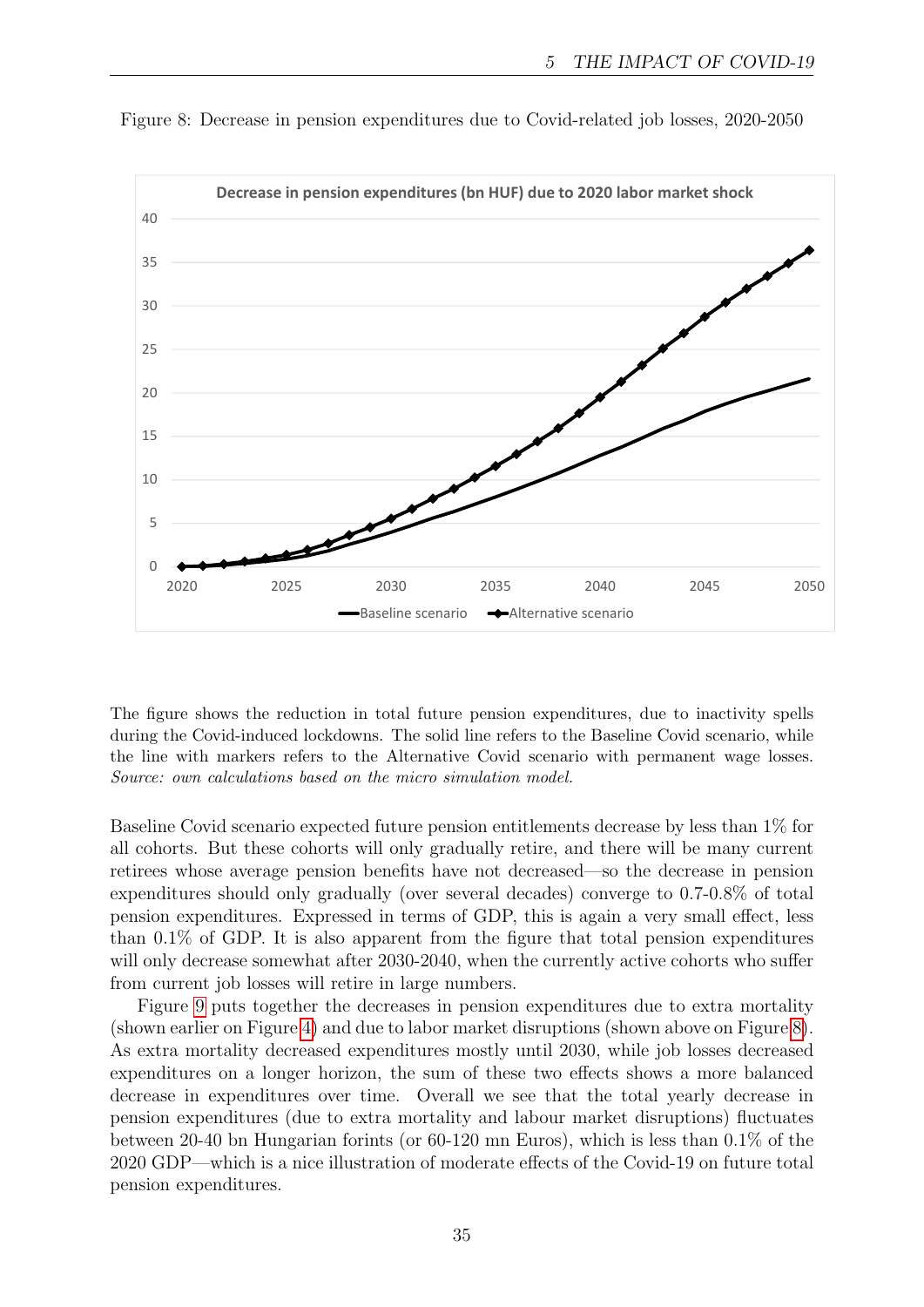Figure 8: Decrease in pension expenditures due to Covid-related job losses, 2020-2050

The figure shows the reduction in total future pension expenditures, due to inactivity spells during the Covid-induced lockdowns. The solid line refers to the Baseline Covid scenario, while the line with markers refers to the Alternative Covid scenario with permanent wage losses. *Source: own calculations based on the micro simulation model.*

Baseline Covid scenario expected future pension entitlements decrease by less than 1% for all cohorts. But these cohorts will only gradually retire, and there will be many current retirees whose average pension benefits have not decreased—so the decrease in pension expenditures should only gradually (over several decades) converge to 0.7-0.8% of total pension expenditures. Expressed in terms of GDP, this is again a very small effect, less than 0.1% of GDP. It is also apparent from the figure that total pension expenditures will only decrease somewhat after 2030-2040, when the currently active cohorts who suffer from current job losses will retire in large numbers.

Figure 9 puts together the decreases in pension expenditures due to extra mortality (shown earlier on Figure 4) and due to labor market disruptions (shown above on Figure 8). As extra mortality decreased expenditures mostly until 2030, while job losses decreased expenditures on a longer horizon, the sum of these two effects shows a more balanced decrease in expenditures over time. Overall we see that the total yearly decrease in pension expenditures (due to extra mortality and labour market disruptions) fluctuates between 20-40 bn Hungarian forints (or 60-120 mn Euros), which is less than 0.1% of the 2020 GDP—which is a nice illustration of moderate effects of the Covid-19 on future total pension expenditures.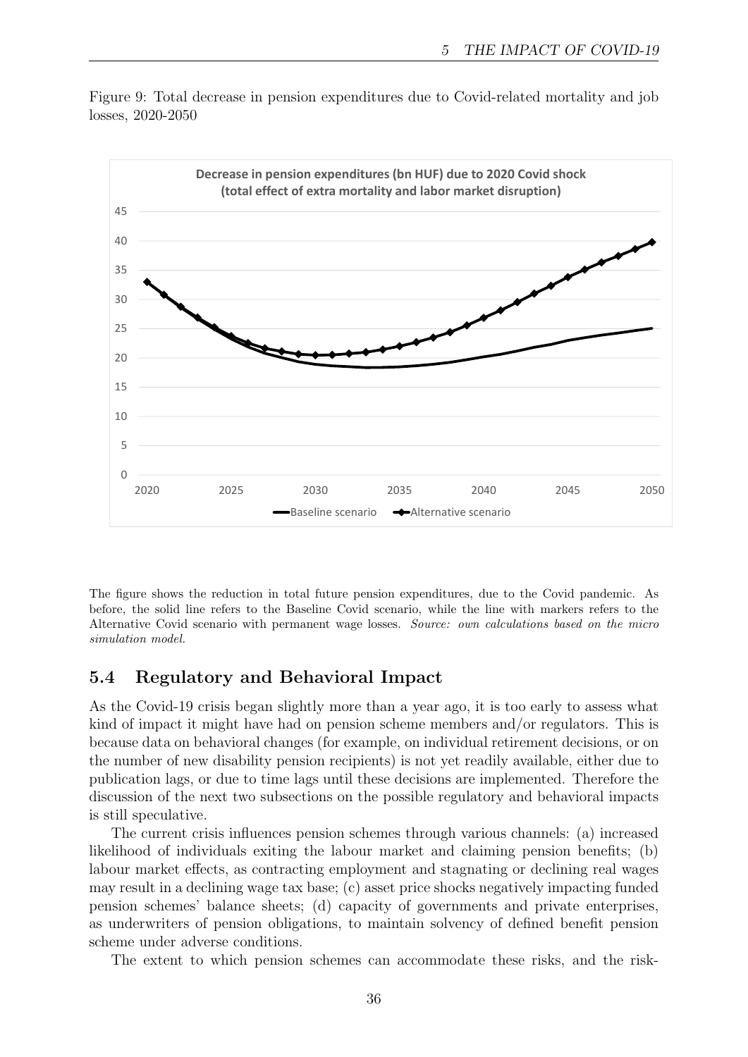Figure 9: Total decrease in pension expenditures due to Covid-related mortality and job losses, 2020-2050

The figure shows the reduction in total future pension expenditures, due to the Covid pandemic. As before, the solid line refers to the Baseline Covid scenario, while the line with markers refers to the Alternative Covid scenario with permanent wage losses. *Source: own calculations based on the micro simulation model.*

## 5.4 Regulatory and Behavioral Impact

As the Covid-19 crisis began slightly more than a year ago, it is too early to assess what kind of impact it might have had on pension scheme members and/or regulators. This is because data on behavioral changes (for example, on individual retirement decisions, or on the number of new disability pension recipients) is not yet readily available, either due to publication lags, or due to time lags until these decisions are implemented. Therefore the discussion of the next two subsections on the possible regulatory and behavioral impacts is still speculative.

The current crisis influences pension schemes through various channels: (a) increased likelihood of individuals exiting the labour market and claiming pension benefits; (b) labour market effects, as contracting employment and stagnating or declining real wages may result in a declining wage tax base; (c) asset price shocks negatively impacting funded pension schemes' balance sheets; (d) capacity of governments and private enterprises, as underwriters of pension obligations, to maintain solvency of defined benefit pension scheme under adverse conditions.

The extent to which pension schemes can accommodate these risks, and the risk-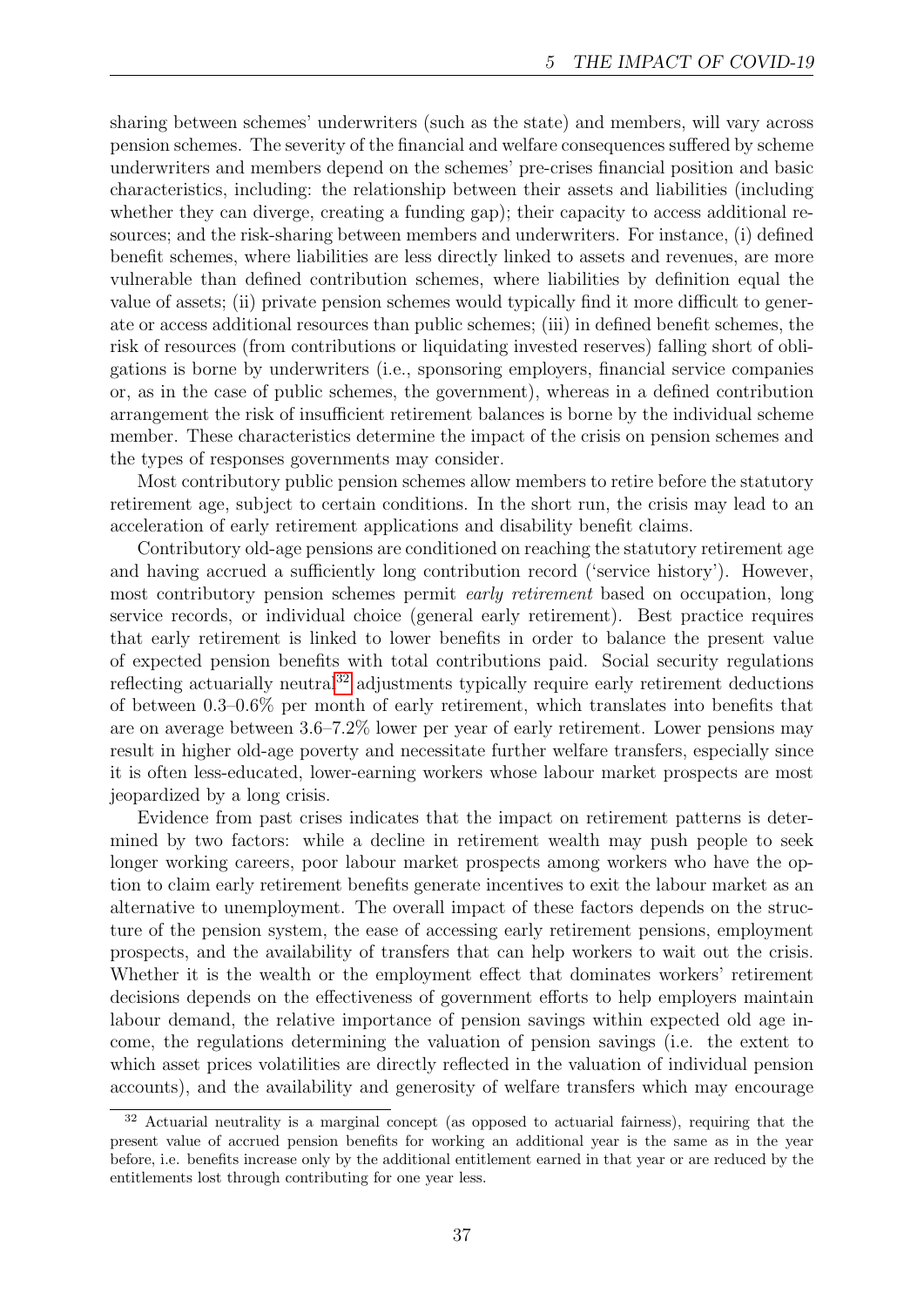sharing between schemes' underwriters (such as the state) and members, will vary across pension schemes. The severity of the financial and welfare consequences suffered by scheme underwriters and members depend on the schemes' pre-crises financial position and basic characteristics, including: the relationship between their assets and liabilities (including whether they can diverge, creating a funding gap); their capacity to access additional resources; and the risk-sharing between members and underwriters. For instance, (i) defined benefit schemes, where liabilities are less directly linked to assets and revenues, are more vulnerable than defined contribution schemes, where liabilities by definition equal the value of assets; (ii) private pension schemes would typically find it more difficult to generate or access additional resources than public schemes; (iii) in defined benefit schemes, the risk of resources (from contributions or liquidating invested reserves) falling short of obligations is borne by underwriters (i.e., sponsoring employers, financial service companies or, as in the case of public schemes, the government), whereas in a defined contribution arrangement the risk of insufficient retirement balances is borne by the individual scheme member. These characteristics determine the impact of the crisis on pension schemes and the types of responses governments may consider.

Most contributory public pension schemes allow members to retire before the statutory retirement age, subject to certain conditions. In the short run, the crisis may lead to an acceleration of early retirement applications and disability benefit claims.

Contributory old-age pensions are conditioned on reaching the statutory retirement age and having accrued a sufficiently long contribution record ('service history'). However, most contributory pension schemes permit *early retirement* based on occupation, long service records, or individual choice (general early retirement). Best practice requires that early retirement is linked to lower benefits in order to balance the present value of expected pension benefits with total contributions paid. Social security regulations reflecting actuarially neutral[32] adjustments typically require early retirement deductions of between 0.3–0.6% per month of early retirement, which translates into benefits that are on average between 3.6–7.2% lower per year of early retirement. Lower pensions may result in higher old-age poverty and necessitate further welfare transfers, especially since it is often less-educated, lower-earning workers whose labour market prospects are most jeopardized by a long crisis.

Evidence from past crises indicates that the impact on retirement patterns is determined by two factors: while a decline in retirement wealth may push people to seek longer working careers, poor labour market prospects among workers who have the option to claim early retirement benefits generate incentives to exit the labour market as an alternative to unemployment. The overall impact of these factors depends on the structure of the pension system, the ease of accessing early retirement pensions, employment prospects, and the availability of transfers that can help workers to wait out the crisis. Whether it is the wealth or the employment effect that dominates workers' retirement decisions depends on the effectiveness of government efforts to help employers maintain labour demand, the relative importance of pension savings within expected old age income, the regulations determining the valuation of pension savings (i.e. the extent to which asset prices volatilities are directly reflected in the valuation of individual pension accounts), and the availability and generosity of welfare transfers which may encourage

[32] Actuarial neutrality is a marginal concept (as opposed to actuarial fairness), requiring that the present value of accrued pension benefits for working an additional year is the same as in the year before, i.e. benefits increase only by the additional entitlement earned in that year or are reduced by the entitlements lost through contributing for one year less.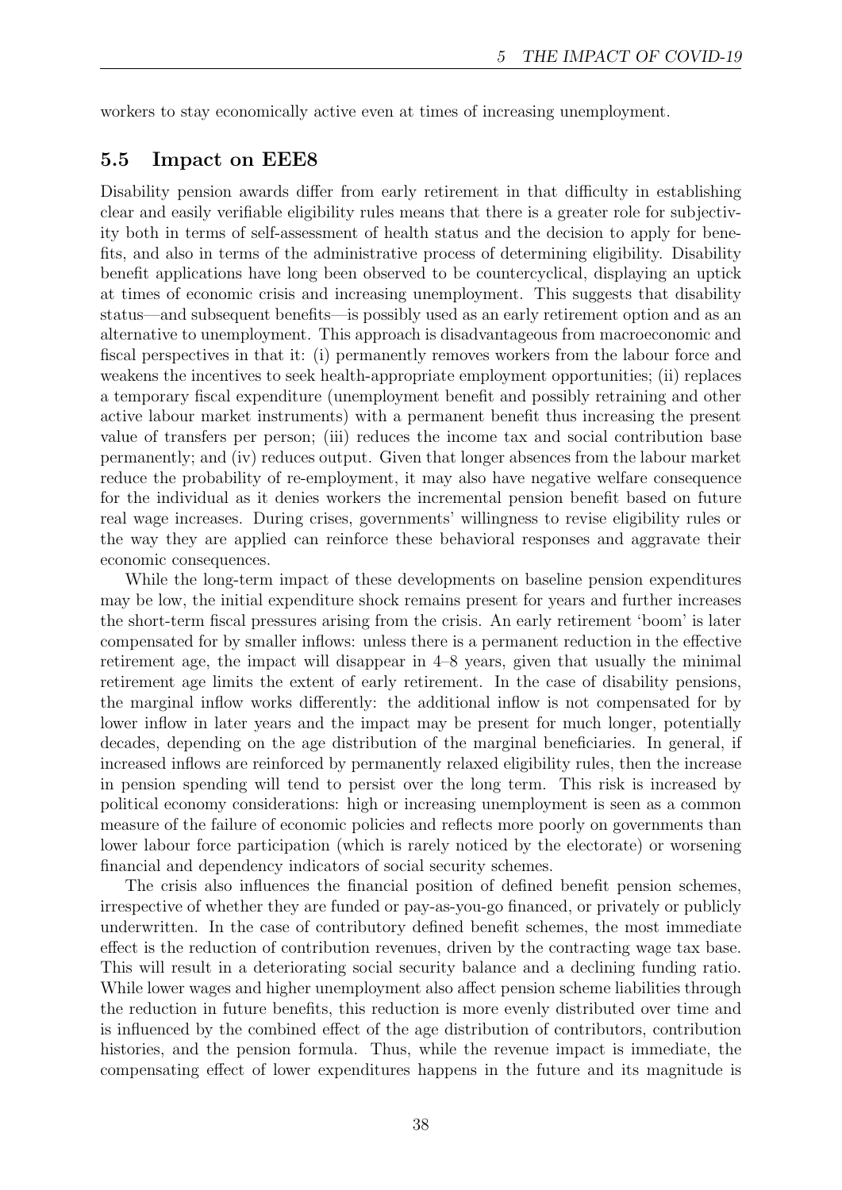workers to stay economically active even at times of increasing unemployment.

## 5.5 Impact on EEE8

Disability pension awards differ from early retirement in that difficulty in establishing clear and easily verifiable eligibility rules means that there is a greater role for subjectivity both in terms of self-assessment of health status and the decision to apply for benefits, and also in terms of the administrative process of determining eligibility. Disability benefit applications have long been observed to be countercyclical, displaying an uptick at times of economic crisis and increasing unemployment. This suggests that disability status—and subsequent benefits—is possibly used as an early retirement option and as an alternative to unemployment. This approach is disadvantageous from macroeconomic and fiscal perspectives in that it: (i) permanently removes workers from the labour force and weakens the incentives to seek health-appropriate employment opportunities; (ii) replaces a temporary fiscal expenditure (unemployment benefit and possibly retraining and other active labour market instruments) with a permanent benefit thus increasing the present value of transfers per person; (iii) reduces the income tax and social contribution base permanently; and (iv) reduces output. Given that longer absences from the labour market reduce the probability of re-employment, it may also have negative welfare consequence for the individual as it denies workers the incremental pension benefit based on future real wage increases. During crises, governments' willingness to revise eligibility rules or the way they are applied can reinforce these behavioral responses and aggravate their economic consequences.

While the long-term impact of these developments on baseline pension expenditures may be low, the initial expenditure shock remains present for years and further increases the short-term fiscal pressures arising from the crisis. An early retirement 'boom' is later compensated for by smaller inflows: unless there is a permanent reduction in the effective retirement age, the impact will disappear in 4–8 years, given that usually the minimal retirement age limits the extent of early retirement. In the case of disability pensions, the marginal inflow works differently: the additional inflow is not compensated for by lower inflow in later years and the impact may be present for much longer, potentially decades, depending on the age distribution of the marginal beneficiaries. In general, if increased inflows are reinforced by permanently relaxed eligibility rules, then the increase in pension spending will tend to persist over the long term. This risk is increased by political economy considerations: high or increasing unemployment is seen as a common measure of the failure of economic policies and reflects more poorly on governments than lower labour force participation (which is rarely noticed by the electorate) or worsening financial and dependency indicators of social security schemes.

The crisis also influences the financial position of defined benefit pension schemes, irrespective of whether they are funded or pay-as-you-go financed, or privately or publicly underwritten. In the case of contributory defined benefit schemes, the most immediate effect is the reduction of contribution revenues, driven by the contracting wage tax base. This will result in a deteriorating social security balance and a declining funding ratio. While lower wages and higher unemployment also affect pension scheme liabilities through the reduction in future benefits, this reduction is more evenly distributed over time and is influenced by the combined effect of the age distribution of contributors, contribution histories, and the pension formula. Thus, while the revenue impact is immediate, the compensating effect of lower expenditures happens in the future and its magnitude is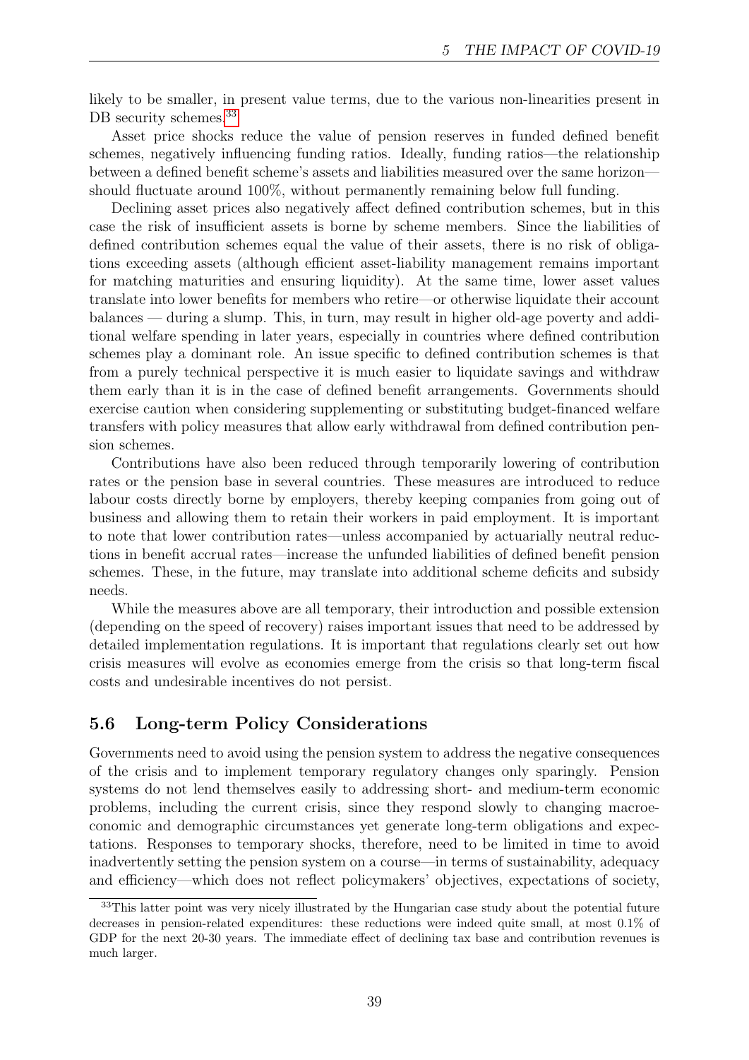likely to be smaller, in present value terms, due to the various non-linearities present in DB security schemes.[33]

Asset price shocks reduce the value of pension reserves in funded defined benefit schemes, negatively influencing funding ratios. Ideally, funding ratios—the relationship between a defined benefit scheme's assets and liabilities measured over the same horizon—should fluctuate around 100%, without permanently remaining below full funding.

Declining asset prices also negatively affect defined contribution schemes, but in this case the risk of insufficient assets is borne by scheme members. Since the liabilities of defined contribution schemes equal the value of their assets, there is no risk of obligations exceeding assets (although efficient asset-liability management remains important for matching maturities and ensuring liquidity). At the same time, lower asset values translate into lower benefits for members who retire—or otherwise liquidate their account balances — during a slump. This, in turn, may result in higher old-age poverty and additional welfare spending in later years, especially in countries where defined contribution schemes play a dominant role. An issue specific to defined contribution schemes is that from a purely technical perspective it is much easier to liquidate savings and withdraw them early than it is in the case of defined benefit arrangements. Governments should exercise caution when considering supplementing or substituting budget-financed welfare transfers with policy measures that allow early withdrawal from defined contribution pension schemes.

Contributions have also been reduced through temporarily lowering of contribution rates or the pension base in several countries. These measures are introduced to reduce labour costs directly borne by employers, thereby keeping companies from going out of business and allowing them to retain their workers in paid employment. It is important to note that lower contribution rates—unless accompanied by actuarially neutral reductions in benefit accrual rates—increase the unfunded liabilities of defined benefit pension schemes. These, in the future, may translate into additional scheme deficits and subsidy needs.

While the measures above are all temporary, their introduction and possible extension (depending on the speed of recovery) raises important issues that need to be addressed by detailed implementation regulations. It is important that regulations clearly set out how crisis measures will evolve as economies emerge from the crisis so that long-term fiscal costs and undesirable incentives do not persist.

## 5.6 Long-term Policy Considerations

Governments need to avoid using the pension system to address the negative consequences of the crisis and to implement temporary regulatory changes only sparingly. Pension systems do not lend themselves easily to addressing short- and medium-term economic problems, including the current crisis, since they respond slowly to changing macroeconomic and demographic circumstances yet generate long-term obligations and expectations. Responses to temporary shocks, therefore, need to be limited in time to avoid inadvertently setting the pension system on a course—in terms of sustainability, adequacy and efficiency—which does not reflect policymakers' objectives, expectations of society,

---

[33] This latter point was very nicely illustrated by the Hungarian case study about the potential future decreases in pension-related expenditures: these reductions were indeed quite small, at most 0.1% of GDP for the next 20-30 years. The immediate effect of declining tax base and contribution revenues is much larger.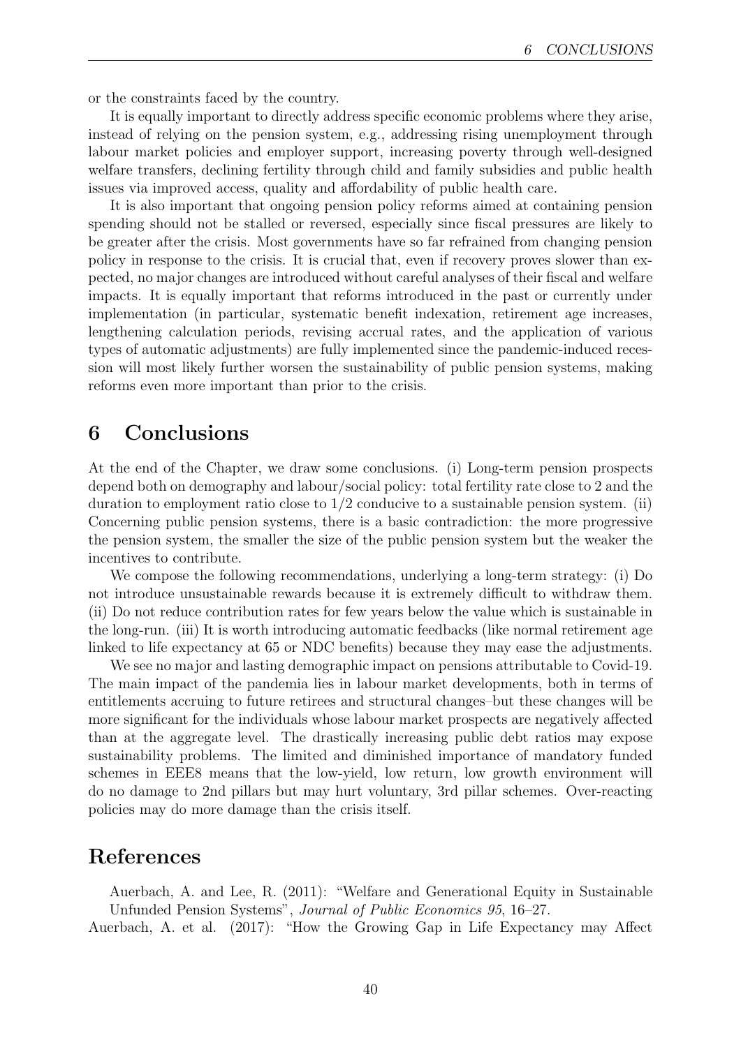or the constraints faced by the country.

It is equally important to directly address specific economic problems where they arise, instead of relying on the pension system, e.g., addressing rising unemployment through labour market policies and employer support, increasing poverty through well-designed welfare transfers, declining fertility through child and family subsidies and public health issues via improved access, quality and affordability of public health care.

It is also important that ongoing pension policy reforms aimed at containing pension spending should not be stalled or reversed, especially since fiscal pressures are likely to be greater after the crisis. Most governments have so far refrained from changing pension policy in response to the crisis. It is crucial that, even if recovery proves slower than expected, no major changes are introduced without careful analyses of their fiscal and welfare impacts. It is equally important that reforms introduced in the past or currently under implementation (in particular, systematic benefit indexation, retirement age increases, lengthening calculation periods, revising accrual rates, and the application of various types of automatic adjustments) are fully implemented since the pandemic-induced recession will most likely further worsen the sustainability of public pension systems, making reforms even more important than prior to the crisis.

# 6 Conclusions

At the end of the Chapter, we draw some conclusions. (i) Long-term pension prospects depend both on demography and labour/social policy: total fertility rate close to 2 and the duration to employment ratio close to 1/2 conducive to a sustainable pension system. (ii) Concerning public pension systems, there is a basic contradiction: the more progressive the pension system, the smaller the size of the public pension system but the weaker the incentives to contribute.

We compose the following recommendations, underlying a long-term strategy: (i) Do not introduce unsustainable rewards because it is extremely difficult to withdraw them. (ii) Do not reduce contribution rates for few years below the value which is sustainable in the long-run. (iii) It is worth introducing automatic feedbacks (like normal retirement age linked to life expectancy at 65 or NDC benefits) because they may ease the adjustments.

We see no major and lasting demographic impact on pensions attributable to Covid-19. The main impact of the pandemia lies in labour market developments, both in terms of entitlements accruing to future retirees and structural changes–but these changes will be more significant for the individuals whose labour market prospects are negatively affected than at the aggregate level. The drastically increasing public debt ratios may expose sustainability problems. The limited and diminished importance of mandatory funded schemes in EEE8 means that the low-yield, low return, low growth environment will do no damage to 2nd pillars but may hurt voluntary, 3rd pillar schemes. Over-reacting policies may do more damage than the crisis itself.

# References

Auerbach, A. and Lee, R. (2011): "Welfare and Generational Equity in Sustainable Unfunded Pension Systems", *Journal of Public Economics 95*, 16–27.

Auerbach, A. et al. (2017): "How the Growing Gap in Life Expectancy may Affect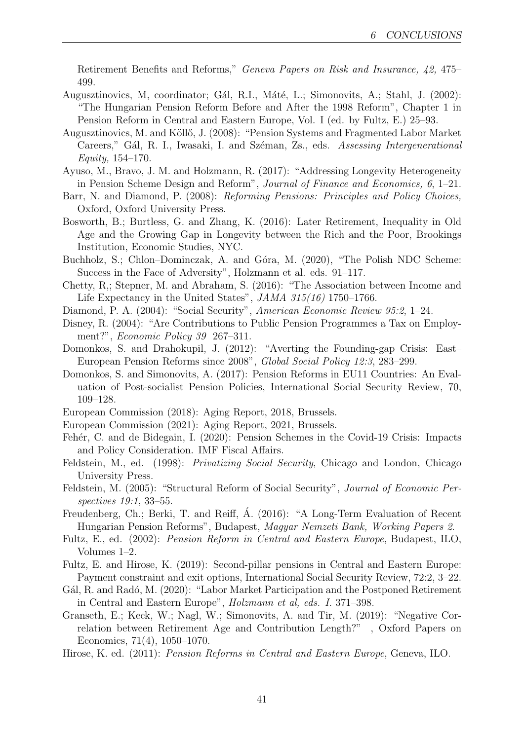Retirement Benefits and Reforms," *Geneva Papers on Risk and Insurance, 42,* 475–499.

Augusztinovics, M, coordinator; Gál, R.I., Máté, L.; Simonovits, A.; Stahl, J. (2002): "The Hungarian Pension Reform Before and After the 1998 Reform", Chapter 1 in Pension Reform in Central and Eastern Europe, Vol. I (ed. by Fultz, E.) 25–93.

Augusztinovics, M. and Köllő, J. (2008): "Pension Systems and Fragmented Labor Market Careers," Gál, R. I., Iwasaki, I. and Széman, Zs., eds. *Assessing Intergenerational Equity,* 154–170.

Ayuso, M., Bravo, J. M. and Holzmann, R. (2017): "Addressing Longevity Heterogeneity in Pension Scheme Design and Reform", *Journal of Finance and Economics, 6*, 1–21.

Barr, N. and Diamond, P. (2008): *Reforming Pensions: Principles and Policy Choices,* Oxford, Oxford University Press.

Bosworth, B.; Burtless, G. and Zhang, K. (2016): Later Retirement, Inequality in Old Age and the Growing Gap in Longevity between the Rich and the Poor, Brookings Institution, Economic Studies, NYC.

Buchholz, S.; Chlon–Dominczak, A. and Góra, M. (2020), "The Polish NDC Scheme: Success in the Face of Adversity", Holzmann et al. eds. 91–117.

Chetty, R,; Stepner, M. and Abraham, S. (2016): "The Association between Income and Life Expectancy in the United States", *JAMA 315(16)* 1750–1766.

Diamond, P. A. (2004): "Social Security", *American Economic Review 95:2*, 1–24.

Disney, R. (2004): "Are Contributions to Public Pension Programmes a Tax on Employment?", *Economic Policy 39* 267–311.

Domonkos, S. and Drahokupil, J. (2012): "Averting the Founding-gap Crisis: East–European Pension Reforms since 2008", *Global Social Policy 12:3*, 283–299.

Domonkos, S. and Simonovits, A. (2017): Pension Reforms in EU11 Countries: An Evaluation of Post-socialist Pension Policies, International Social Security Review, 70, 109–128.

European Commission (2018): Aging Report, 2018, Brussels.

European Commission (2021): Aging Report, 2021, Brussels.

Fehér, C. and de Bidegain, I. (2020): Pension Schemes in the Covid-19 Crisis: Impacts and Policy Consideration. IMF Fiscal Affairs.

Feldstein, M., ed. (1998): *Privatizing Social Security*, Chicago and London, Chicago University Press.

Feldstein, M. (2005): "Structural Reform of Social Security", *Journal of Economic Perspectives 19:1*, 33–55.

Freudenberg, Ch.; Berki, T. and Reiff, Á. (2016): "A Long-Term Evaluation of Recent Hungarian Pension Reforms", Budapest, *Magyar Nemzeti Bank, Working Papers 2.*

Fultz, E., ed. (2002): *Pension Reform in Central and Eastern Europe*, Budapest, ILO, Volumes 1–2.

Fultz, E. and Hirose, K. (2019): Second-pillar pensions in Central and Eastern Europe: Payment constraint and exit options, International Social Security Review, 72:2, 3–22.

Gál, R. and Radó, M. (2020): "Labor Market Participation and the Postponed Retirement in Central and Eastern Europe", *Holzmann et al, eds. I.* 371–398.

Granseth, E.; Keck, W.; Nagl, W.; Simonovits, A. and Tir, M. (2019): "Negative Correlation between Retirement Age and Contribution Length?" , Oxford Papers on Economics, 71(4), 1050–1070.

Hirose, K. ed. (2011): *Pension Reforms in Central and Eastern Europe*, Geneva, ILO.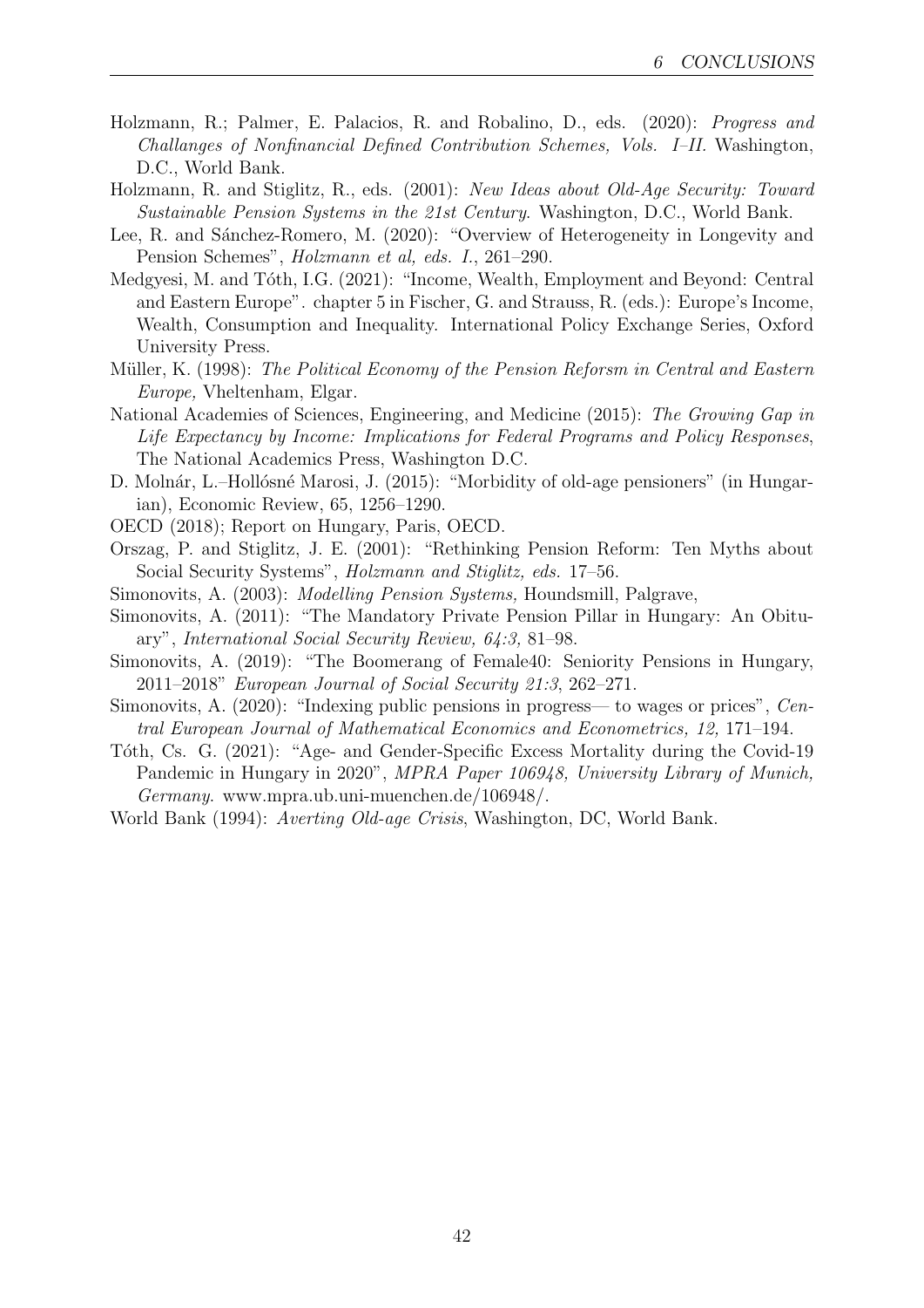Holzmann, R.; Palmer, E. Palacios, R. and Robalino, D., eds. (2020): *Progress and Challanges of Nonfinancial Defined Contribution Schemes, Vols. I–II.* Washington, D.C., World Bank.

Holzmann, R. and Stiglitz, R., eds. (2001): *New Ideas about Old-Age Security: Toward Sustainable Pension Systems in the 21st Century.* Washington, D.C., World Bank.

Lee, R. and Sánchez-Romero, M. (2020): "Overview of Heterogeneity in Longevity and Pension Schemes", *Holzmann et al, eds. I.*, 261–290.

Medgyesi, M. and Tóth, I.G. (2021): "Income, Wealth, Employment and Beyond: Central and Eastern Europe". chapter 5 in Fischer, G. and Strauss, R. (eds.): Europe's Income, Wealth, Consumption and Inequality. International Policy Exchange Series, Oxford University Press.

Müller, K. (1998): *The Political Economy of the Pension Reforsm in Central and Eastern Europe,* Vheltenham, Elgar.

National Academies of Sciences, Engineering, and Medicine (2015): *The Growing Gap in Life Expectancy by Income: Implications for Federal Programs and Policy Responses*, The National Academics Press, Washington D.C.

D. Molnár, L.–Hollósné Marosi, J. (2015): "Morbidity of old-age pensioners" (in Hungarian), Economic Review, 65, 1256–1290.

OECD (2018); Report on Hungary, Paris, OECD.

Orszag, P. and Stiglitz, J. E. (2001): "Rethinking Pension Reform: Ten Myths about Social Security Systems", *Holzmann and Stiglitz, eds.* 17–56.

Simonovits, A. (2003): *Modelling Pension Systems,* Houndsmill, Palgrave,

Simonovits, A. (2011): "The Mandatory Private Pension Pillar in Hungary: An Obituary", *International Social Security Review, 64:3,* 81–98.

Simonovits, A. (2019): "The Boomerang of Female40: Seniority Pensions in Hungary, 2011–2018" *European Journal of Social Security 21:3*, 262–271.

Simonovits, A. (2020): "Indexing public pensions in progress— to wages or prices", *Central European Journal of Mathematical Economics and Econometrics, 12,* 171–194.

Tóth, Cs. G. (2021): "Age- and Gender-Specific Excess Mortality during the Covid-19 Pandemic in Hungary in 2020", *MPRA Paper 106948, University Library of Munich, Germany*. www.mpra.ub.uni-muenchen.de/106948/.

World Bank (1994): *Averting Old-age Crisis*, Washington, DC, World Bank.